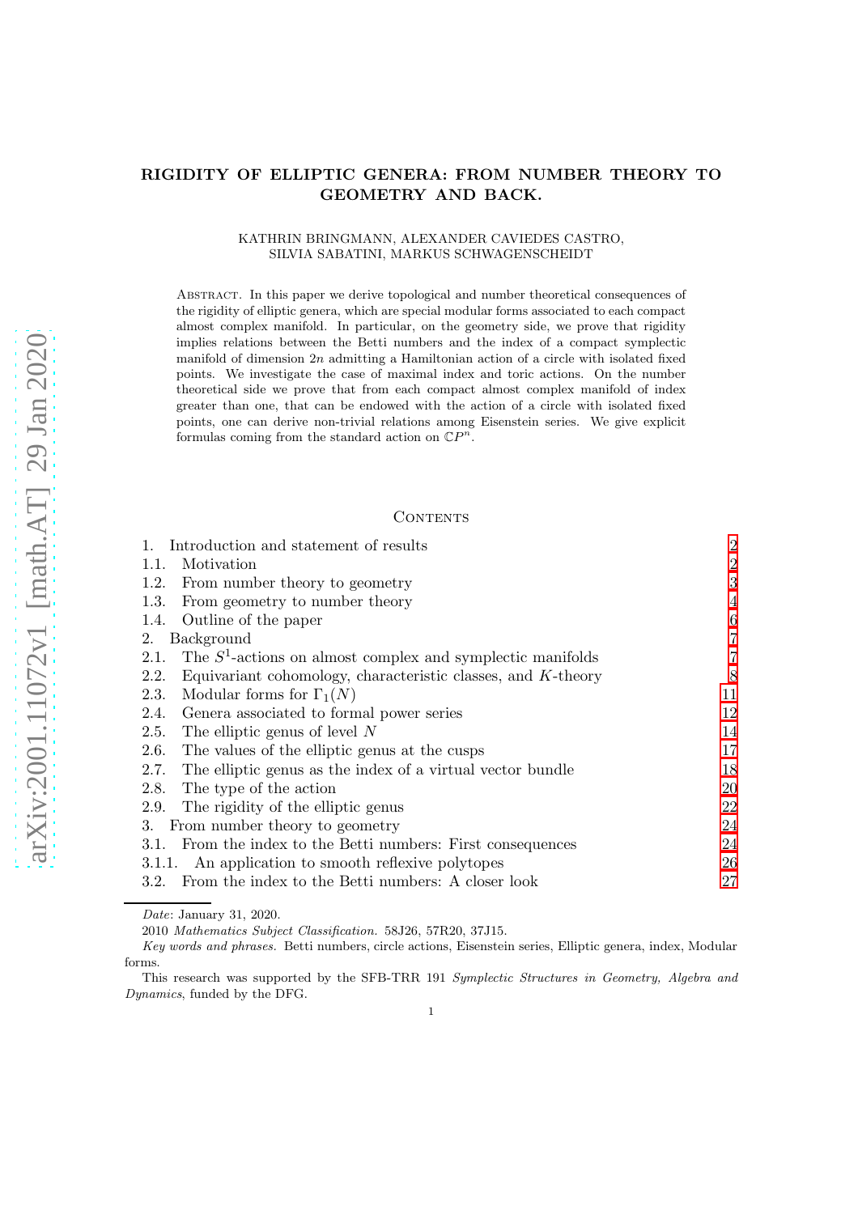# RIGIDITY OF ELLIPTIC GENERA: FROM NUMBER THEORY TO GEOMETRY AND BACK.

KATHRIN BRINGMANN, ALEXANDER CAVIEDES CASTRO, SILVIA SABATINI, MARKUS SCHWAGENSCHEIDT

Abstract. In this paper we derive topological and number theoretical consequences of the rigidity of elliptic genera, which are special modular forms associated to each compact almost complex manifold. In particular, on the geometry side, we prove that rigidity implies relations between the Betti numbers and the index of a compact symplectic manifold of dimension $2n$ admitting a Hamiltonian action of a circle with isolated fixed points. We investigate the case of maximal index and toric actions. On the number theoretical side we prove that from each compact almost complex manifold of index greater than one, that can be endowed with the action of a circle with isolated fixed points, one can derive non-trivial relations among Eisenstein series. We give explicit formulas coming from the standard action on $\mathbb{C}P^n$.

## Contents

| | |
|---|---|
| 1. Introduction and statement of results | 2 |
| 1.1. Motivation | 2 |
| 1.2. From number theory to geometry | 3 |
| 1.3. From geometry to number theory | 4 |
| 1.4. Outline of the paper | 6 |
| 2. Background | 7 |
| 2.1. The $S^1$-actions on almost complex and symplectic manifolds | 7 |
| 2.2. Equivariant cohomology, characteristic classes, and $K$-theory | 8 |
| 2.3. Modular forms for $\Gamma_1(N)$ | 11 |
| 2.4. Genera associated to formal power series | 12 |
| 2.5. The elliptic genus of level $N$ | 14 |
| 2.6. The values of the elliptic genus at the cusps | 17 |
| 2.7. The elliptic genus as the index of a virtual vector bundle | 18 |
| 2.8. The type of the action | 20 |
| 2.9. The rigidity of the elliptic genus | 22 |
| 3. From number theory to geometry | 24 |
| 3.1. From the index to the Betti numbers: First consequences | 24 |
| 3.1.1. An application to smooth reflexive polytopes | 26 |
| 3.2. From the index to the Betti numbers: A closer look | 27 |

*Date*: January 31, 2020.

2010 *Mathematics Subject Classification.* 58J26, 57R20, 37J15.

*Key words and phrases.* Betti numbers, circle actions, Eisenstein series, Elliptic genera, index, Modular forms.

This research was supported by the SFB-TRR 191 *Symplectic Structures in Geometry, Algebra and Dynamics*, funded by the DFG.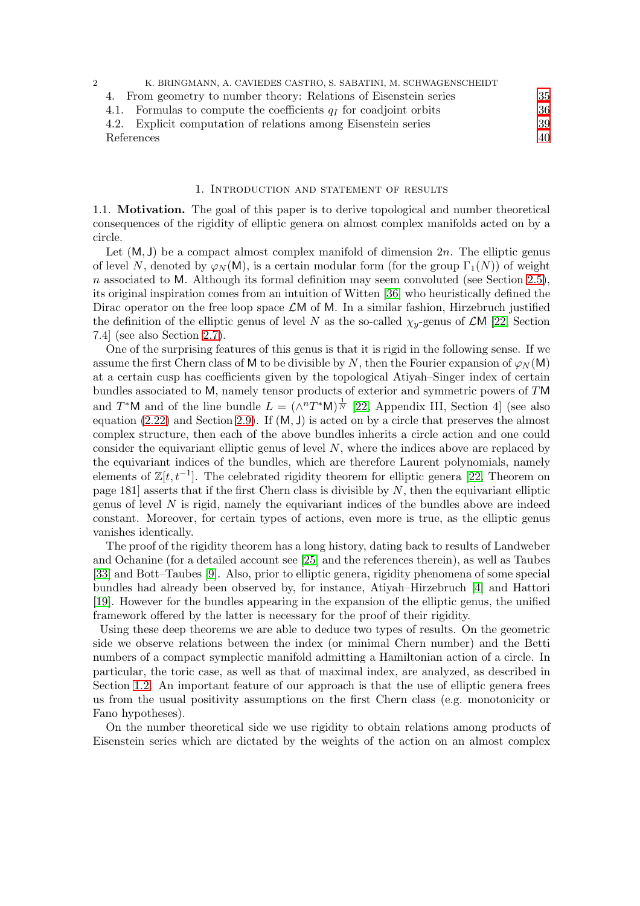4. From geometry to number theory: Relations of Eisenstein series 35
4.1. Formulas to compute the coefficients $q_I$ for coadjoint orbits 36
4.2. Explicit computation of relations among Eisenstein series 39
References 40

# 1. Introduction and statement of results

**1.1. Motivation.** The goal of this paper is to derive topological and number theoretical consequences of the rigidity of elliptic genera on almost complex manifolds acted on by a circle.

Let $(\mathsf{M}, \mathsf{J})$ be a compact almost complex manifold of dimension $2n$. The elliptic genus of level $N$, denoted by $\varphi_N(\mathsf{M})$, is a certain modular form (for the group $\Gamma_1(N)$) of weight $n$ associated to $\mathsf{M}$. Although its formal definition may seem convoluted (see Section 2.5), its original inspiration comes from an intuition of Witten [36] who heuristically defined the Dirac operator on the free loop space $\mathcal{L}\mathsf{M}$ of $\mathsf{M}$. In a similar fashion, Hirzebruch justified the definition of the elliptic genus of level $N$ as the so-called $\chi_y$-genus of $\mathcal{L}\mathsf{M}$ [22, Section 7.4] (see also Section 2.7).

One of the surprising features of this genus is that it is rigid in the following sense. If we assume the first Chern class of $\mathsf{M}$ to be divisible by $N$, then the Fourier expansion of $\varphi_N(\mathsf{M})$ at a certain cusp has coefficients given by the topological Atiyah–Singer index of certain bundles associated to $\mathsf{M}$, namely tensor products of exterior and symmetric powers of $T\mathsf{M}$ and $T^*\mathsf{M}$ and of the line bundle $L = (\wedge^n T^*\mathsf{M})^{\frac{1}{N}}$ [22, Appendix III, Section 4] (see also equation (2.22) and Section 2.9). If $(\mathsf{M}, \mathsf{J})$ is acted on by a circle that preserves the almost complex structure, then each of the above bundles inherits a circle action and one could consider the equivariant elliptic genus of level $N$, where the indices above are replaced by the equivariant indices of the bundles, which are therefore Laurent polynomials, namely elements of $\mathbb{Z}[t, t^{-1}]$. The celebrated rigidity theorem for elliptic genera [22, Theorem on page 181] asserts that if the first Chern class is divisible by $N$, then the equivariant elliptic genus of level $N$ is rigid, namely the equivariant indices of the bundles above are indeed constant. Moreover, for certain types of actions, even more is true, as the elliptic genus vanishes identically.

The proof of the rigidity theorem has a long history, dating back to results of Landweber and Ochanine (for a detailed account see [25] and the references therein), as well as Taubes [33] and Bott–Taubes [9]. Also, prior to elliptic genera, rigidity phenomena of some special bundles had already been observed by, for instance, Atiyah–Hirzebruch [4] and Hattori [19]. However for the bundles appearing in the expansion of the elliptic genus, the unified framework offered by the latter is necessary for the proof of their rigidity.

Using these deep theorems we are able to deduce two types of results. On the geometric side we observe relations between the index (or minimal Chern number) and the Betti numbers of a compact symplectic manifold admitting a Hamiltonian action of a circle. In particular, the toric case, as well as that of maximal index, are analyzed, as described in Section 1.2. An important feature of our approach is that the use of elliptic genera frees us from the usual positivity assumptions on the first Chern class (e.g. monotonicity or Fano hypotheses).

On the number theoretical side we use rigidity to obtain relations among products of Eisenstein series which are dictated by the weights of the action on an almost complex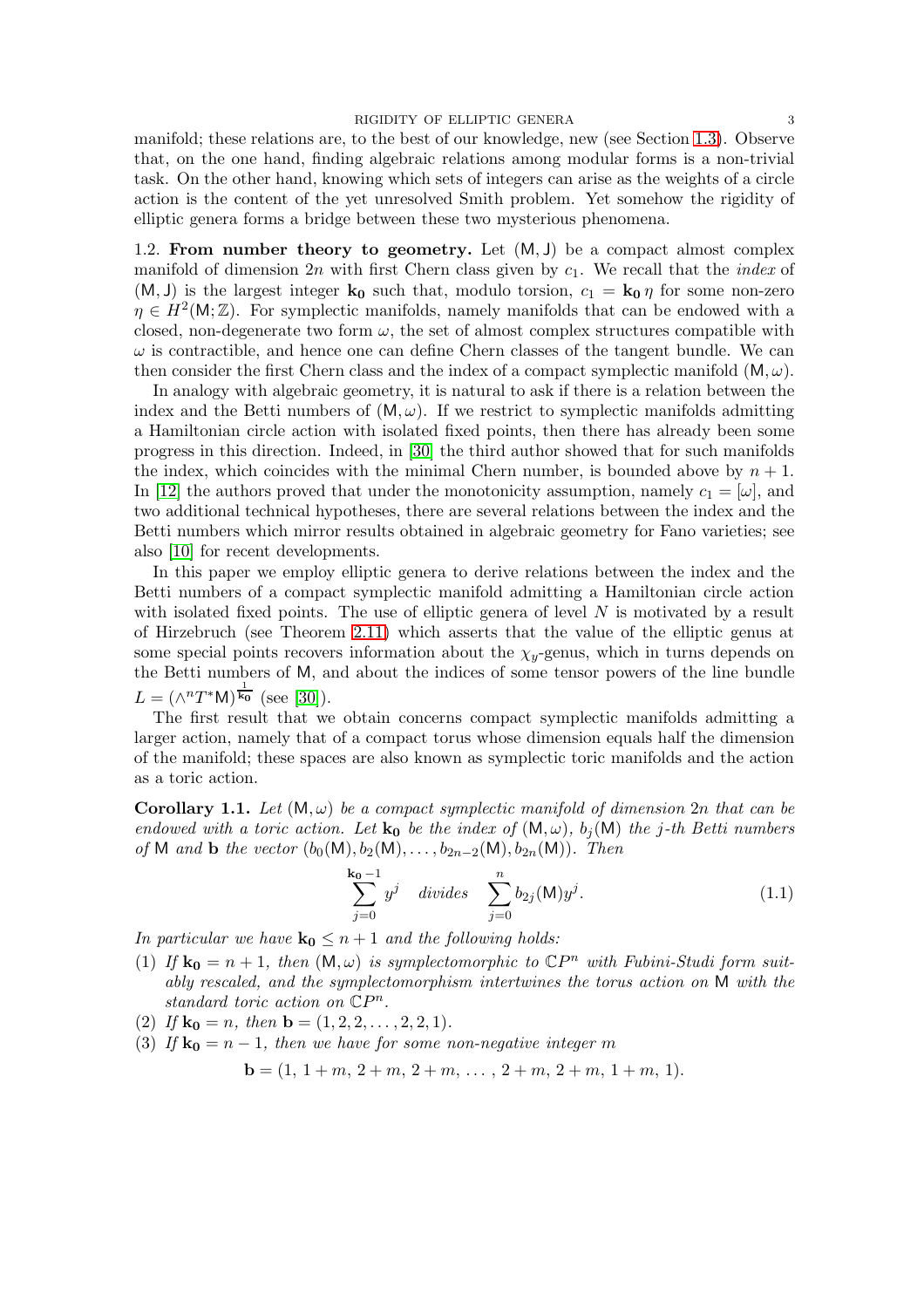manifold; these relations are, to the best of our knowledge, new (see Section 1.3). Observe that, on the one hand, finding algebraic relations among modular forms is a non-trivial task. On the other hand, knowing which sets of integers can arise as the weights of a circle action is the content of the yet unresolved Smith problem. Yet somehow the rigidity of elliptic genera forms a bridge between these two mysterious phenomena.

**1.2. From number theory to geometry.** Let $(\mathsf{M},\mathsf{J})$ be a compact almost complex manifold of dimension $2n$ with first Chern class given by $c_1$. We recall that the *index* of $(\mathsf{M},\mathsf{J})$ is the largest integer $\mathbf{k_0}$ such that, modulo torsion, $c_1 = \mathbf{k_0}\,\eta$ for some non-zero $\eta \in H^2(\mathsf{M};\mathbb{Z})$. For symplectic manifolds, namely manifolds that can be endowed with a closed, non-degenerate two form $\omega$, the set of almost complex structures compatible with $\omega$ is contractible, and hence one can define Chern classes of the tangent bundle. We can then consider the first Chern class and the index of a compact symplectic manifold $(\mathsf{M},\omega)$.

In analogy with algebraic geometry, it is natural to ask if there is a relation between the index and the Betti numbers of $(\mathsf{M},\omega)$. If we restrict to symplectic manifolds admitting a Hamiltonian circle action with isolated fixed points, then there has already been some progress in this direction. Indeed, in [30] the third author showed that for such manifolds the index, which coincides with the minimal Chern number, is bounded above by $n+1$. In [12] the authors proved that under the monotonicity assumption, namely $c_1 = [\omega]$, and two additional technical hypotheses, there are several relations between the index and the Betti numbers which mirror results obtained in algebraic geometry for Fano varieties; see also [10] for recent developments.

In this paper we employ elliptic genera to derive relations between the index and the Betti numbers of a compact symplectic manifold admitting a Hamiltonian circle action with isolated fixed points. The use of elliptic genera of level $N$ is motivated by a result of Hirzebruch (see Theorem 2.11) which asserts that the value of the elliptic genus at some special points recovers information about the $\chi_y$-genus, which in turns depends on the Betti numbers of $\mathsf{M}$, and about the indices of some tensor powers of the line bundle $L = (\wedge^n T^*\mathsf{M})^{\frac{1}{\mathbf{k_0}}}$ (see [30]).

The first result that we obtain concerns compact symplectic manifolds admitting a larger action, namely that of a compact torus whose dimension equals half the dimension of the manifold; these spaces are also known as symplectic toric manifolds and the action as a toric action.

**Corollary 1.1.** *Let $(\mathsf{M},\omega)$ be a compact symplectic manifold of dimension $2n$ that can be endowed with a toric action. Let $\mathbf{k_0}$ be the index of $(\mathsf{M},\omega)$, $b_j(\mathsf{M})$ the $j$-th Betti numbers of $\mathsf{M}$ and $\mathbf{b}$ the vector $(b_0(\mathsf{M}), b_2(\mathsf{M}), \ldots, b_{2n-2}(\mathsf{M}), b_{2n}(\mathsf{M}))$. Then*

$$\sum_{j=0}^{\mathbf{k_0}-1} y^j \quad \text{divides} \quad \sum_{j=0}^{n} b_{2j}(\mathsf{M})y^j. \tag{1.1}$$

*In particular we have $\mathbf{k_0} \leq n+1$ and the following holds:*

1. *If $\mathbf{k_0} = n+1$, then $(\mathsf{M},\omega)$ is symplectomorphic to $\mathbb{C}P^n$ with Fubini-Study form suitably rescaled, and the symplectomorphism intertwines the torus action on $\mathsf{M}$ with the standard toric action on $\mathbb{C}P^n$.*
2. *If $\mathbf{k_0} = n$, then $\mathbf{b} = (1, 2, 2, \ldots, 2, 2, 1)$.*
3. *If $\mathbf{k_0} = n-1$, then we have for some non-negative integer $m$*

$$\mathbf{b} = (1,\, 1+m,\, 2+m,\, 2+m,\, \ldots\,,\, 2+m,\, 2+m,\, 1+m,\, 1).$$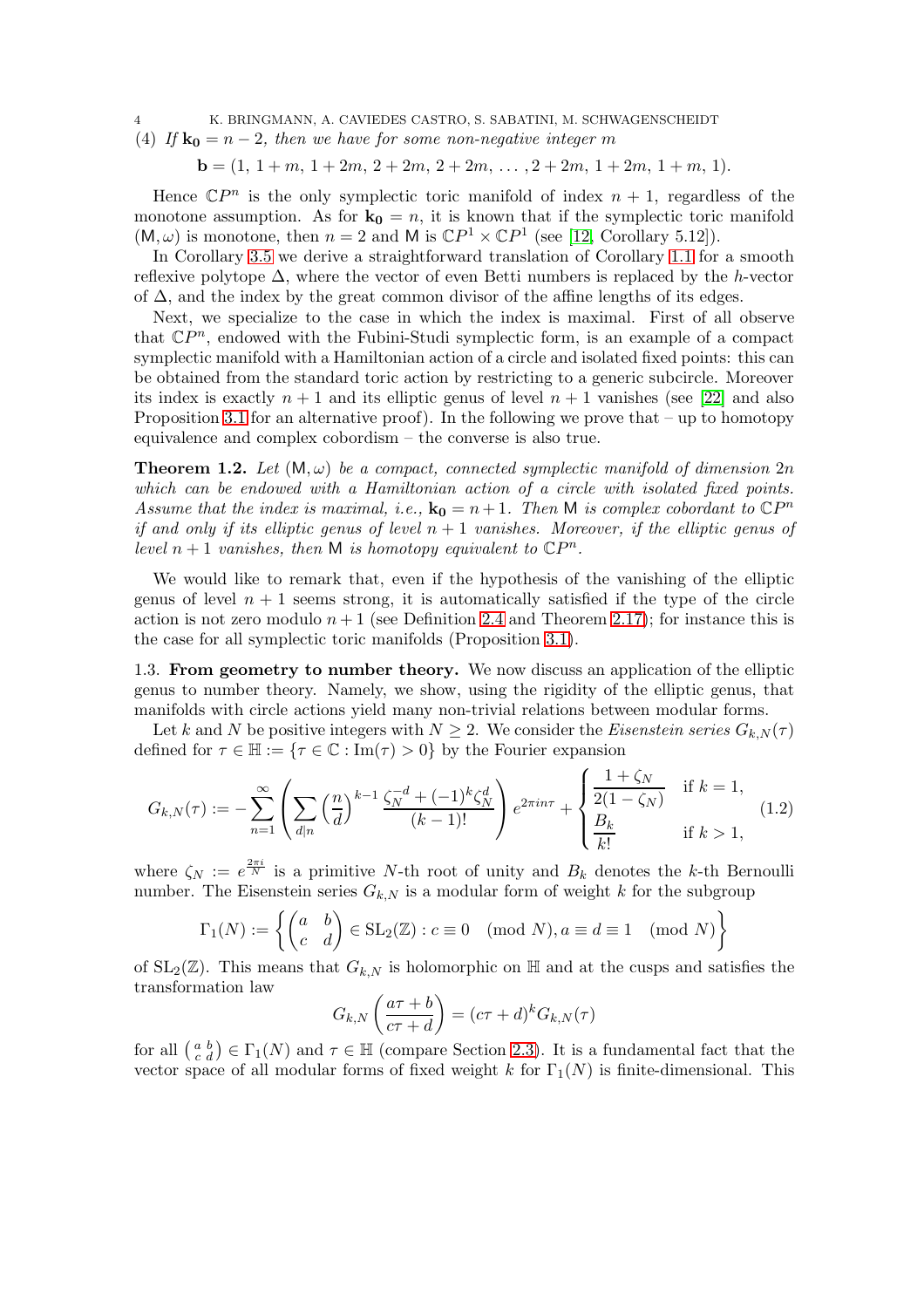(4) *If $\mathbf{k_0} = n-2$, then we have for some non-negative integer $m$*

$$\mathbf{b} = (1,\, 1+m,\, 1+2m,\, 2+2m,\, 2+2m,\, \ldots,\, 2+2m,\, 1+2m,\, 1+m,\, 1).$$

Hence $\mathbb{C}P^n$ is the only symplectic toric manifold of index $n+1$, regardless of the monotone assumption. As for $\mathbf{k_0} = n$, it is known that if the symplectic toric manifold $(\mathsf{M}, \omega)$ is monotone, then $n = 2$ and $\mathsf{M}$ is $\mathbb{C}P^1 \times \mathbb{C}P^1$ (see [12, Corollary 5.12]).

In Corollary 3.5 we derive a straightforward translation of Corollary 1.1 for a smooth reflexive polytope $\Delta$, where the vector of even Betti numbers is replaced by the $h$-vector of $\Delta$, and the index by the great common divisor of the affine lengths of its edges.

Next, we specialize to the case in which the index is maximal. First of all observe that $\mathbb{C}P^n$, endowed with the Fubini-Studi symplectic form, is an example of a compact symplectic manifold with a Hamiltonian action of a circle and isolated fixed points: this can be obtained from the standard toric action by restricting to a generic subcircle. Moreover its index is exactly $n+1$ and its elliptic genus of level $n+1$ vanishes (see [22] and also Proposition 3.1 for an alternative proof). In the following we prove that – up to homotopy equivalence and complex cobordism – the converse is also true.

**Theorem 1.2.** *Let $(\mathsf{M}, \omega)$ be a compact, connected symplectic manifold of dimension $2n$ which can be endowed with a Hamiltonian action of a circle with isolated fixed points. Assume that the index is maximal, i.e., $\mathbf{k_0} = n+1$. Then $\mathsf{M}$ is complex cobordant to $\mathbb{C}P^n$ if and only if its elliptic genus of level $n+1$ vanishes. Moreover, if the elliptic genus of level $n+1$ vanishes, then $\mathsf{M}$ is homotopy equivalent to $\mathbb{C}P^n$.*

We would like to remark that, even if the hypothesis of the vanishing of the elliptic genus of level $n+1$ seems strong, it is automatically satisfied if the type of the circle action is not zero modulo $n+1$ (see Definition 2.4 and Theorem 2.17); for instance this is the case for all symplectic toric manifolds (Proposition 3.1).

### 1.3. From geometry to number theory.

We now discuss an application of the elliptic genus to number theory. Namely, we show, using the rigidity of the elliptic genus, that manifolds with circle actions yield many non-trivial relations between modular forms.

Let $k$ and $N$ be positive integers with $N \geq 2$. We consider the *Eisenstein series* $G_{k,N}(\tau)$ defined for $\tau \in \mathbb{H} := \{\tau \in \mathbb{C} : \mathrm{Im}(\tau) > 0\}$ by the Fourier expansion

$$G_{k,N}(\tau) := -\sum_{n=1}^{\infty} \left( \sum_{d|n} \left(\frac{n}{d}\right)^{k-1} \frac{\zeta_N^{-d} + (-1)^k \zeta_N^d}{(k-1)!} \right) e^{2\pi i n \tau} + \begin{cases} \dfrac{1+\zeta_N}{2(1-\zeta_N)} & \text{if } k = 1, \\ \dfrac{B_k}{k!} & \text{if } k > 1, \end{cases} \tag{1.2}$$

where $\zeta_N := e^{\frac{2\pi i}{N}}$ is a primitive $N$-th root of unity and $B_k$ denotes the $k$-th Bernoulli number. The Eisenstein series $G_{k,N}$ is a modular form of weight $k$ for the subgroup

$$\Gamma_1(N) := \left\{ \begin{pmatrix} a & b \\ c & d \end{pmatrix} \in \mathrm{SL}_2(\mathbb{Z}) : c \equiv 0 \pmod{N}, a \equiv d \equiv 1 \pmod{N} \right\}$$

of $\mathrm{SL}_2(\mathbb{Z})$. This means that $G_{k,N}$ is holomorphic on $\mathbb{H}$ and at the cusps and satisfies the transformation law

$$G_{k,N}\left(\frac{a\tau + b}{c\tau + d}\right) = (c\tau + d)^k G_{k,N}(\tau)$$

for all $\left(\begin{smallmatrix} a & b \\ c & d \end{smallmatrix}\right) \in \Gamma_1(N)$ and $\tau \in \mathbb{H}$ (compare Section 2.3). It is a fundamental fact that the vector space of all modular forms of fixed weight $k$ for $\Gamma_1(N)$ is finite-dimensional. This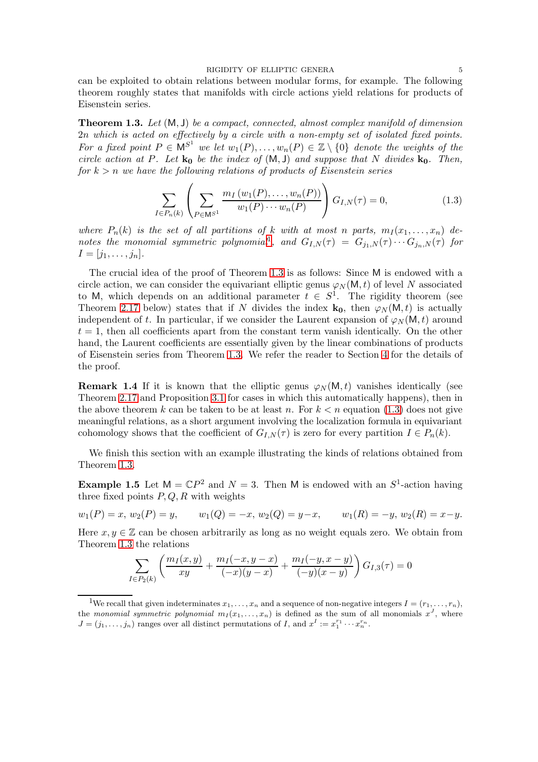can be exploited to obtain relations between modular forms, for example. The following theorem roughly states that manifolds with circle actions yield relations for products of Eisenstein series.

**Theorem 1.3.** *Let $(\mathsf{M}, \mathsf{J})$ be a compact, connected, almost complex manifold of dimension $2n$ which is acted on effectively by a circle with a non-empty set of isolated fixed points. For a fixed point $P \in \mathsf{M}^{S^1}$ we let $w_1(P), \dots, w_n(P) \in \mathbb{Z} \setminus \{0\}$ denote the weights of the circle action at $P$. Let $\mathbf{k_0}$ be the index of $(\mathsf{M}, \mathsf{J})$ and suppose that $N$ divides $\mathbf{k_0}$. Then, for $k > n$ we have the following relations of products of Eisenstein series*

$$\sum_{I \in P_n(k)} \left( \sum_{P \in \mathsf{M}^{S^1}} \frac{m_I\left(w_1(P), \dots, w_n(P)\right)}{w_1(P) \cdots w_n(P)} \right) G_{I,N}(\tau) = 0, \tag{1.3}$$

*where $P_n(k)$ is the set of all partitions of $k$ with at most $n$ parts, $m_I(x_1, \dots, x_n)$ denotes the monomial symmetric polynomial[1], and $G_{I,N}(\tau) = G_{j_1,N}(\tau) \cdots G_{j_n,N}(\tau)$ for $I = [j_1, \dots, j_n]$.*

The crucial idea of the proof of Theorem 1.3 is as follows: Since $\mathsf{M}$ is endowed with a circle action, we can consider the equivariant elliptic genus $\varphi_N(\mathsf{M}, t)$ of level $N$ associated to $\mathsf{M}$, which depends on an additional parameter $t \in S^1$. The rigidity theorem (see Theorem 2.17 below) states that if $N$ divides the index $\mathbf{k_0}$, then $\varphi_N(\mathsf{M}, t)$ is actually independent of $t$. In particular, if we consider the Laurent expansion of $\varphi_N(\mathsf{M}, t)$ around $t = 1$, then all coefficients apart from the constant term vanish identically. On the other hand, the Laurent coefficients are essentially given by the linear combinations of products of Eisenstein series from Theorem 1.3. We refer the reader to Section 4 for the details of the proof.

**Remark 1.4** If it is known that the elliptic genus $\varphi_N(\mathsf{M}, t)$ vanishes identically (see Theorem 2.17 and Proposition 3.1 for cases in which this automatically happens), then in the above theorem $k$ can be taken to be at least $n$. For $k < n$ equation (1.3) does not give meaningful relations, as a short argument involving the localization formula in equivariant cohomology shows that the coefficient of $G_{I,N}(\tau)$ is zero for every partition $I \in P_n(k)$.

We finish this section with an example illustrating the kinds of relations obtained from Theorem 1.3.

**Example 1.5** Let $\mathsf{M} = \mathbb{C}P^2$ and $N = 3$. Then $\mathsf{M}$ is endowed with an $S^1$-action having three fixed points $P, Q, R$ with weights

$$w_1(P) = x,\ w_2(P) = y, \qquad w_1(Q) = -x,\ w_2(Q) = y - x, \qquad w_1(R) = -y,\ w_2(R) = x - y.$$

Here $x, y \in \mathbb{Z}$ can be chosen arbitrarily as long as no weight equals zero. We obtain from Theorem 1.3 the relations

$$\sum_{I \in P_2(k)} \left( \frac{m_I(x,y)}{xy} + \frac{m_I(-x, y-x)}{(-x)(y-x)} + \frac{m_I(-y, x-y)}{(-y)(x-y)} \right) G_{I,3}(\tau) = 0$$

---

[1] We recall that given indeterminates $x_1, \dots, x_n$ and a sequence of non-negative integers $I = (r_1, \dots, r_n)$, the *monomial symmetric polynomial* $m_I(x_1, \dots, x_n)$ is defined as the sum of all monomials $x^J$, where $J = (j_1, \dots, j_n)$ ranges over all distinct permutations of $I$, and $x^I := x_1^{r_1} \cdots x_n^{r_n}$.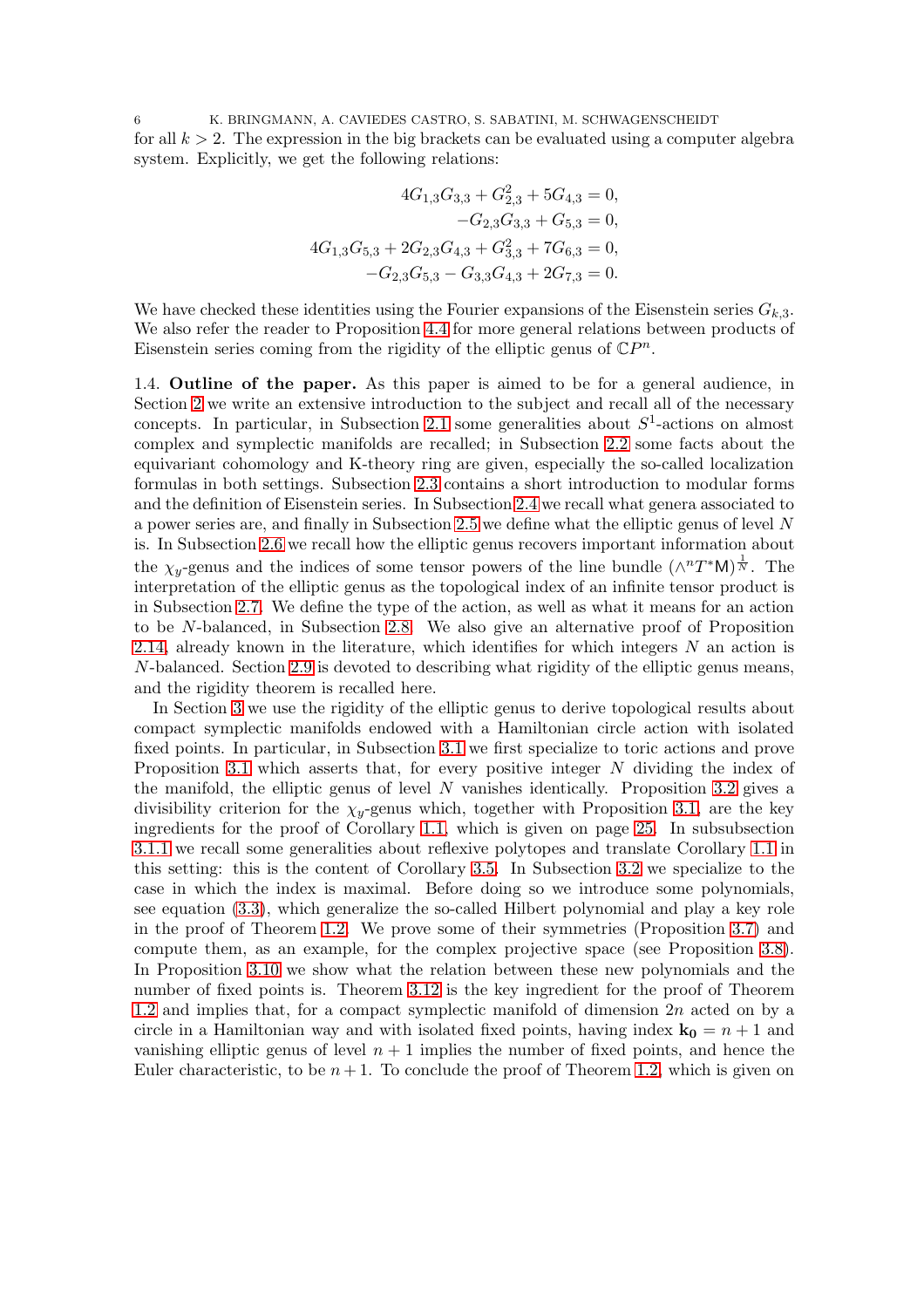for all $k > 2$. The expression in the big brackets can be evaluated using a computer algebra system. Explicitly, we get the following relations:

$$
\begin{aligned}
4G_{1,3}G_{3,3} + G_{2,3}^2 + 5G_{4,3} &= 0, \\
-G_{2,3}G_{3,3} + G_{5,3} &= 0, \\
4G_{1,3}G_{5,3} + 2G_{2,3}G_{4,3} + G_{3,3}^2 + 7G_{6,3} &= 0, \\
-G_{2,3}G_{5,3} - G_{3,3}G_{4,3} + 2G_{7,3} &= 0.
\end{aligned}
$$

We have checked these identities using the Fourier expansions of the Eisenstein series $G_{k,3}$. We also refer the reader to Proposition 4.4 for more general relations between products of Eisenstein series coming from the rigidity of the elliptic genus of $\mathbb{C}P^n$.

1.4. **Outline of the paper.** As this paper is aimed to be for a general audience, in Section 2 we write an extensive introduction to the subject and recall all of the necessary concepts. In particular, in Subsection 2.1 some generalities about $S^1$-actions on almost complex and symplectic manifolds are recalled; in Subsection 2.2 some facts about the equivariant cohomology and K-theory ring are given, especially the so-called localization formulas in both settings. Subsection 2.3 contains a short introduction to modular forms and the definition of Eisenstein series. In Subsection 2.4 we recall what genera associated to a power series are, and finally in Subsection 2.5 we define what the elliptic genus of level $N$ is. In Subsection 2.6 we recall how the elliptic genus recovers important information about the $\chi_y$-genus and the indices of some tensor powers of the line bundle $(\wedge^n T^*\mathsf{M})^{\frac{1}{N}}$. The interpretation of the elliptic genus as the topological index of an infinite tensor product is in Subsection 2.7. We define the type of the action, as well as what it means for an action to be $N$-balanced, in Subsection 2.8. We also give an alternative proof of Proposition 2.14, already known in the literature, which identifies for which integers $N$ an action is $N$-balanced. Section 2.9 is devoted to describing what rigidity of the elliptic genus means, and the rigidity theorem is recalled here.

In Section 3 we use the rigidity of the elliptic genus to derive topological results about compact symplectic manifolds endowed with a Hamiltonian circle action with isolated fixed points. In particular, in Subsection 3.1 we first specialize to toric actions and prove Proposition 3.1 which asserts that, for every positive integer $N$ dividing the index of the manifold, the elliptic genus of level $N$ vanishes identically. Proposition 3.2 gives a divisibility criterion for the $\chi_y$-genus which, together with Proposition 3.1, are the key ingredients for the proof of Corollary 1.1, which is given on page 25. In subsubsection 3.1.1 we recall some generalities about reflexive polytopes and translate Corollary 1.1 in this setting: this is the content of Corollary 3.5. In Subsection 3.2 we specialize to the case in which the index is maximal. Before doing so we introduce some polynomials, see equation (3.3), which generalize the so-called Hilbert polynomial and play a key role in the proof of Theorem 1.2. We prove some of their symmetries (Proposition 3.7) and compute them, as an example, for the complex projective space (see Proposition 3.8). In Proposition 3.10 we show what the relation between these new polynomials and the number of fixed points is. Theorem 3.12 is the key ingredient for the proof of Theorem 1.2 and implies that, for a compact symplectic manifold of dimension $2n$ acted on by a circle in a Hamiltonian way and with isolated fixed points, having index $\mathbf{k_0} = n+1$ and vanishing elliptic genus of level $n+1$ implies the number of fixed points, and hence the Euler characteristic, to be $n+1$. To conclude the proof of Theorem 1.2, which is given on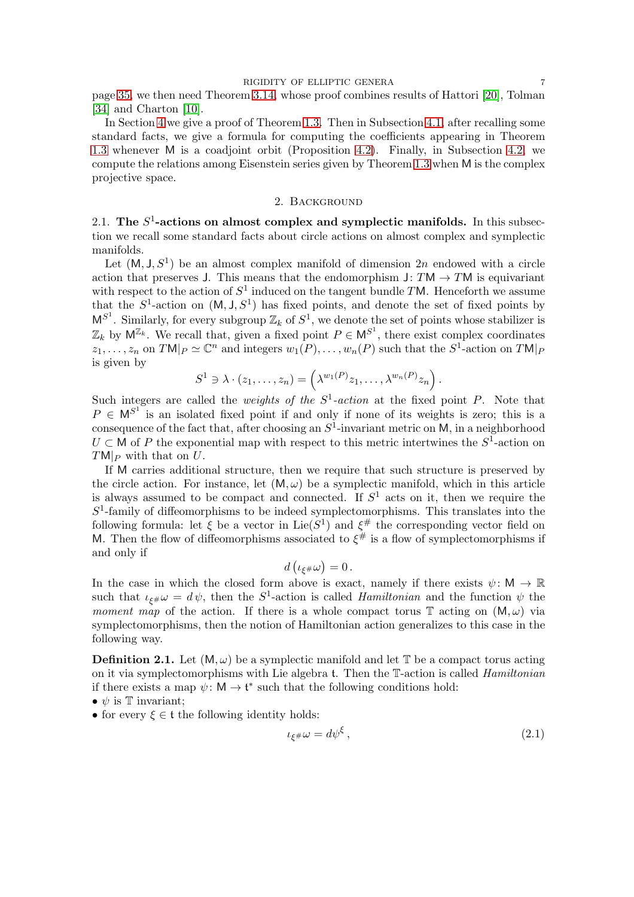page 35, we then need Theorem 3.14, whose proof combines results of Hattori [20], Tolman [34] and Charton [10].

In Section 4 we give a proof of Theorem 1.3. Then in Subsection 4.1, after recalling some standard facts, we give a formula for computing the coefficients appearing in Theorem 1.3 whenever $\mathsf{M}$ is a coadjoint orbit (Proposition 4.2). Finally, in Subsection 4.2, we compute the relations among Eisenstein series given by Theorem 1.3 when $\mathsf{M}$ is the complex projective space.

## 2. Background

### 2.1. The $S^1$-actions on almost complex and symplectic manifolds.

In this subsection we recall some standard facts about circle actions on almost complex and symplectic manifolds.

Let $(\mathsf{M}, \mathsf{J}, S^1)$ be an almost complex manifold of dimension $2n$ endowed with a circle action that preserves $\mathsf{J}$. This means that the endomorphism $\mathsf{J}\colon T\mathsf{M} \to T\mathsf{M}$ is equivariant with respect to the action of $S^1$ induced on the tangent bundle $T\mathsf{M}$. Henceforth we assume that the $S^1$-action on $(\mathsf{M}, \mathsf{J}, S^1)$ has fixed points, and denote the set of fixed points by $\mathsf{M}^{S^1}$. Similarly, for every subgroup $\mathbb{Z}_k$ of $S^1$, we denote the set of points whose stabilizer is $\mathbb{Z}_k$ by $\mathsf{M}^{\mathbb{Z}_k}$. We recall that, given a fixed point $P \in \mathsf{M}^{S^1}$, there exist complex coordinates $z_1, \ldots, z_n$ on $T\mathsf{M}|_P \simeq \mathbb{C}^n$ and integers $w_1(P), \ldots, w_n(P)$ such that the $S^1$-action on $T\mathsf{M}|_P$ is given by

$$S^1 \ni \lambda \cdot (z_1, \ldots, z_n) = \left(\lambda^{w_1(P)} z_1, \ldots, \lambda^{w_n(P)} z_n\right).$$

Such integers are called the *weights of the* $S^1$-*action* at the fixed point $P$. Note that $P \in \mathsf{M}^{S^1}$ is an isolated fixed point if and only if none of its weights is zero; this is a consequence of the fact that, after choosing an $S^1$-invariant metric on $\mathsf{M}$, in a neighborhood $U \subset \mathsf{M}$ of $P$ the exponential map with respect to this metric intertwines the $S^1$-action on $T\mathsf{M}|_P$ with that on $U$.

If $\mathsf{M}$ carries additional structure, then we require that such structure is preserved by the circle action. For instance, let $(\mathsf{M}, \omega)$ be a symplectic manifold, which in this article is always assumed to be compact and connected. If $S^1$ acts on it, then we require the $S^1$-family of diffeomorphisms to be indeed symplectomorphisms. This translates into the following formula: let $\xi$ be a vector in $\mathrm{Lie}(S^1)$ and $\xi^\#$ the corresponding vector field on $\mathsf{M}$. Then the flow of diffeomorphisms associated to $\xi^\#$ is a flow of symplectomorphisms if and only if

$$d\left(\iota_{\xi^\#}\omega\right) = 0\,.$$

In the case in which the closed form above is exact, namely if there exists $\psi\colon \mathsf{M} \to \mathbb{R}$ such that $\iota_{\xi^\#}\omega = d\,\psi$, then the $S^1$-action is called *Hamiltonian* and the function $\psi$ the *moment map* of the action. If there is a whole compact torus $\mathbb{T}$ acting on $(\mathsf{M}, \omega)$ via symplectomorphisms, then the notion of Hamiltonian action generalizes to this case in the following way.

**Definition 2.1.** Let $(\mathsf{M}, \omega)$ be a symplectic manifold and let $\mathbb{T}$ be a compact torus acting on it via symplectomorphisms with Lie algebra $\mathfrak{t}$. Then the $\mathbb{T}$-action is called *Hamiltonian* if there exists a map $\psi\colon \mathsf{M} \to \mathfrak{t}^*$ such that the following conditions hold:

- $\psi$ is $\mathbb{T}$ invariant;
- for every $\xi \in \mathfrak{t}$ the following identity holds:

$$\iota_{\xi^\#}\omega = d\psi^\xi\,, \tag{2.1}$$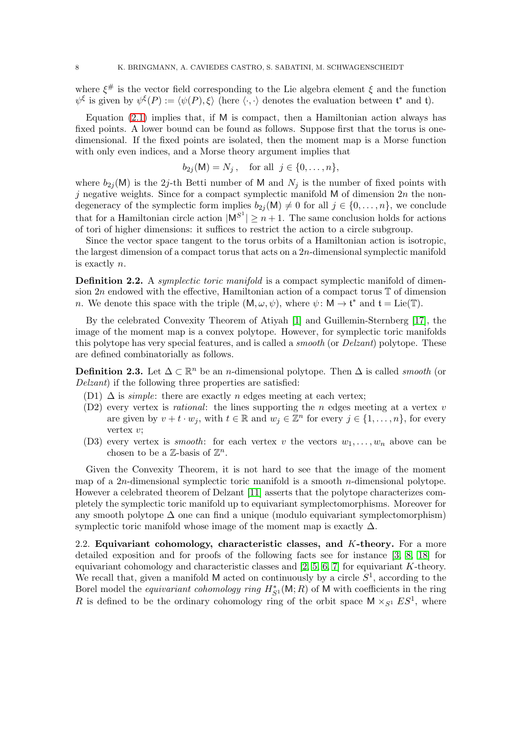where $\xi^{\#}$ is the vector field corresponding to the Lie algebra element $\xi$ and the function $\psi^{\xi}$ is given by $\psi^{\xi}(P) := \langle \psi(P), \xi \rangle$ (here $\langle \cdot, \cdot \rangle$ denotes the evaluation between $\mathfrak{t}^*$ and $\mathfrak{t}$).

Equation (2.1) implies that, if $\mathsf{M}$ is compact, then a Hamiltonian action always has fixed points. A lower bound can be found as follows. Suppose first that the torus is one-dimensional. If the fixed points are isolated, then the moment map is a Morse function with only even indices, and a Morse theory argument implies that

$$b_{2j}(\mathsf{M}) = N_j\,, \quad \text{for all } j \in \{0, \ldots, n\},$$

where $b_{2j}(\mathsf{M})$ is the $2j$-th Betti number of $\mathsf{M}$ and $N_j$ is the number of fixed points with $j$ negative weights. Since for a compact symplectic manifold $\mathsf{M}$ of dimension $2n$ the non-degeneracy of the symplectic form implies $b_{2j}(\mathsf{M}) \neq 0$ for all $j \in \{0, \ldots, n\}$, we conclude that for a Hamiltonian circle action $|\mathsf{M}^{S^1}| \geq n+1$. The same conclusion holds for actions of tori of higher dimensions: it suffices to restrict the action to a circle subgroup.

Since the vector space tangent to the torus orbits of a Hamiltonian action is isotropic, the largest dimension of a compact torus that acts on a $2n$-dimensional symplectic manifold is exactly $n$.

**Definition 2.2.** A *symplectic toric manifold* is a compact symplectic manifold of dimension $2n$ endowed with the effective, Hamiltonian action of a compact torus $\mathbb{T}$ of dimension $n$. We denote this space with the triple $(\mathsf{M}, \omega, \psi)$, where $\psi \colon \mathsf{M} \to \mathfrak{t}^*$ and $\mathfrak{t} = \mathrm{Lie}(\mathbb{T})$.

By the celebrated Convexity Theorem of Atiyah [1] and Guillemin-Sternberg [17], the image of the moment map is a convex polytope. However, for symplectic toric manifolds this polytope has very special features, and is called a *smooth* (or *Delzant*) polytope. These are defined combinatorially as follows.

**Definition 2.3.** Let $\Delta \subset \mathbb{R}^n$ be an $n$-dimensional polytope. Then $\Delta$ is called *smooth* (or *Delzant*) if the following three properties are satisfied:

- (D1) $\Delta$ is *simple*: there are exactly $n$ edges meeting at each vertex;
- (D2) every vertex is *rational*: the lines supporting the $n$ edges meeting at a vertex $v$ are given by $v + t \cdot w_j$, with $t \in \mathbb{R}$ and $w_j \in \mathbb{Z}^n$ for every $j \in \{1, \ldots, n\}$, for every vertex $v$;
- (D3) every vertex is *smooth*: for each vertex $v$ the vectors $w_1, \ldots, w_n$ above can be chosen to be a $\mathbb{Z}$-basis of $\mathbb{Z}^n$.

Given the Convexity Theorem, it is not hard to see that the image of the moment map of a $2n$-dimensional symplectic toric manifold is a smooth $n$-dimensional polytope. However a celebrated theorem of Delzant [11] asserts that the polytope characterizes completely the symplectic toric manifold up to equivariant symplectomorphisms. Moreover for any smooth polytope $\Delta$ one can find a unique (modulo equivariant symplectomorphism) symplectic toric manifold whose image of the moment map is exactly $\Delta$.

2.2. **Equivariant cohomology, characteristic classes, and $K$-theory.** For a more detailed exposition and for proofs of the following facts see for instance [3, 8, 18] for equivariant cohomology and characteristic classes and [2, 5, 6, 7] for equivariant $K$-theory. We recall that, given a manifold $\mathsf{M}$ acted on continuously by a circle $S^1$, according to the Borel model the *equivariant cohomology ring* $H^*_{S^1}(\mathsf{M}; R)$ of $\mathsf{M}$ with coefficients in the ring $R$ is defined to be the ordinary cohomology ring of the orbit space $\mathsf{M} \times_{S^1} ES^1$, where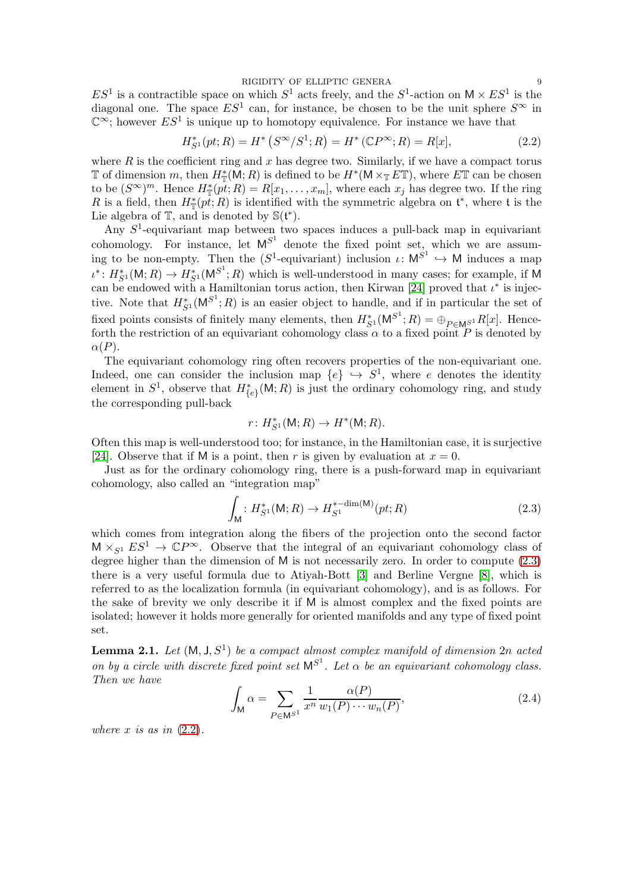$ES^1$ is a contractible space on which $S^1$ acts freely, and the $S^1$-action on $\mathsf{M} \times ES^1$ is the diagonal one. The space $ES^1$ can, for instance, be chosen to be the unit sphere $S^\infty$ in $\mathbb{C}^\infty$; however $ES^1$ is unique up to homotopy equivalence. For instance we have that

$$H^*_{S^1}(pt; R) = H^*\left(S^\infty/S^1; R\right) = H^*\left(\mathbb{C}P^\infty; R\right) = R[x], \tag{2.2}$$

where $R$ is the coefficient ring and $x$ has degree two. Similarly, if we have a compact torus $\mathbb{T}$ of dimension $m$, then $H^*_{\mathbb{T}}(\mathsf{M}; R)$ is defined to be $H^*(\mathsf{M} \times_{\mathbb{T}} E\mathbb{T})$, where $E\mathbb{T}$ can be chosen to be $(S^\infty)^m$. Hence $H^*_{\mathbb{T}}(pt; R) = R[x_1, \ldots, x_m]$, where each $x_j$ has degree two. If the ring $R$ is a field, then $H^*_{\mathbb{T}}(pt; R)$ is identified with the symmetric algebra on $\mathfrak{t}^*$, where $\mathfrak{t}$ is the Lie algebra of $\mathbb{T}$, and is denoted by $\mathbb{S}(\mathfrak{t}^*)$.

Any $S^1$-equivariant map between two spaces induces a pull-back map in equivariant cohomology. For instance, let $\mathsf{M}^{S^1}$ denote the fixed point set, which we are assuming to be non-empty. Then the ($S^1$-equivariant) inclusion $\iota \colon \mathsf{M}^{S^1} \hookrightarrow \mathsf{M}$ induces a map $\iota^* \colon H^*_{S^1}(\mathsf{M}; R) \to H^*_{S^1}(\mathsf{M}^{S^1}; R)$ which is well-understood in many cases; for example, if $\mathsf{M}$ can be endowed with a Hamiltonian torus action, then Kirwan [24] proved that $\iota^*$ is injective. Note that $H^*_{S^1}(\mathsf{M}^{S^1}; R)$ is an easier object to handle, and if in particular the set of fixed points consists of finitely many elements, then $H^*_{S^1}(\mathsf{M}^{S^1}; R) = \oplus_{P \in \mathsf{M}^{S^1}} R[x]$. Henceforth the restriction of an equivariant cohomology class $\alpha$ to a fixed point $P$ is denoted by $\alpha(P)$.

The equivariant cohomology ring often recovers properties of the non-equivariant one. Indeed, one can consider the inclusion map $\{e\} \hookrightarrow S^1$, where $e$ denotes the identity element in $S^1$, observe that $H^*_{\{e\}}(\mathsf{M}; R)$ is just the ordinary cohomology ring, and study the corresponding pull-back

$$r \colon H^*_{S^1}(\mathsf{M}; R) \to H^*(\mathsf{M}; R).$$

Often this map is well-understood too; for instance, in the Hamiltonian case, it is surjective [24]. Observe that if $\mathsf{M}$ is a point, then $r$ is given by evaluation at $x = 0$.

Just as for the ordinary cohomology ring, there is a push-forward map in equivariant cohomology, also called an "integration map"

$$\int_{\mathsf{M}} \colon H^*_{S^1}(\mathsf{M}; R) \to H^{*-\dim(\mathsf{M})}_{S^1}(pt; R) \tag{2.3}$$

which comes from integration along the fibers of the projection onto the second factor $\mathsf{M} \times_{S^1} ES^1 \to \mathbb{C}P^\infty$. Observe that the integral of an equivariant cohomology class of degree higher than the dimension of $\mathsf{M}$ is not necessarily zero. In order to compute (2.3) there is a very useful formula due to Atiyah-Bott [3] and Berline Vergne [8], which is referred to as the localization formula (in equivariant cohomology), and is as follows. For the sake of brevity we only describe it if $\mathsf{M}$ is almost complex and the fixed points are isolated; however it holds more generally for oriented manifolds and any type of fixed point set.

**Lemma 2.1.** *Let $(\mathsf{M}, \mathsf{J}, S^1)$ be a compact almost complex manifold of dimension $2n$ acted on by a circle with discrete fixed point set $\mathsf{M}^{S^1}$. Let $\alpha$ be an equivariant cohomology class. Then we have*

$$\int_{\mathsf{M}} \alpha = \sum_{P \in \mathsf{M}^{S^1}} \frac{1}{x^n} \frac{\alpha(P)}{w_1(P) \cdots w_n(P)}, \tag{2.4}$$

*where $x$ is as in (2.2).*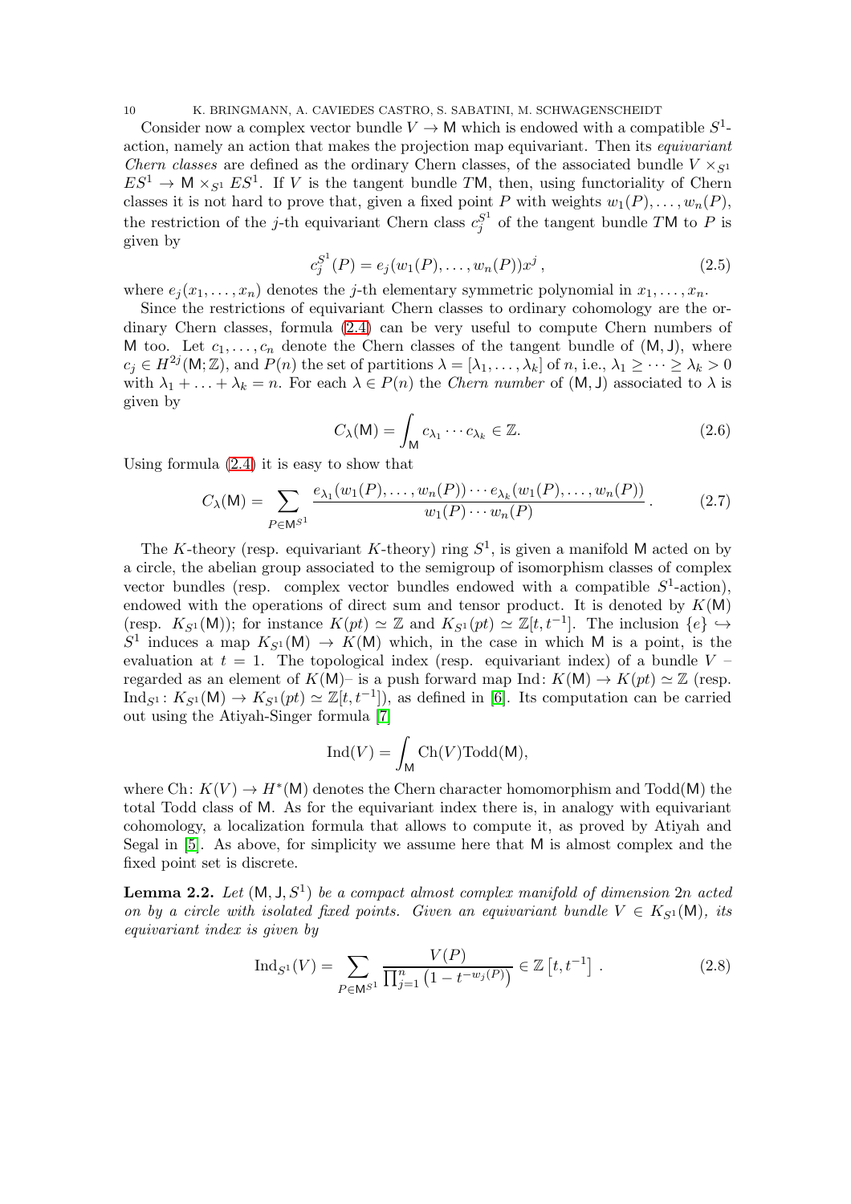Consider now a complex vector bundle $V \to \mathsf{M}$ which is endowed with a compatible $S^1$-action, namely an action that makes the projection map equivariant. Then its *equivariant Chern classes* are defined as the ordinary Chern classes, of the associated bundle $V \times_{S^1} ES^1 \to \mathsf{M} \times_{S^1} ES^1$. If $V$ is the tangent bundle $T\mathsf{M}$, then, using functoriality of Chern classes it is not hard to prove that, given a fixed point $P$ with weights $w_1(P), \ldots, w_n(P)$, the restriction of the $j$-th equivariant Chern class $c_j^{S^1}$ of the tangent bundle $T\mathsf{M}$ to $P$ is given by

$$c_j^{S^1}(P) = e_j(w_1(P), \ldots, w_n(P))x^j \,, \tag{2.5}$$

where $e_j(x_1, \ldots, x_n)$ denotes the $j$-th elementary symmetric polynomial in $x_1, \ldots, x_n$.

Since the restrictions of equivariant Chern classes to ordinary cohomology are the ordinary Chern classes, formula (2.4) can be very useful to compute Chern numbers of $\mathsf{M}$ too. Let $c_1, \ldots, c_n$ denote the Chern classes of the tangent bundle of $(\mathsf{M}, \mathsf{J})$, where $c_j \in H^{2j}(\mathsf{M}; \mathbb{Z})$, and $P(n)$ the set of partitions $\lambda = [\lambda_1, \ldots, \lambda_k]$ of $n$, i.e., $\lambda_1 \geq \cdots \geq \lambda_k > 0$ with $\lambda_1 + \ldots + \lambda_k = n$. For each $\lambda \in P(n)$ the *Chern number* of $(\mathsf{M}, \mathsf{J})$ associated to $\lambda$ is given by

$$C_\lambda(\mathsf{M}) = \int_{\mathsf{M}} c_{\lambda_1} \cdots c_{\lambda_k} \in \mathbb{Z}. \tag{2.6}$$

Using formula (2.4) it is easy to show that

$$C_\lambda(\mathsf{M}) = \sum_{P \in \mathsf{M}^{S^1}} \frac{e_{\lambda_1}(w_1(P), \ldots, w_n(P)) \cdots e_{\lambda_k}(w_1(P), \ldots, w_n(P))}{w_1(P) \cdots w_n(P)} \,. \tag{2.7}$$

The $K$-theory (resp. equivariant $K$-theory) ring $S^1$, is given a manifold $\mathsf{M}$ acted on by a circle, the abelian group associated to the semigroup of isomorphism classes of complex vector bundles (resp. complex vector bundles endowed with a compatible $S^1$-action), endowed with the operations of direct sum and tensor product. It is denoted by $K(\mathsf{M})$ (resp. $K_{S^1}(\mathsf{M})$); for instance $K(pt) \simeq \mathbb{Z}$ and $K_{S^1}(pt) \simeq \mathbb{Z}[t, t^{-1}]$. The inclusion $\{e\} \hookrightarrow S^1$ induces a map $K_{S^1}(\mathsf{M}) \to K(\mathsf{M})$ which, in the case in which $\mathsf{M}$ is a point, is the evaluation at $t = 1$. The topological index (resp. equivariant index) of a bundle $V$ – regarded as an element of $K(\mathsf{M})$– is a push forward map $\mathrm{Ind}\colon K(\mathsf{M}) \to K(pt) \simeq \mathbb{Z}$ (resp. $\mathrm{Ind}_{S^1}\colon K_{S^1}(\mathsf{M}) \to K_{S^1}(pt) \simeq \mathbb{Z}[t, t^{-1}]$), as defined in [6]. Its computation can be carried out using the Atiyah-Singer formula [7]

$$\mathrm{Ind}(V) = \int_{\mathsf{M}} \mathrm{Ch}(V)\mathrm{Todd}(\mathsf{M}),$$

where $\mathrm{Ch}\colon K(V) \to H^*(\mathsf{M})$ denotes the Chern character homomorphism and $\mathrm{Todd}(\mathsf{M})$ the total Todd class of $\mathsf{M}$. As for the equivariant index there is, in analogy with equivariant cohomology, a localization formula that allows to compute it, as proved by Atiyah and Segal in [5]. As above, for simplicity we assume here that $\mathsf{M}$ is almost complex and the fixed point set is discrete.

**Lemma 2.2.** *Let $(\mathsf{M}, \mathsf{J}, S^1)$ be a compact almost complex manifold of dimension $2n$ acted on by a circle with isolated fixed points. Given an equivariant bundle $V \in K_{S^1}(\mathsf{M})$, its equivariant index is given by*

$$\mathrm{Ind}_{S^1}(V) = \sum_{P \in \mathsf{M}^{S^1}} \frac{V(P)}{\prod_{j=1}^n \left(1 - t^{-w_j(P)}\right)} \in \mathbb{Z}\left[t, t^{-1}\right] \,. \tag{2.8}$$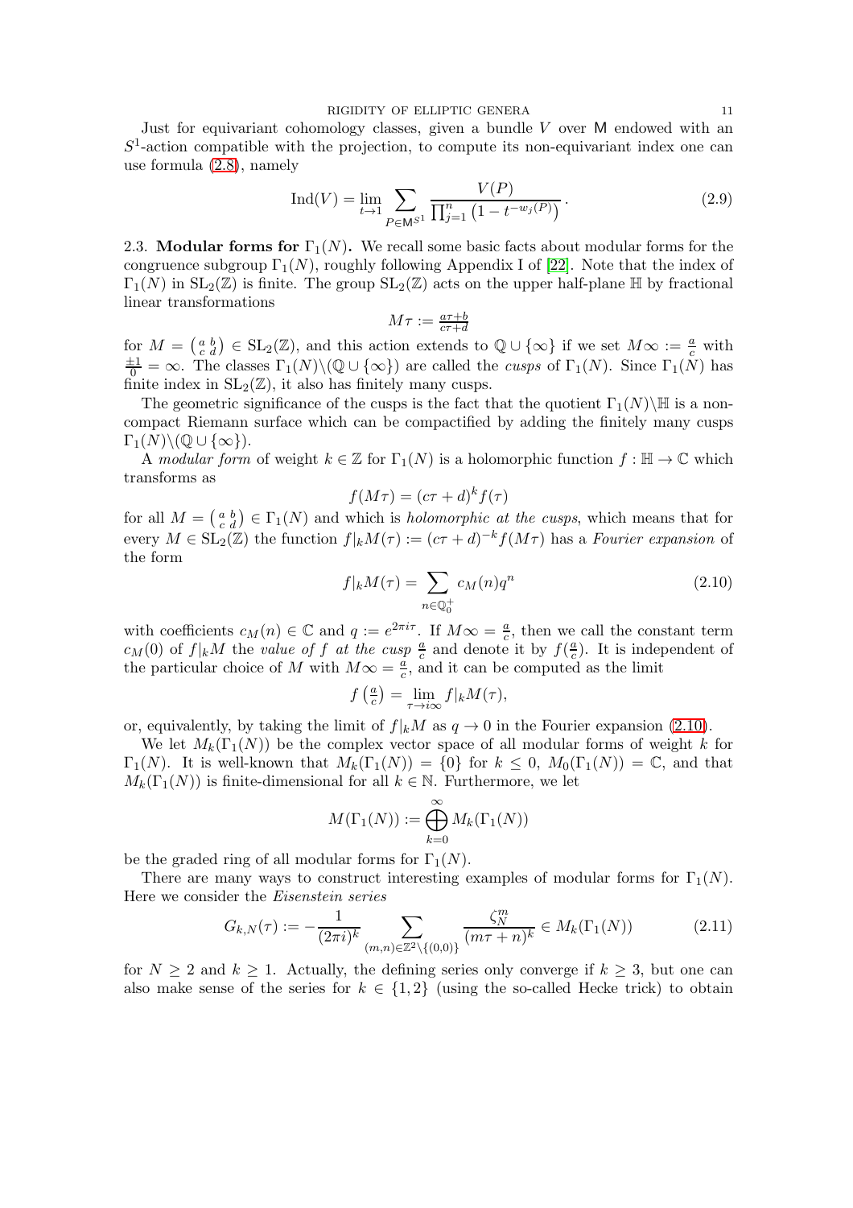Just for equivariant cohomology classes, given a bundle $V$ over $\mathsf{M}$ endowed with an $S^1$-action compatible with the projection, to compute its non-equivariant index one can use formula (2.8), namely

$$\operatorname{Ind}(V) = \lim_{t\to 1} \sum_{P\in \mathsf{M}^{S^1}} \frac{V(P)}{\prod_{j=1}^{n}\left(1-t^{-w_j(P)}\right)}\,. \tag{2.9}$$

### 2.3. Modular forms for $\Gamma_1(N)$.

We recall some basic facts about modular forms for the congruence subgroup $\Gamma_1(N)$, roughly following Appendix I of [22]. Note that the index of $\Gamma_1(N)$ in $\mathrm{SL}_2(\mathbb{Z})$ is finite. The group $\mathrm{SL}_2(\mathbb{Z})$ acts on the upper half-plane $\mathbb{H}$ by fractional linear transformations

$$M\tau := \tfrac{a\tau+b}{c\tau+d}$$

for $M = \left(\begin{smallmatrix} a & b \\ c & d\end{smallmatrix}\right) \in \mathrm{SL}_2(\mathbb{Z})$, and this action extends to $\mathbb{Q}\cup\{\infty\}$ if we set $M\infty := \frac{a}{c}$ with $\frac{\pm 1}{0} = \infty$. The classes $\Gamma_1(N)\backslash(\mathbb{Q}\cup\{\infty\})$ are called the *cusps* of $\Gamma_1(N)$. Since $\Gamma_1(N)$ has finite index in $\mathrm{SL}_2(\mathbb{Z})$, it also has finitely many cusps.

The geometric significance of the cusps is the fact that the quotient $\Gamma_1(N)\backslash\mathbb{H}$ is a non-compact Riemann surface which can be compactified by adding the finitely many cusps $\Gamma_1(N)\backslash(\mathbb{Q}\cup\{\infty\})$.

A *modular form* of weight $k\in\mathbb{Z}$ for $\Gamma_1(N)$ is a holomorphic function $f:\mathbb{H}\to\mathbb{C}$ which transforms as

$$f(M\tau) = (c\tau+d)^k f(\tau)$$

for all $M = \left(\begin{smallmatrix} a & b \\ c & d\end{smallmatrix}\right) \in \Gamma_1(N)$ and which is *holomorphic at the cusps*, which means that for every $M\in\mathrm{SL}_2(\mathbb{Z})$ the function $f|_k M(\tau) := (c\tau+d)^{-k} f(M\tau)$ has a *Fourier expansion* of the form

$$f|_k M(\tau) = \sum_{n\in\mathbb{Q}_0^+} c_M(n) q^n \tag{2.10}$$

with coefficients $c_M(n)\in\mathbb{C}$ and $q := e^{2\pi i\tau}$. If $M\infty = \frac{a}{c}$, then we call the constant term $c_M(0)$ of $f|_k M$ the *value of* $f$ *at the cusp* $\frac{a}{c}$ and denote it by $f(\frac{a}{c})$. It is independent of the particular choice of $M$ with $M\infty = \frac{a}{c}$, and it can be computed as the limit

$$f\left(\tfrac{a}{c}\right) = \lim_{\tau\to i\infty} f|_k M(\tau),$$

or, equivalently, by taking the limit of $f|_k M$ as $q\to 0$ in the Fourier expansion (2.10).

We let $M_k(\Gamma_1(N))$ be the complex vector space of all modular forms of weight $k$ for $\Gamma_1(N)$. It is well-known that $M_k(\Gamma_1(N)) = \{0\}$ for $k\le 0$, $M_0(\Gamma_1(N)) = \mathbb{C}$, and that $M_k(\Gamma_1(N))$ is finite-dimensional for all $k\in\mathbb{N}$. Furthermore, we let

$$M(\Gamma_1(N)) := \bigoplus_{k=0}^{\infty} M_k(\Gamma_1(N))$$

be the graded ring of all modular forms for $\Gamma_1(N)$.

There are many ways to construct interesting examples of modular forms for $\Gamma_1(N)$. Here we consider the *Eisenstein series*

$$G_{k,N}(\tau) := -\frac{1}{(2\pi i)^k} \sum_{(m,n)\in\mathbb{Z}^2\setminus\{(0,0)\}} \frac{\zeta_N^m}{(m\tau+n)^k} \in M_k(\Gamma_1(N)) \tag{2.11}$$

for $N\ge 2$ and $k\ge 1$. Actually, the defining series only converge if $k\ge 3$, but one can also make sense of the series for $k\in\{1,2\}$ (using the so-called Hecke trick) to obtain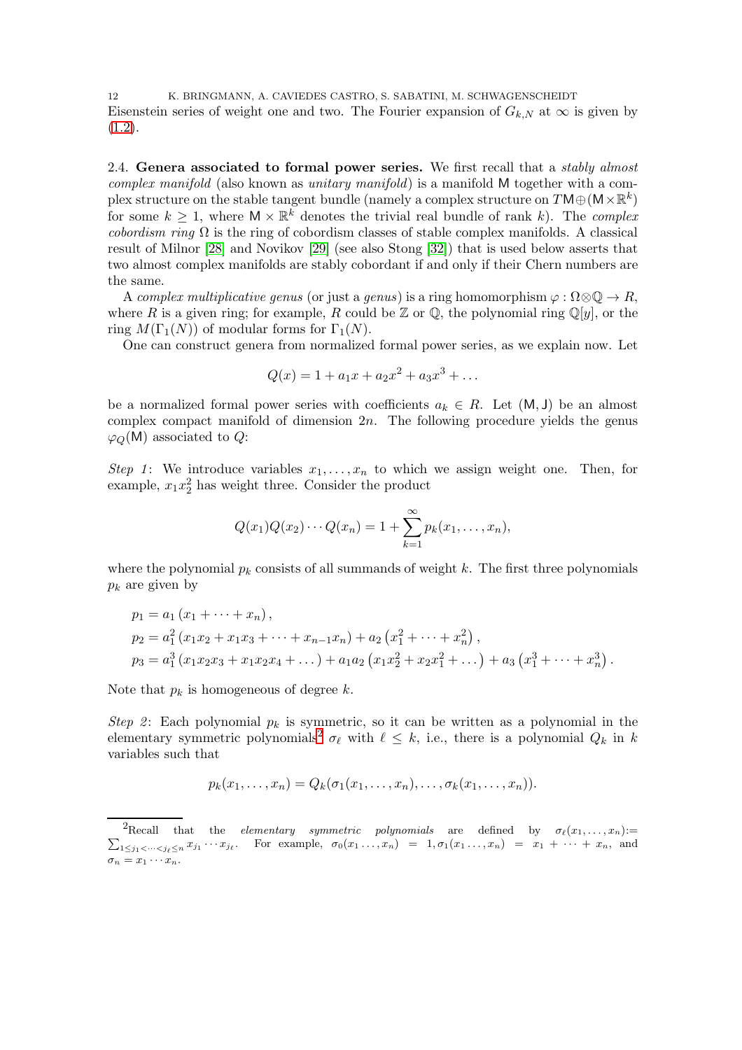Eisenstein series of weight one and two. The Fourier expansion of $G_{k,N}$ at $\infty$ is given by (1.2).

### 2.4. Genera associated to formal power series.

We first recall that a *stably almost complex manifold* (also known as *unitary manifold*) is a manifold $\mathsf{M}$ together with a complex structure on the stable tangent bundle (namely a complex structure on $T\mathsf{M}\oplus(\mathsf{M}\times\mathbb{R}^k)$ for some $k\geq 1$, where $\mathsf{M}\times\mathbb{R}^k$ denotes the trivial real bundle of rank $k$). The *complex cobordism ring* $\Omega$ is the ring of cobordism classes of stable complex manifolds. A classical result of Milnor [28] and Novikov [29] (see also Stong [32]) that is used below asserts that two almost complex manifolds are stably cobordant if and only if their Chern numbers are the same.

A *complex multiplicative genus* (or just a *genus*) is a ring homomorphism $\varphi : \Omega\otimes\mathbb{Q}\to R$, where $R$ is a given ring; for example, $R$ could be $\mathbb{Z}$ or $\mathbb{Q}$, the polynomial ring $\mathbb{Q}[y]$, or the ring $M(\Gamma_1(N))$ of modular forms for $\Gamma_1(N)$.

One can construct genera from normalized formal power series, as we explain now. Let

$$Q(x) = 1 + a_1x + a_2x^2 + a_3x^3 + \dots$$

be a normalized formal power series with coefficients $a_k\in R$. Let $(\mathsf{M},\mathsf{J})$ be an almost complex compact manifold of dimension $2n$. The following procedure yields the genus $\varphi_Q(\mathsf{M})$ associated to $Q$:

*Step 1*: We introduce variables $x_1,\dots,x_n$ to which we assign weight one. Then, for example, $x_1x_2^2$ has weight three. Consider the product

$$Q(x_1)Q(x_2)\cdots Q(x_n) = 1 + \sum_{k=1}^{\infty} p_k(x_1,\dots,x_n),$$

where the polynomial $p_k$ consists of all summands of weight $k$. The first three polynomials $p_k$ are given by

$$\begin{aligned}
p_1 &= a_1\left(x_1+\dots+x_n\right),\\
p_2 &= a_1^2\left(x_1x_2+x_1x_3+\dots+x_{n-1}x_n\right) + a_2\left(x_1^2+\dots+x_n^2\right),\\
p_3 &= a_1^3\left(x_1x_2x_3+x_1x_2x_4+\dots\right) + a_1a_2\left(x_1x_2^2+x_2x_1^2+\dots\right) + a_3\left(x_1^3+\dots+x_n^3\right).
\end{aligned}$$

Note that $p_k$ is homogeneous of degree $k$.

*Step 2*: Each polynomial $p_k$ is symmetric, so it can be written as a polynomial in the elementary symmetric polynomials[2] $\sigma_\ell$ with $\ell\leq k$, i.e., there is a polynomial $Q_k$ in $k$ variables such that

$$p_k(x_1,\dots,x_n) = Q_k(\sigma_1(x_1,\dots,x_n),\dots,\sigma_k(x_1,\dots,x_n)).$$

[2] Recall that the *elementary symmetric polynomials* are defined by $\sigma_\ell(x_1,\dots,x_n) := \sum_{1\leq j_1<\cdots<j_\ell\leq n} x_{j_1}\cdots x_{j_\ell}$. For example, $\sigma_0(x_1\dots,x_n) = 1, \sigma_1(x_1\dots,x_n) = x_1+\dots+x_n$, and $\sigma_n = x_1\cdots x_n$.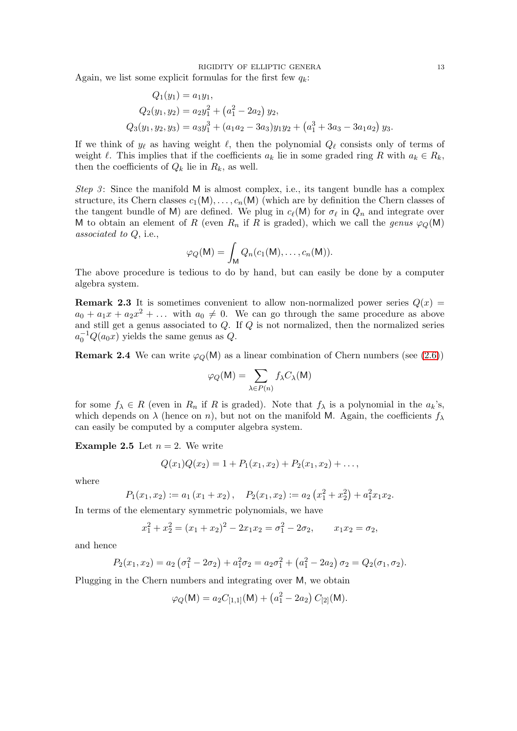Again, we list some explicit formulas for the first few $q_k$:

$$
\begin{aligned}
Q_1(y_1) &= a_1 y_1, \\
Q_2(y_1, y_2) &= a_2 y_1^2 + \left(a_1^2 - 2a_2\right) y_2, \\
Q_3(y_1, y_2, y_3) &= a_3 y_1^3 + (a_1 a_2 - 3a_3) y_1 y_2 + \left(a_1^3 + 3a_3 - 3a_1 a_2\right) y_3.
\end{aligned}
$$

If we think of $y_\ell$ as having weight $\ell$, then the polynomial $Q_\ell$ consists only of terms of weight $\ell$. This implies that if the coefficients $a_k$ lie in some graded ring $R$ with $a_k \in R_k$, then the coefficients of $Q_k$ lie in $R_k$, as well.

*Step 3*: Since the manifold $\mathsf{M}$ is almost complex, i.e., its tangent bundle has a complex structure, its Chern classes $c_1(\mathsf{M}), \ldots, c_n(\mathsf{M})$ (which are by definition the Chern classes of the tangent bundle of $\mathsf{M}$) are defined. We plug in $c_\ell(\mathsf{M})$ for $\sigma_\ell$ in $Q_n$ and integrate over $\mathsf{M}$ to obtain an element of $R$ (even $R_n$ if $R$ is graded), which we call the *genus* $\varphi_Q(\mathsf{M})$ *associated to* $Q$, i.e.,

$$
\varphi_Q(\mathsf{M}) = \int_{\mathsf{M}} Q_n(c_1(\mathsf{M}), \ldots, c_n(\mathsf{M})).
$$

The above procedure is tedious to do by hand, but can easily be done by a computer algebra system.

**Remark 2.3** It is sometimes convenient to allow non-normalized power series $Q(x) = a_0 + a_1 x + a_2 x^2 + \ldots$ with $a_0 \neq 0$. We can go through the same procedure as above and still get a genus associated to $Q$. If $Q$ is not normalized, then the normalized series $a_0^{-1} Q(a_0 x)$ yields the same genus as $Q$.

**Remark 2.4** We can write $\varphi_Q(\mathsf{M})$ as a linear combination of Chern numbers (see (2.6))

$$
\varphi_Q(\mathsf{M}) = \sum_{\lambda \in P(n)} f_\lambda C_\lambda(\mathsf{M})
$$

for some $f_\lambda \in R$ (even in $R_n$ if $R$ is graded). Note that $f_\lambda$ is a polynomial in the $a_k$'s, which depends on $\lambda$ (hence on $n$), but not on the manifold $\mathsf{M}$. Again, the coefficients $f_\lambda$ can easily be computed by a computer algebra system.

**Example 2.5** Let $n = 2$. We write

$$
Q(x_1) Q(x_2) = 1 + P_1(x_1, x_2) + P_2(x_1, x_2) + \ldots,
$$

where

$$
P_1(x_1, x_2) := a_1 (x_1 + x_2), \quad P_2(x_1, x_2) := a_2 \left(x_1^2 + x_2^2\right) + a_1^2 x_1 x_2.
$$

In terms of the elementary symmetric polynomials, we have

$$
x_1^2 + x_2^2 = (x_1 + x_2)^2 - 2x_1 x_2 = \sigma_1^2 - 2\sigma_2, \qquad x_1 x_2 = \sigma_2,
$$

and hence

$$
P_2(x_1, x_2) = a_2 \left(\sigma_1^2 - 2\sigma_2\right) + a_1^2 \sigma_2 = a_2 \sigma_1^2 + \left(a_1^2 - 2a_2\right) \sigma_2 = Q_2(\sigma_1, \sigma_2).
$$

Plugging in the Chern numbers and integrating over $\mathsf{M}$, we obtain

$$
\varphi_Q(\mathsf{M}) = a_2 C_{[1,1]}(\mathsf{M}) + \left(a_1^2 - 2a_2\right) C_{[2]}(\mathsf{M}).
$$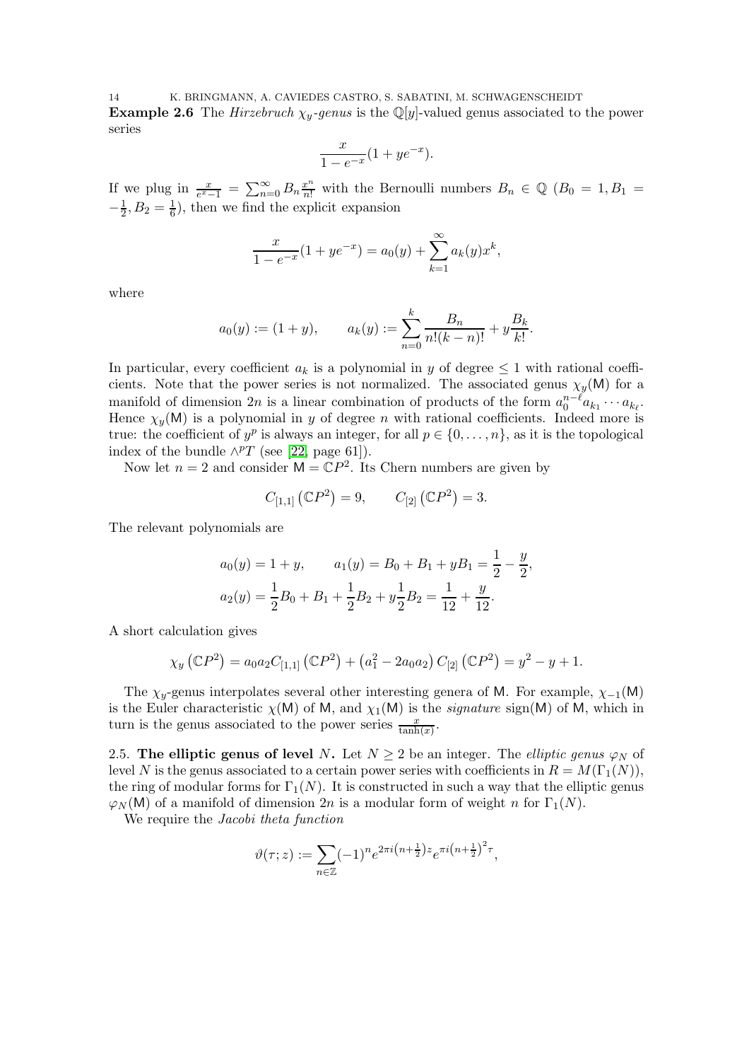**Example 2.6** The *Hirzebruch $\chi_y$-genus* is the $\mathbb{Q}[y]$-valued genus associated to the power series

$$\frac{x}{1-e^{-x}}(1+ye^{-x}).$$

If we plug in $\frac{x}{e^x-1} = \sum_{n=0}^{\infty} B_n \frac{x^n}{n!}$ with the Bernoulli numbers $B_n \in \mathbb{Q}$ ($B_0 = 1, B_1 = -\frac{1}{2}, B_2 = \frac{1}{6}$), then we find the explicit expansion

$$\frac{x}{1-e^{-x}}(1+ye^{-x}) = a_0(y) + \sum_{k=1}^{\infty} a_k(y) x^k,$$

where

$$a_0(y) := (1+y), \qquad a_k(y) := \sum_{n=0}^{k} \frac{B_n}{n!(k-n)!} + y\frac{B_k}{k!}.$$

In particular, every coefficient $a_k$ is a polynomial in $y$ of degree $\leq 1$ with rational coefficients. Note that the power series is not normalized. The associated genus $\chi_y(\mathsf{M})$ for a manifold of dimension $2n$ is a linear combination of products of the form $a_0^{n-\ell} a_{k_1} \cdots a_{k_\ell}$. Hence $\chi_y(\mathsf{M})$ is a polynomial in $y$ of degree $n$ with rational coefficients. Indeed more is true: the coefficient of $y^p$ is always an integer, for all $p \in \{0, \ldots, n\}$, as it is the topological index of the bundle $\wedge^p T$ (see [22, page 61]).

Now let $n = 2$ and consider $\mathsf{M} = \mathbb{C}P^2$. Its Chern numbers are given by

$$C_{[1,1]}\left(\mathbb{C}P^2\right) = 9, \qquad C_{[2]}\left(\mathbb{C}P^2\right) = 3.$$

The relevant polynomials are

$$a_0(y) = 1+y, \qquad a_1(y) = B_0 + B_1 + yB_1 = \frac{1}{2} - \frac{y}{2},$$
$$a_2(y) = \frac{1}{2}B_0 + B_1 + \frac{1}{2}B_2 + y\frac{1}{2}B_2 = \frac{1}{12} + \frac{y}{12}.$$

A short calculation gives

$$\chi_y\left(\mathbb{C}P^2\right) = a_0 a_2 C_{[1,1]}\left(\mathbb{C}P^2\right) + \left(a_1^2 - 2a_0 a_2\right) C_{[2]}\left(\mathbb{C}P^2\right) = y^2 - y + 1.$$

The $\chi_y$-genus interpolates several other interesting genera of $\mathsf{M}$. For example, $\chi_{-1}(\mathsf{M})$ is the Euler characteristic $\chi(\mathsf{M})$ of $\mathsf{M}$, and $\chi_1(\mathsf{M})$ is the *signature* $\operatorname{sign}(\mathsf{M})$ of $\mathsf{M}$, which in turn is the genus associated to the power series $\frac{x}{\tanh(x)}$.

## 2.5. The elliptic genus of level $N$.

Let $N \geq 2$ be an integer. The *elliptic genus* $\varphi_N$ of level $N$ is the genus associated to a certain power series with coefficients in $R = M(\Gamma_1(N))$, the ring of modular forms for $\Gamma_1(N)$. It is constructed in such a way that the elliptic genus $\varphi_N(\mathsf{M})$ of a manifold of dimension $2n$ is a modular form of weight $n$ for $\Gamma_1(N)$.

We require the *Jacobi theta function*

$$\vartheta(\tau; z) := \sum_{n \in \mathbb{Z}} (-1)^n e^{2\pi i\left(n+\frac{1}{2}\right)z} e^{\pi i \left(n+\frac{1}{2}\right)^2 \tau},$$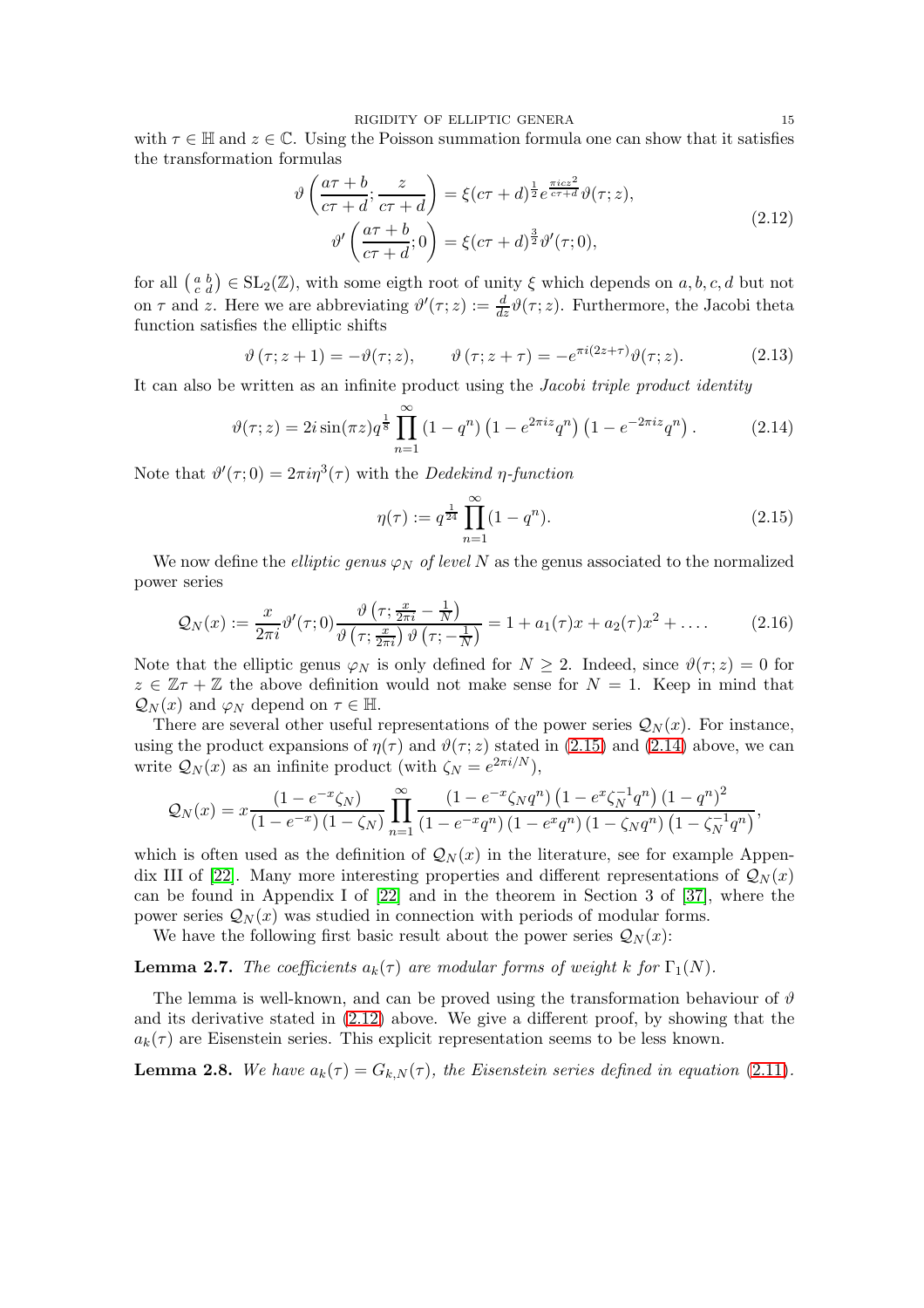with $\tau \in \mathbb{H}$ and $z \in \mathbb{C}$. Using the Poisson summation formula one can show that it satisfies the transformation formulas

$$\begin{aligned} \vartheta\left(\frac{a\tau+b}{c\tau+d};\frac{z}{c\tau+d}\right) &= \xi(c\tau+d)^{\frac{1}{2}}e^{\frac{\pi i c z^2}{c\tau+d}}\vartheta(\tau;z), \\ \vartheta'\left(\frac{a\tau+b}{c\tau+d};0\right) &= \xi(c\tau+d)^{\frac{3}{2}}\vartheta'(\tau;0), \end{aligned} \tag{2.12}$$

for all $\left(\begin{smallmatrix} a & b \\ c & d \end{smallmatrix}\right) \in \mathrm{SL}_2(\mathbb{Z})$, with some eigth root of unity $\xi$ which depends on $a, b, c, d$ but not on $\tau$ and $z$. Here we are abbreviating $\vartheta'(\tau;z) := \frac{d}{dz}\vartheta(\tau;z)$. Furthermore, the Jacobi theta function satisfies the elliptic shifts

$$\vartheta(\tau; z+1) = -\vartheta(\tau;z), \qquad \vartheta(\tau; z+\tau) = -e^{\pi i(2z+\tau)}\vartheta(\tau;z). \tag{2.13}$$

It can also be written as an infinite product using the *Jacobi triple product identity*

$$\vartheta(\tau;z) = 2i\sin(\pi z)q^{\frac{1}{8}}\prod_{n=1}^{\infty}(1-q^n)\left(1-e^{2\pi i z}q^n\right)\left(1-e^{-2\pi i z}q^n\right). \tag{2.14}$$

Note that $\vartheta'(\tau;0) = 2\pi i\eta^3(\tau)$ with the *Dedekind* $\eta$*-function*

$$\eta(\tau) := q^{\frac{1}{24}}\prod_{n=1}^{\infty}(1-q^n). \tag{2.15}$$

We now define the *elliptic genus* $\varphi_N$ *of level* $N$ as the genus associated to the normalized power series

$$\mathcal{Q}_N(x) := \frac{x}{2\pi i}\vartheta'(\tau;0)\frac{\vartheta\left(\tau;\frac{x}{2\pi i}-\frac{1}{N}\right)}{\vartheta\left(\tau;\frac{x}{2\pi i}\right)\vartheta\left(\tau;-\frac{1}{N}\right)} = 1 + a_1(\tau)x + a_2(\tau)x^2 + \ldots. \tag{2.16}$$

Note that the elliptic genus $\varphi_N$ is only defined for $N \geq 2$. Indeed, since $\vartheta(\tau;z) = 0$ for $z \in \mathbb{Z}\tau + \mathbb{Z}$ the above definition would not make sense for $N = 1$. Keep in mind that $\mathcal{Q}_N(x)$ and $\varphi_N$ depend on $\tau \in \mathbb{H}$.

There are several other useful representations of the power series $\mathcal{Q}_N(x)$. For instance, using the product expansions of $\eta(\tau)$ and $\vartheta(\tau;z)$ stated in (2.15) and (2.14) above, we can write $\mathcal{Q}_N(x)$ as an infinite product (with $\zeta_N = e^{2\pi i/N}$),

$$\mathcal{Q}_N(x) = x\frac{(1-e^{-x}\zeta_N)}{(1-e^{-x})(1-\zeta_N)}\prod_{n=1}^{\infty}\frac{(1-e^{-x}\zeta_N q^n)\left(1-e^{x}\zeta_N^{-1}q^n\right)(1-q^n)^2}{(1-e^{-x}q^n)(1-e^{x}q^n)(1-\zeta_N q^n)\left(1-\zeta_N^{-1}q^n\right)},$$

which is often used as the definition of $\mathcal{Q}_N(x)$ in the literature, see for example Appendix III of [22]. Many more interesting properties and different representations of $\mathcal{Q}_N(x)$ can be found in Appendix I of [22] and in the theorem in Section 3 of [37], where the power series $\mathcal{Q}_N(x)$ was studied in connection with periods of modular forms.

We have the following first basic result about the power series $\mathcal{Q}_N(x)$:

**Lemma 2.7.** *The coefficients* $a_k(\tau)$ *are modular forms of weight* $k$ *for* $\Gamma_1(N)$*.*

The lemma is well-known, and can be proved using the transformation behaviour of $\vartheta$ and its derivative stated in (2.12) above. We give a different proof, by showing that the $a_k(\tau)$ are Eisenstein series. This explicit representation seems to be less known.

**Lemma 2.8.** *We have* $a_k(\tau) = G_{k,N}(\tau)$*, the Eisenstein series defined in equation* (2.11)*.*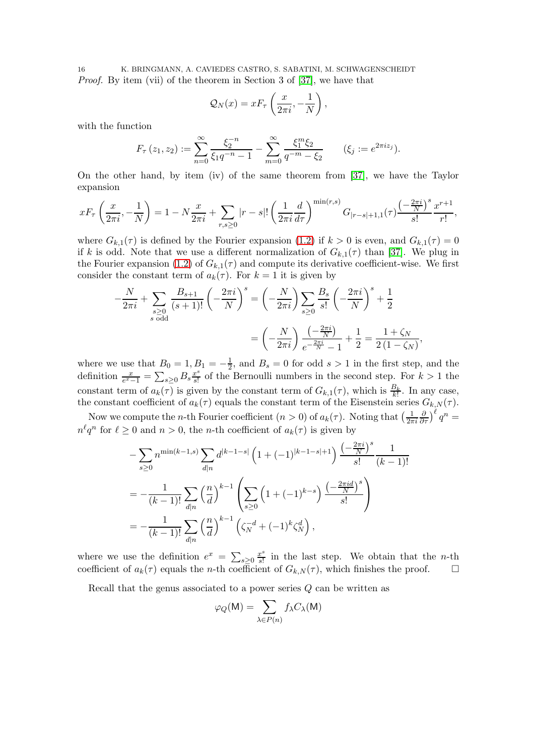*Proof.* By item (vii) of the theorem in Section 3 of [37], we have that

$$\mathcal{Q}_N(x) = xF_\tau\left(\frac{x}{2\pi i}, -\frac{1}{N}\right),$$

with the function

$$F_\tau(z_1, z_2) := \sum_{n=0}^{\infty} \frac{\xi_2^{-n}}{\xi_1 q^{-n} - 1} - \sum_{m=0}^{\infty} \frac{\xi_1^m \xi_2}{q^{-m} - \xi_2} \qquad (\xi_j := e^{2\pi i z_j}).$$

On the other hand, by item (iv) of the same theorem from [37], we have the Taylor expansion

$$xF_\tau\left(\frac{x}{2\pi i}, -\frac{1}{N}\right) = 1 - N\frac{x}{2\pi i} + \sum_{r,s\geq 0} |r-s|! \left(\frac{1}{2\pi i}\frac{d}{d\tau}\right)^{\min(r,s)} G_{|r-s|+1,1}(\tau) \frac{\left(-\frac{2\pi i}{N}\right)^s}{s!}\frac{x^{r+1}}{r!},$$

where $G_{k,1}(\tau)$ is defined by the Fourier expansion (1.2) if $k > 0$ is even, and $G_{k,1}(\tau) = 0$ if $k$ is odd. Note that we use a different normalization of $G_{k,1}(\tau)$ than [37]. We plug in the Fourier expansion (1.2) of $G_{k,1}(\tau)$ and compute its derivative coefficient-wise. We first consider the constant term of $a_k(\tau)$. For $k = 1$ it is given by

$$\begin{aligned} -\frac{N}{2\pi i} + \sum_{\substack{s\geq 0 \\ s \text{ odd}}} \frac{B_{s+1}}{(s+1)!}\left(-\frac{2\pi i}{N}\right)^s &= \left(-\frac{N}{2\pi i}\right)\sum_{s\geq 0}\frac{B_s}{s!}\left(-\frac{2\pi i}{N}\right)^s + \frac{1}{2} \\ &= \left(-\frac{N}{2\pi i}\right)\frac{\left(-\frac{2\pi i}{N}\right)}{e^{-\frac{2\pi i}{N}} - 1} + \frac{1}{2} = \frac{1+\zeta_N}{2(1-\zeta_N)}, \end{aligned}$$

where we use that $B_0 = 1, B_1 = -\frac{1}{2}$, and $B_s = 0$ for odd $s > 1$ in the first step, and the definition $\frac{x}{e^x - 1} = \sum_{s\geq 0} B_s \frac{x^s}{s!}$ of the Bernoulli numbers in the second step. For $k > 1$ the constant term of $a_k(\tau)$ is given by the constant term of $G_{k,1}(\tau)$, which is $\frac{B_k}{k!}$. In any case, the constant coefficient of $a_k(\tau)$ equals the constant term of the Eisenstein series $G_{k,N}(\tau)$.

Now we compute the $n$-th Fourier coefficient ($n > 0$) of $a_k(\tau)$. Noting that $\left(\frac{1}{2\pi i}\frac{\partial}{\partial \tau}\right)^\ell q^n = n^\ell q^n$ for $\ell \geq 0$ and $n > 0$, the $n$-th coefficient of $a_k(\tau)$ is given by

$$\begin{aligned} &-\sum_{s\geq 0} n^{\min(k-1,s)} \sum_{d\mid n} d^{|k-1-s|}\left(1 + (-1)^{|k-1-s|+1}\right)\frac{\left(-\frac{2\pi i}{N}\right)^s}{s!}\frac{1}{(k-1)!} \\ &= -\frac{1}{(k-1)!}\sum_{d\mid n}\left(\frac{n}{d}\right)^{k-1}\left(\sum_{s\geq 0}\left(1 + (-1)^{k-s}\right)\frac{\left(-\frac{2\pi i d}{N}\right)^s}{s!}\right) \\ &= -\frac{1}{(k-1)!}\sum_{d\mid n}\left(\frac{n}{d}\right)^{k-1}\left(\zeta_N^{-d} + (-1)^k \zeta_N^d\right), \end{aligned}$$

where we use the definition $e^x = \sum_{s\geq 0}\frac{x^s}{s!}$ in the last step. We obtain that the $n$-th coefficient of $a_k(\tau)$ equals the $n$-th coefficient of $G_{k,N}(\tau)$, which finishes the proof. $\square$

Recall that the genus associated to a power series $Q$ can be written as

$$\varphi_Q(\mathsf{M}) = \sum_{\lambda \in P(n)} f_\lambda C_\lambda(\mathsf{M})$$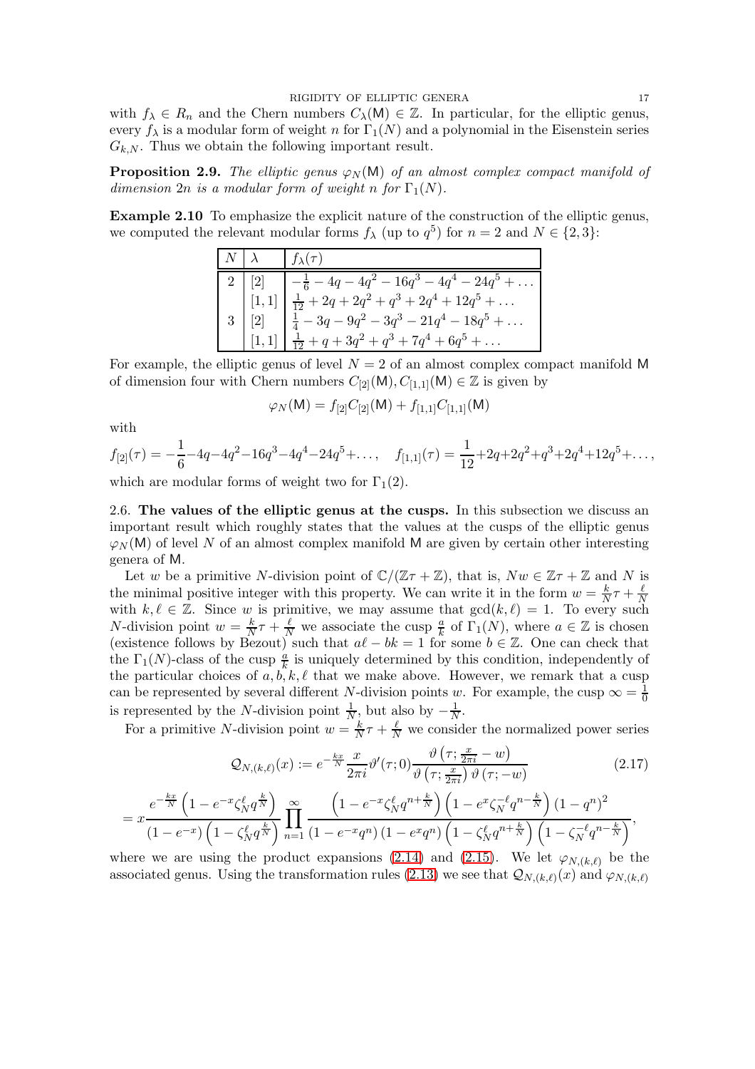with $f_\lambda \in R_n$ and the Chern numbers $C_\lambda(\mathsf{M}) \in \mathbb{Z}$. In particular, for the elliptic genus, every $f_\lambda$ is a modular form of weight $n$ for $\Gamma_1(N)$ and a polynomial in the Eisenstein series $G_{k,N}$. Thus we obtain the following important result.

**Proposition 2.9.** *The elliptic genus $\varphi_N(\mathsf{M})$ of an almost complex compact manifold of dimension $2n$ is a modular form of weight $n$ for $\Gamma_1(N)$.*

**Example 2.10** To emphasize the explicit nature of the construction of the elliptic genus, we computed the relevant modular forms $f_\lambda$ (up to $q^5$) for $n = 2$ and $N \in \{2, 3\}$:

| $N$ | $\lambda$ | $f_\lambda(\tau)$ |
|---|---|---|
| 2 | $[2]$ | $-\frac{1}{6} - 4q - 4q^2 - 16q^3 - 4q^4 - 24q^5 + \dots$ |
| | $[1,1]$ | $\frac{1}{12} + 2q + 2q^2 + q^3 + 2q^4 + 12q^5 + \dots$ |
| 3 | $[2]$ | $\frac{1}{4} - 3q - 9q^2 - 3q^3 - 21q^4 - 18q^5 + \dots$ |
| | $[1,1]$ | $\frac{1}{12} + q + 3q^2 + q^3 + 7q^4 + 6q^5 + \dots$ |

For example, the elliptic genus of level $N = 2$ of an almost complex compact manifold $\mathsf{M}$ of dimension four with Chern numbers $C_{[2]}(\mathsf{M}), C_{[1,1]}(\mathsf{M}) \in \mathbb{Z}$ is given by

$$\varphi_N(\mathsf{M}) = f_{[2]} C_{[2]}(\mathsf{M}) + f_{[1,1]} C_{[1,1]}(\mathsf{M})$$

with

$$f_{[2]}(\tau) = -\frac{1}{6} - 4q - 4q^2 - 16q^3 - 4q^4 - 24q^5 + \dots, \quad f_{[1,1]}(\tau) = \frac{1}{12} + 2q + 2q^2 + q^3 + 2q^4 + 12q^5 + \dots,$$

which are modular forms of weight two for $\Gamma_1(2)$.

2.6. **The values of the elliptic genus at the cusps.** In this subsection we discuss an important result which roughly states that the values at the cusps of the elliptic genus $\varphi_N(\mathsf{M})$ of level $N$ of an almost complex manifold $\mathsf{M}$ are given by certain other interesting genera of $\mathsf{M}$.

Let $w$ be a primitive $N$-division point of $\mathbb{C}/(\mathbb{Z}\tau + \mathbb{Z})$, that is, $Nw \in \mathbb{Z}\tau + \mathbb{Z}$ and $N$ is the minimal positive integer with this property. We can write it in the form $w = \frac{k}{N}\tau + \frac{\ell}{N}$ with $k, \ell \in \mathbb{Z}$. Since $w$ is primitive, we may assume that $\gcd(k, \ell) = 1$. To every such $N$-division point $w = \frac{k}{N}\tau + \frac{\ell}{N}$ we associate the cusp $\frac{a}{k}$ of $\Gamma_1(N)$, where $a \in \mathbb{Z}$ is chosen (existence follows by Bezout) such that $a\ell - bk = 1$ for some $b \in \mathbb{Z}$. One can check that the $\Gamma_1(N)$-class of the cusp $\frac{a}{k}$ is uniquely determined by this condition, independently of the particular choices of $a, b, k, \ell$ that we make above. However, we remark that a cusp can be represented by several different $N$-division points $w$. For example, the cusp $\infty = \frac{1}{0}$ is represented by the $N$-division point $\frac{1}{N}$, but also by $-\frac{1}{N}$.

For a primitive $N$-division point $w = \frac{k}{N}\tau + \frac{\ell}{N}$ we consider the normalized power series

$$\mathcal{Q}_{N,(k,\ell)}(x) := e^{-\frac{kx}{N}} \frac{x}{2\pi i} \vartheta'(\tau; 0) \frac{\vartheta\left(\tau; \frac{x}{2\pi i} - w\right)}{\vartheta\left(\tau; \frac{x}{2\pi i}\right) \vartheta(\tau; -w)} \tag{2.17}$$

$$= x \frac{e^{-\frac{kx}{N}}\left(1 - e^{-x}\zeta_N^\ell q^{\frac{k}{N}}\right)}{(1 - e^{-x})\left(1 - \zeta_N^\ell q^{\frac{k}{N}}\right)} \prod_{n=1}^{\infty} \frac{\left(1 - e^{-x}\zeta_N^\ell q^{n+\frac{k}{N}}\right)\left(1 - e^{x}\zeta_N^{-\ell} q^{n-\frac{k}{N}}\right)(1 - q^n)^2}{(1 - e^{-x}q^n)(1 - e^{x}q^n)\left(1 - \zeta_N^\ell q^{n+\frac{k}{N}}\right)\left(1 - \zeta_N^{-\ell} q^{n-\frac{k}{N}}\right)},$$

where we are using the product expansions (2.14) and (2.15). We let $\varphi_{N,(k,\ell)}$ be the associated genus. Using the transformation rules (2.13) we see that $\mathcal{Q}_{N,(k,\ell)}(x)$ and $\varphi_{N,(k,\ell)}$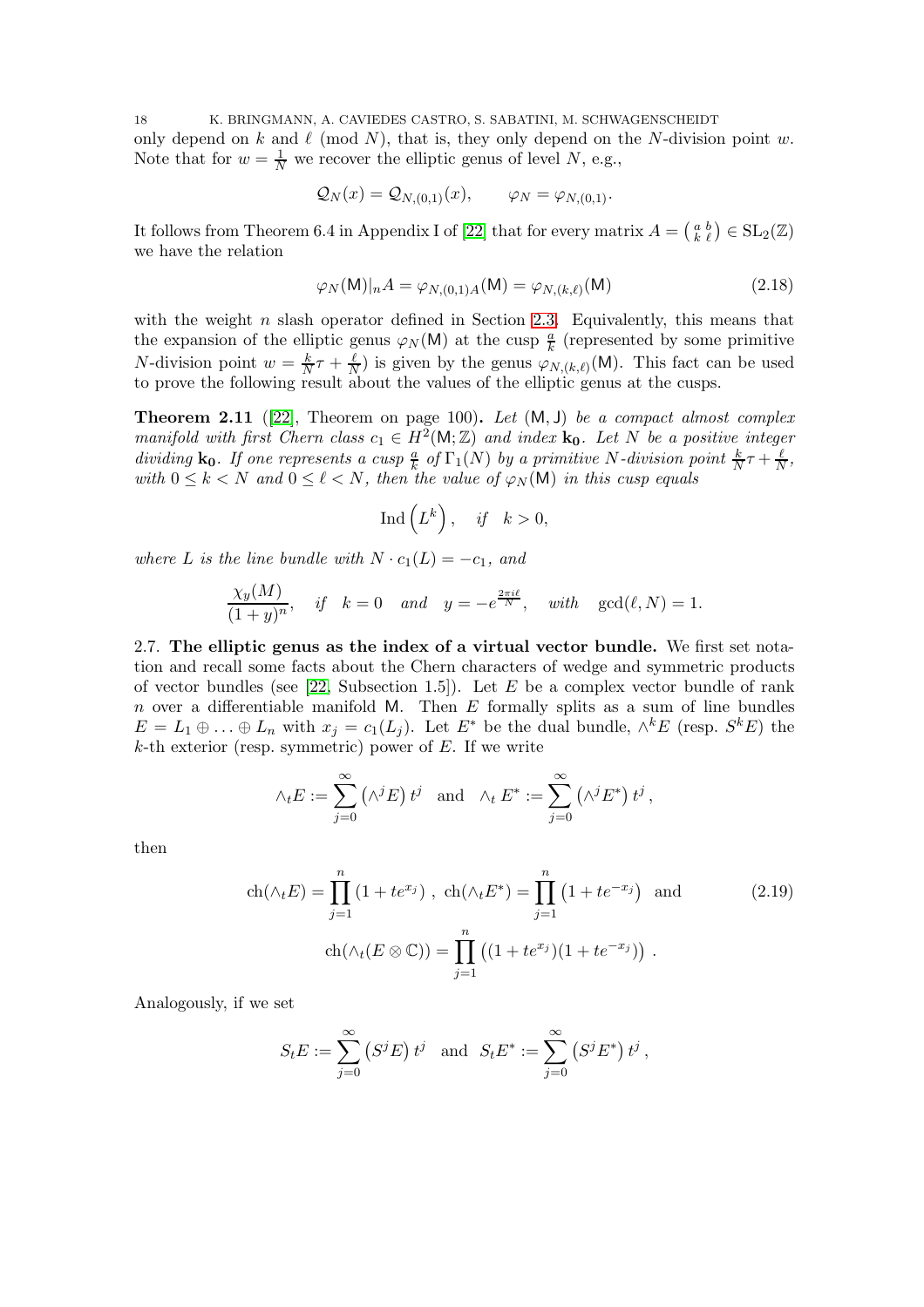only depend on $k$ and $\ell$ (mod $N$), that is, they only depend on the $N$-division point $w$. Note that for $w = \frac{1}{N}$ we recover the elliptic genus of level $N$, e.g.,

$$\mathcal{Q}_N(x) = \mathcal{Q}_{N,(0,1)}(x), \qquad \varphi_N = \varphi_{N,(0,1)}.$$

It follows from Theorem 6.4 in Appendix I of [22] that for every matrix $A = \left(\begin{smallmatrix} a & b \\ k & \ell \end{smallmatrix}\right) \in \mathrm{SL}_2(\mathbb{Z})$ we have the relation

$$\varphi_N(\mathsf{M})|_n A = \varphi_{N,(0,1)A}(\mathsf{M}) = \varphi_{N,(k,\ell)}(\mathsf{M}) \tag{2.18}$$

with the weight $n$ slash operator defined in Section 2.3. Equivalently, this means that the expansion of the elliptic genus $\varphi_N(\mathsf{M})$ at the cusp $\frac{a}{k}$ (represented by some primitive $N$-division point $w = \frac{k}{N}\tau + \frac{\ell}{N}$) is given by the genus $\varphi_{N,(k,\ell)}(\mathsf{M})$. This fact can be used to prove the following result about the values of the elliptic genus at the cusps.

**Theorem 2.11** ([22], Theorem on page 100)**.** *Let $(\mathsf{M}, \mathsf{J})$ be a compact almost complex manifold with first Chern class $c_1 \in H^2(\mathsf{M}; \mathbb{Z})$ and index $\mathbf{k_0}$. Let $N$ be a positive integer dividing $\mathbf{k_0}$. If one represents a cusp $\frac{a}{k}$ of $\Gamma_1(N)$ by a primitive $N$-division point $\frac{k}{N}\tau + \frac{\ell}{N}$, with $0 \leq k < N$ and $0 \leq \ell < N$, then the value of $\varphi_N(\mathsf{M})$ in this cusp equals*

$$\operatorname{Ind}\left(L^k\right), \quad \textit{if} \quad k > 0,$$

*where $L$ is the line bundle with $N \cdot c_1(L) = -c_1$, and*

$$\frac{\chi_y(M)}{(1+y)^n}, \quad \textit{if} \quad k = 0 \quad \textit{and} \quad y = -e^{\frac{2\pi i \ell}{N}}, \quad \textit{with} \quad \gcd(\ell, N) = 1.$$

2.7. **The elliptic genus as the index of a virtual vector bundle.** We first set notation and recall some facts about the Chern characters of wedge and symmetric products of vector bundles (see [22, Subsection 1.5]). Let $E$ be a complex vector bundle of rank $n$ over a differentiable manifold $\mathsf{M}$. Then $E$ formally splits as a sum of line bundles $E = L_1 \oplus \ldots \oplus L_n$ with $x_j = c_1(L_j)$. Let $E^*$ be the dual bundle, $\wedge^k E$ (resp. $S^k E$) the $k$-th exterior (resp. symmetric) power of $E$. If we write

$$\wedge_t E := \sum_{j=0}^{\infty} \left(\wedge^j E\right) t^j \quad \text{and} \quad \wedge_t E^* := \sum_{j=0}^{\infty} \left(\wedge^j E^*\right) t^j ,$$

then

$$\operatorname{ch}(\wedge_t E) = \prod_{j=1}^{n} \left(1 + t e^{x_j}\right), \ \operatorname{ch}(\wedge_t E^*) = \prod_{j=1}^{n} \left(1 + t e^{-x_j}\right) \ \text{ and } \tag{2.19}$$
$$\operatorname{ch}(\wedge_t (E \otimes \mathbb{C})) = \prod_{j=1}^{n} \left((1 + t e^{x_j})(1 + t e^{-x_j})\right) .$$

Analogously, if we set

$$S_t E := \sum_{j=0}^{\infty} \left(S^j E\right) t^j \quad \text{and} \quad S_t E^* := \sum_{j=0}^{\infty} \left(S^j E^*\right) t^j ,$$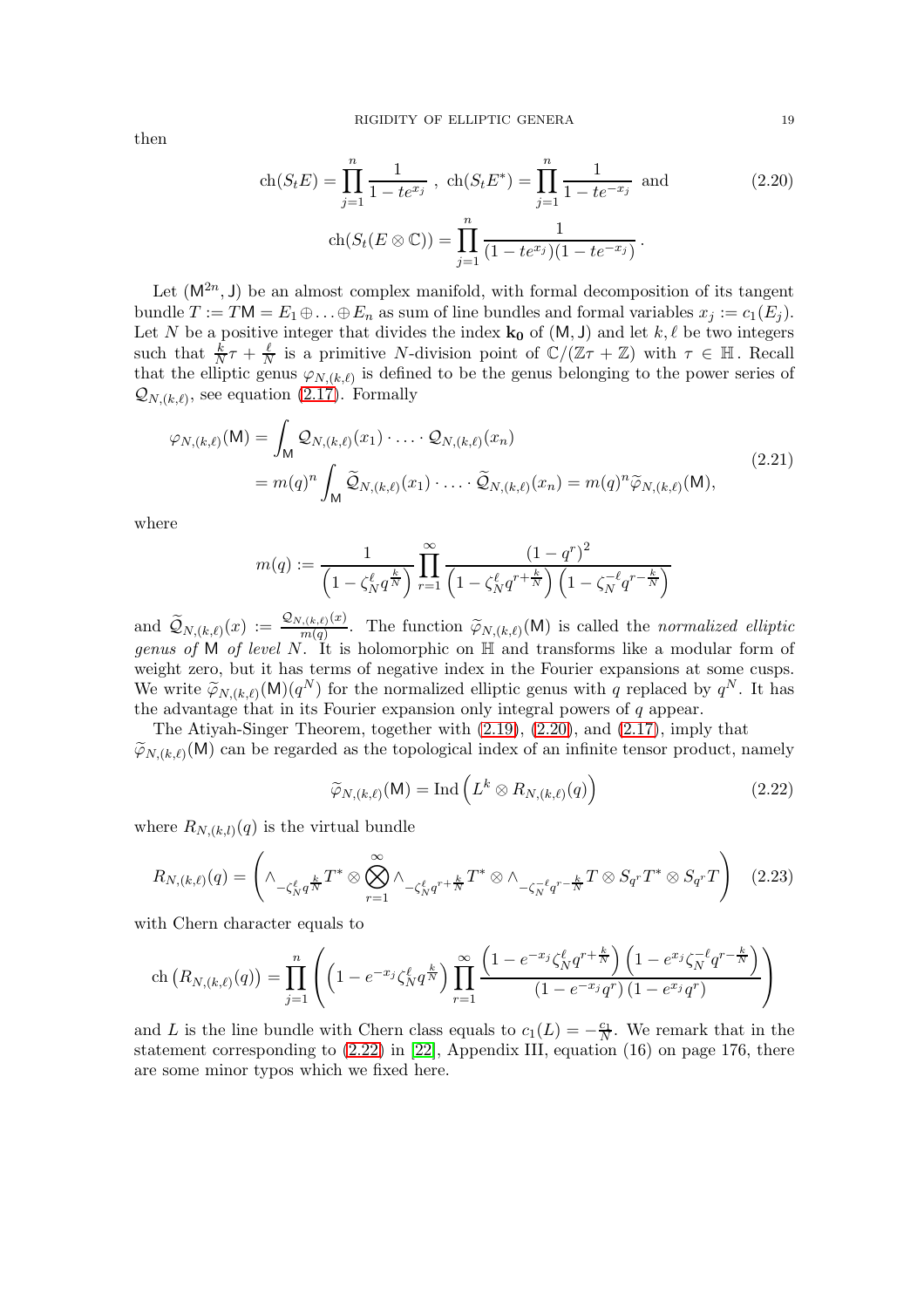then

$$\operatorname{ch}(S_t E) = \prod_{j=1}^{n} \frac{1}{1 - te^{x_j}}\ ,\ \operatorname{ch}(S_t E^*) = \prod_{j=1}^{n} \frac{1}{1 - te^{-x_j}} \text{ and } \qquad (2.20)$$

$$\operatorname{ch}(S_t(E \otimes \mathbb{C})) = \prod_{j=1}^{n} \frac{1}{(1 - te^{x_j})(1 - te^{-x_j})}\,.$$

Let $(\mathsf{M}^{2n}, \mathsf{J})$ be an almost complex manifold, with formal decomposition of its tangent bundle $T := T\mathsf{M} = E_1 \oplus \ldots \oplus E_n$ as sum of line bundles and formal variables $x_j := c_1(E_j)$. Let $N$ be a positive integer that divides the index $\mathbf{k_0}$ of $(\mathsf{M}, \mathsf{J})$ and let $k, \ell$ be two integers such that $\frac{k}{N}\tau + \frac{\ell}{N}$ is a primitive $N$-division point of $\mathbb{C}/(\mathbb{Z}\tau + \mathbb{Z})$ with $\tau \in \mathbb{H}$. Recall that the elliptic genus $\varphi_{N,(k,\ell)}$ is defined to be the genus belonging to the power series of $\mathcal{Q}_{N,(k,\ell)}$, see equation (2.17). Formally

$$\begin{aligned}
\varphi_{N,(k,\ell)}(\mathsf{M}) &= \int_{\mathsf{M}} \mathcal{Q}_{N,(k,\ell)}(x_1) \cdot \ldots \cdot \mathcal{Q}_{N,(k,\ell)}(x_n) \\
&= m(q)^n \int_{\mathsf{M}} \widetilde{\mathcal{Q}}_{N,(k,\ell)}(x_1) \cdot \ldots \cdot \widetilde{\mathcal{Q}}_{N,(k,\ell)}(x_n) = m(q)^n \widetilde{\varphi}_{N,(k,\ell)}(\mathsf{M}),
\end{aligned} \qquad (2.21)$$

where

$$m(q) := \frac{1}{\left(1 - \zeta_N^{\ell} q^{\frac{k}{N}}\right)} \prod_{r=1}^{\infty} \frac{(1-q^r)^2}{\left(1 - \zeta_N^{\ell} q^{r+\frac{k}{N}}\right)\left(1 - \zeta_N^{-\ell} q^{r-\frac{k}{N}}\right)}$$

and $\widetilde{\mathcal{Q}}_{N,(k,\ell)}(x) := \frac{\mathcal{Q}_{N,(k,\ell)}(x)}{m(q)}$. The function $\widetilde{\varphi}_{N,(k,\ell)}(\mathsf{M})$ is called the *normalized elliptic genus of* $\mathsf{M}$ *of level* $N$. It is holomorphic on $\mathbb{H}$ and transforms like a modular form of weight zero, but it has terms of negative index in the Fourier expansions at some cusps. We write $\widetilde{\varphi}_{N,(k,\ell)}(\mathsf{M})(q^N)$ for the normalized elliptic genus with $q$ replaced by $q^N$. It has the advantage that in its Fourier expansion only integral powers of $q$ appear.

The Atiyah-Singer Theorem, together with (2.19), (2.20), and (2.17), imply that $\widetilde{\varphi}_{N,(k,\ell)}(\mathsf{M})$ can be regarded as the topological index of an infinite tensor product, namely

$$\widetilde{\varphi}_{N,(k,\ell)}(\mathsf{M}) = \operatorname{Ind}\left(L^k \otimes R_{N,(k,\ell)}(q)\right) \qquad (2.22)$$

where $R_{N,(k,l)}(q)$ is the virtual bundle

$$R_{N,(k,\ell)}(q) = \left( \wedge_{-\zeta_N^{\ell} q^{\frac{k}{N}}} T^* \otimes \bigotimes_{r=1}^{\infty} \wedge_{-\zeta_N^{\ell} q^{r+\frac{k}{N}}} T^* \otimes \wedge_{-\zeta_N^{-\ell} q^{r-\frac{k}{N}}} T \otimes S_{q^r} T^* \otimes S_{q^r} T \right) \qquad (2.23)$$

with Chern character equals to

$$\operatorname{ch}\left(R_{N,(k,\ell)}(q)\right) = \prod_{j=1}^{n} \left( \left(1 - e^{-x_j} \zeta_N^{\ell} q^{\frac{k}{N}}\right) \prod_{r=1}^{\infty} \frac{\left(1 - e^{-x_j} \zeta_N^{\ell} q^{r+\frac{k}{N}}\right)\left(1 - e^{x_j} \zeta_N^{-\ell} q^{r-\frac{k}{N}}\right)}{\left(1 - e^{-x_j} q^r\right)\left(1 - e^{x_j} q^r\right)} \right)$$

and $L$ is the line bundle with Chern class equals to $c_1(L) = -\frac{c_1}{N}$. We remark that in the statement corresponding to (2.22) in [22], Appendix III, equation (16) on page 176, there are some minor typos which we fixed here.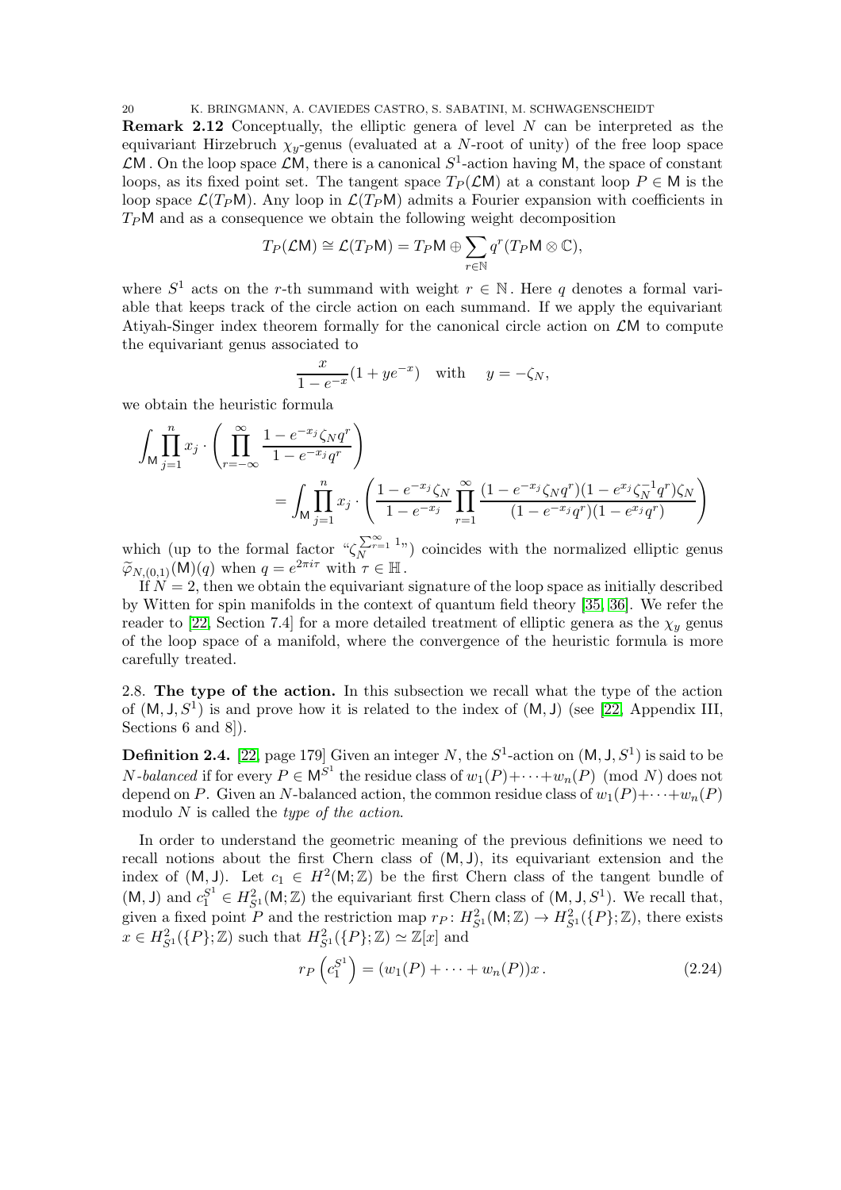**Remark 2.12** Conceptually, the elliptic genera of level $N$ can be interpreted as the equivariant Hirzebruch $\chi_y$-genus (evaluated at a $N$-root of unity) of the free loop space $\mathcal{L}\mathsf{M}$. On the loop space $\mathcal{L}\mathsf{M}$, there is a canonical $S^1$-action having $\mathsf{M}$, the space of constant loops, as its fixed point set. The tangent space $T_P(\mathcal{L}\mathsf{M})$ at a constant loop $P \in \mathsf{M}$ is the loop space $\mathcal{L}(T_P\mathsf{M})$. Any loop in $\mathcal{L}(T_P\mathsf{M})$ admits a Fourier expansion with coefficients in $T_P\mathsf{M}$ and as a consequence we obtain the following weight decomposition

$$T_P(\mathcal{L}\mathsf{M}) \cong \mathcal{L}(T_P\mathsf{M}) = T_P\mathsf{M} \oplus \sum_{r\in\mathbb{N}} q^r(T_P\mathsf{M} \otimes \mathbb{C}),$$

where $S^1$ acts on the $r$-th summand with weight $r \in \mathbb{N}$. Here $q$ denotes a formal variable that keeps track of the circle action on each summand. If we apply the equivariant Atiyah-Singer index theorem formally for the canonical circle action on $\mathcal{L}\mathsf{M}$ to compute the equivariant genus associated to

$$\frac{x}{1-e^{-x}}(1+ye^{-x}) \quad \text{with} \quad y = -\zeta_N,$$

we obtain the heuristic formula

$$\int_\mathsf{M} \prod_{j=1}^n x_j \cdot \left( \prod_{r=-\infty}^{\infty} \frac{1-e^{-x_j}\zeta_N q^r}{1-e^{-x_j}q^r} \right)$$
$$= \int_\mathsf{M} \prod_{j=1}^n x_j \cdot \left( \frac{1-e^{-x_j}\zeta_N}{1-e^{-x_j}} \prod_{r=1}^{\infty} \frac{(1-e^{-x_j}\zeta_N q^r)(1-e^{x_j}\zeta_N^{-1}q^r)\zeta_N}{(1-e^{-x_j}q^r)(1-e^{x_j}q^r)} \right)$$

which (up to the formal factor "$\zeta_N^{\sum_{r=1}^\infty 1}$") coincides with the normalized elliptic genus $\widetilde{\varphi}_{N,(0,1)}(\mathsf{M})(q)$ when $q = e^{2\pi i\tau}$ with $\tau \in \mathbb{H}$.

If $N = 2$, then we obtain the equivariant signature of the loop space as initially described by Witten for spin manifolds in the context of quantum field theory [35, 36]. We refer the reader to [22, Section 7.4] for a more detailed treatment of elliptic genera as the $\chi_y$ genus of the loop space of a manifold, where the convergence of the heuristic formula is more carefully treated.

2.8. **The type of the action.** In this subsection we recall what the type of the action of $(\mathsf{M}, \mathsf{J}, S^1)$ is and prove how it is related to the index of $(\mathsf{M}, \mathsf{J})$ (see [22, Appendix III, Sections 6 and 8]).

**Definition 2.4.** [22, page 179] Given an integer $N$, the $S^1$-action on $(\mathsf{M}, \mathsf{J}, S^1)$ is said to be *$N$-balanced* if for every $P \in \mathsf{M}^{S^1}$ the residue class of $w_1(P)+\cdots+w_n(P) \pmod N$ does not depend on $P$. Given an $N$-balanced action, the common residue class of $w_1(P)+\cdots+w_n(P)$ modulo $N$ is called the *type of the action*.

In order to understand the geometric meaning of the previous definitions we need to recall notions about the first Chern class of $(\mathsf{M}, \mathsf{J})$, its equivariant extension and the index of $(\mathsf{M}, \mathsf{J})$. Let $c_1 \in H^2(\mathsf{M}; \mathbb{Z})$ be the first Chern class of the tangent bundle of $(\mathsf{M}, \mathsf{J})$ and $c_1^{S^1} \in H^2_{S^1}(\mathsf{M}; \mathbb{Z})$ the equivariant first Chern class of $(\mathsf{M}, \mathsf{J}, S^1)$. We recall that, given a fixed point $P$ and the restriction map $r_P\colon H^2_{S^1}(\mathsf{M}; \mathbb{Z}) \to H^2_{S^1}(\{P\}; \mathbb{Z})$, there exists $x \in H^2_{S^1}(\{P\}; \mathbb{Z})$ such that $H^2_{S^1}(\{P\}; \mathbb{Z}) \simeq \mathbb{Z}[x]$ and

$$r_P\left(c_1^{S^1}\right) = (w_1(P) + \cdots + w_n(P))x\,. \tag{2.24}$$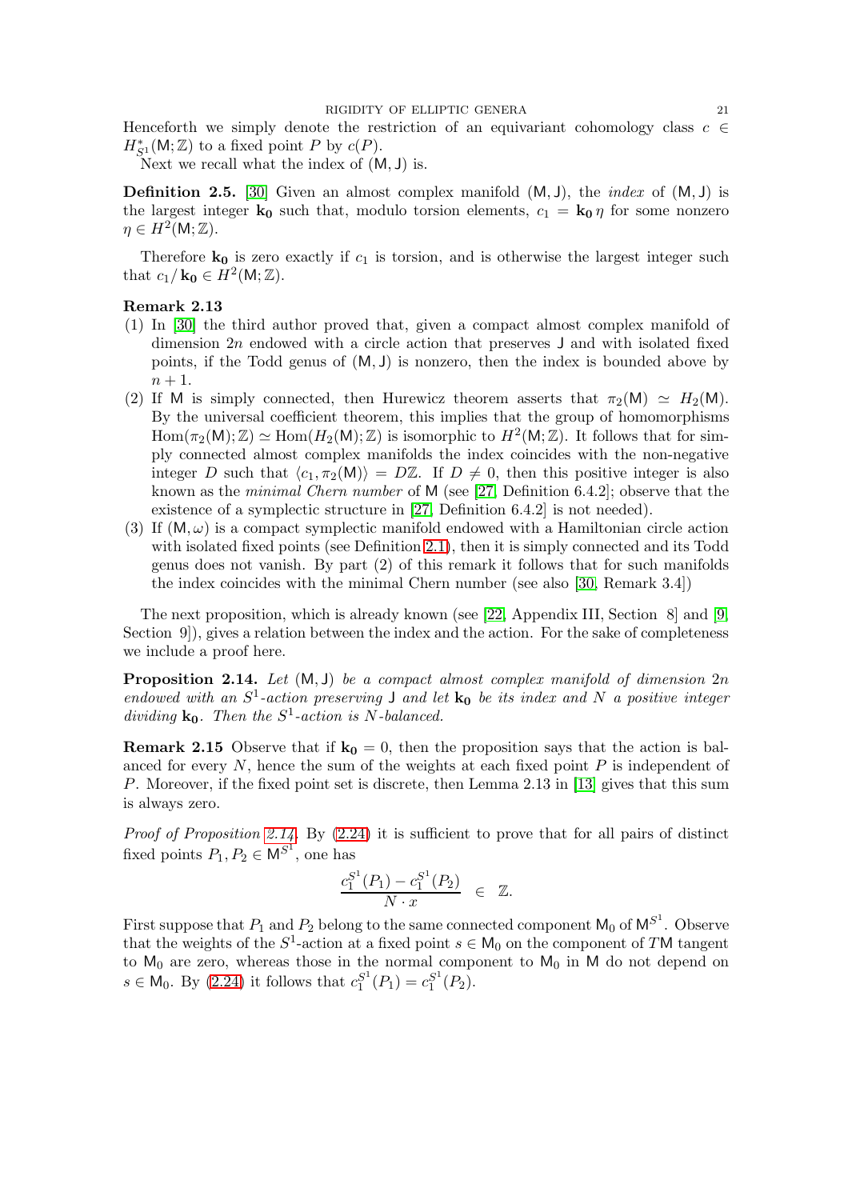Henceforth we simply denote the restriction of an equivariant cohomology class $c \in H^*_{S^1}(\mathsf{M};\mathbb{Z})$ to a fixed point $P$ by $c(P)$.

Next we recall what the index of $(\mathsf{M},\mathsf{J})$ is.

**Definition 2.5.** [30] Given an almost complex manifold $(\mathsf{M},\mathsf{J})$, the *index* of $(\mathsf{M},\mathsf{J})$ is the largest integer $\mathbf{k_0}$ such that, modulo torsion elements, $c_1 = \mathbf{k_0}\,\eta$ for some nonzero $\eta \in H^2(\mathsf{M};\mathbb{Z})$.

Therefore $\mathbf{k_0}$ is zero exactly if $c_1$ is torsion, and is otherwise the largest integer such that $c_1/\mathbf{k_0} \in H^2(\mathsf{M};\mathbb{Z})$.

**Remark 2.13**

1. In [30] the third author proved that, given a compact almost complex manifold of dimension $2n$ endowed with a circle action that preserves $\mathsf{J}$ and with isolated fixed points, if the Todd genus of $(\mathsf{M},\mathsf{J})$ is nonzero, then the index is bounded above by $n+1$.
2. If $\mathsf{M}$ is simply connected, then Hurewicz theorem asserts that $\pi_2(\mathsf{M}) \simeq H_2(\mathsf{M})$. By the universal coefficient theorem, this implies that the group of homomorphisms $\mathrm{Hom}(\pi_2(\mathsf{M});\mathbb{Z}) \simeq \mathrm{Hom}(H_2(\mathsf{M});\mathbb{Z})$ is isomorphic to $H^2(\mathsf{M};\mathbb{Z})$. It follows that for simply connected almost complex manifolds the index coincides with the non-negative integer $D$ such that $\langle c_1, \pi_2(\mathsf{M})\rangle = D\mathbb{Z}$. If $D \neq 0$, then this positive integer is also known as the *minimal Chern number* of $\mathsf{M}$ (see [27, Definition 6.4.2]; observe that the existence of a symplectic structure in [27, Definition 6.4.2] is not needed).
3. If $(\mathsf{M},\omega)$ is a compact symplectic manifold endowed with a Hamiltonian circle action with isolated fixed points (see Definition 2.1), then it is simply connected and its Todd genus does not vanish. By part (2) of this remark it follows that for such manifolds the index coincides with the minimal Chern number (see also [30, Remark 3.4])

The next proposition, which is already known (see [22, Appendix III, Section 8] and [9, Section 9]), gives a relation between the index and the action. For the sake of completeness we include a proof here.

**Proposition 2.14.** *Let $(\mathsf{M},\mathsf{J})$ be a compact almost complex manifold of dimension $2n$ endowed with an $S^1$-action preserving $\mathsf{J}$ and let $\mathbf{k_0}$ be its index and $N$ a positive integer dividing $\mathbf{k_0}$. Then the $S^1$-action is $N$-balanced.*

**Remark 2.15** Observe that if $\mathbf{k_0} = 0$, then the proposition says that the action is balanced for every $N$, hence the sum of the weights at each fixed point $P$ is independent of $P$. Moreover, if the fixed point set is discrete, then Lemma 2.13 in [13] gives that this sum is always zero.

*Proof of Proposition 2.14.* By (2.24) it is sufficient to prove that for all pairs of distinct fixed points $P_1, P_2 \in \mathsf{M}^{S^1}$, one has

$$\frac{c_1^{S^1}(P_1) - c_1^{S^1}(P_2)}{N \cdot x} \in \mathbb{Z}.$$

First suppose that $P_1$ and $P_2$ belong to the same connected component $\mathsf{M}_0$ of $\mathsf{M}^{S^1}$. Observe that the weights of the $S^1$-action at a fixed point $s \in \mathsf{M}_0$ on the component of $T\mathsf{M}$ tangent to $\mathsf{M}_0$ are zero, whereas those in the normal component to $\mathsf{M}_0$ in $\mathsf{M}$ do not depend on $s \in \mathsf{M}_0$. By (2.24) it follows that $c_1^{S^1}(P_1) = c_1^{S^1}(P_2)$.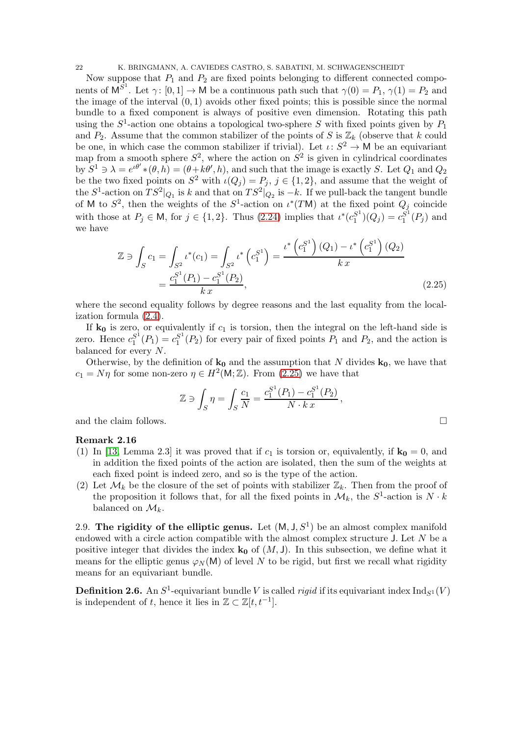Now suppose that $P_1$ and $P_2$ are fixed points belonging to different connected components of $\mathsf{M}^{S^1}$. Let $\gamma\colon [0,1] \to \mathsf{M}$ be a continuous path such that $\gamma(0) = P_1$, $\gamma(1) = P_2$ and the image of the interval $(0,1)$ avoids other fixed points; this is possible since the normal bundle to a fixed component is always of positive even dimension. Rotating this path using the $S^1$-action one obtains a topological two-sphere $S$ with fixed points given by $P_1$ and $P_2$. Assume that the common stabilizer of the points of $S$ is $\mathbb{Z}_k$ (observe that $k$ could be one, in which case the common stabilizer if trivial). Let $\iota\colon S^2 \to \mathsf{M}$ be an equivariant map from a smooth sphere $S^2$, where the action on $S^2$ is given in cylindrical coordinates by $S^1 \ni \lambda = e^{\iota\theta'} * (\theta, h) = (\theta + k\theta', h)$, and such that the image is exactly $S$. Let $Q_1$ and $Q_2$ be the two fixed points on $S^2$ with $\iota(Q_j) = P_j$, $j \in \{1,2\}$, and assume that the weight of the $S^1$-action on $TS^2|_{Q_1}$ is $k$ and that on $TS^2|_{Q_2}$ is $-k$. If we pull-back the tangent bundle of $\mathsf{M}$ to $S^2$, then the weights of the $S^1$-action on $\iota^*(T\mathsf{M})$ at the fixed point $Q_j$ coincide with those at $P_j \in \mathsf{M}$, for $j \in \{1,2\}$. Thus (2.24) implies that $\iota^*(c_1^{S^1})(Q_j) = c_1^{S^1}(P_j)$ and we have

$$\begin{aligned}
\mathbb{Z} \ni \int_S c_1 = \int_{S^2} \iota^*(c_1) = \int_{S^2} \iota^*\left(c_1^{S^1}\right) &= \frac{\iota^*\left(c_1^{S^1}\right)(Q_1) - \iota^*\left(c_1^{S^1}\right)(Q_2)}{k\,x} \\
&= \frac{c_1^{S^1}(P_1) - c_1^{S^1}(P_2)}{k\,x},
\end{aligned} \tag{2.25}$$

where the second equality follows by degree reasons and the last equality from the localization formula (2.4).

If $\mathbf{k_0}$ is zero, or equivalently if $c_1$ is torsion, then the integral on the left-hand side is zero. Hence $c_1^{S^1}(P_1) = c_1^{S^1}(P_2)$ for every pair of fixed points $P_1$ and $P_2$, and the action is balanced for every $N$.

Otherwise, by the definition of $\mathbf{k_0}$ and the assumption that $N$ divides $\mathbf{k_0}$, we have that $c_1 = N\eta$ for some non-zero $\eta \in H^2(\mathsf{M};\mathbb{Z})$. From (2.25) we have that

$$\mathbb{Z} \ni \int_S \eta = \int_S \frac{c_1}{N} = \frac{c_1^{S^1}(P_1) - c_1^{S^1}(P_2)}{N \cdot k\,x},$$

and the claim follows. □

**Remark 2.16**

(1) In [13, Lemma 2.3] it was proved that if $c_1$ is torsion or, equivalently, if $\mathbf{k_0} = 0$, and in addition the fixed points of the action are isolated, then the sum of the weights at each fixed point is indeed zero, and so is the type of the action.

(2) Let $\mathcal{M}_k$ be the closure of the set of points with stabilizer $\mathbb{Z}_k$. Then from the proof of the proposition it follows that, for all the fixed points in $\mathcal{M}_k$, the $S^1$-action is $N \cdot k$ balanced on $\mathcal{M}_k$.

2.9. **The rigidity of the elliptic genus.** Let $(\mathsf{M}, \mathsf{J}, S^1)$ be an almost complex manifold endowed with a circle action compatible with the almost complex structure $\mathsf{J}$. Let $N$ be a positive integer that divides the index $\mathbf{k_0}$ of $(M, \mathsf{J})$. In this subsection, we define what it means for the elliptic genus $\varphi_N(\mathsf{M})$ of level $N$ to be rigid, but first we recall what rigidity means for an equivariant bundle.

**Definition 2.6.** An $S^1$-equivariant bundle $V$ is called *rigid* if its equivariant index $\mathrm{Ind}_{S^1}(V)$ is independent of $t$, hence it lies in $\mathbb{Z} \subset \mathbb{Z}[t, t^{-1}]$.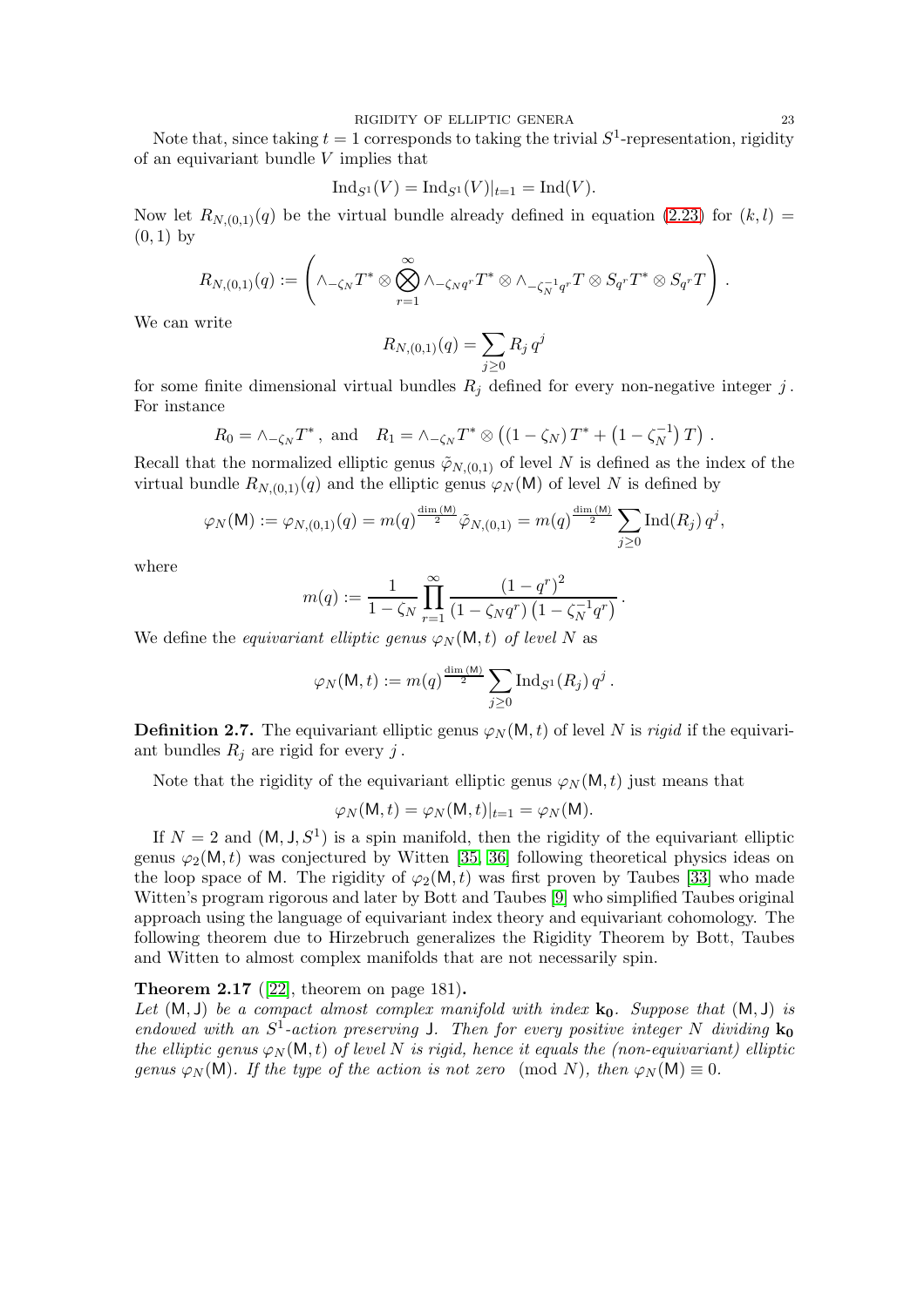Note that, since taking $t = 1$ corresponds to taking the trivial $S^1$-representation, rigidity of an equivariant bundle $V$ implies that

$$\mathrm{Ind}_{S^1}(V) = \mathrm{Ind}_{S^1}(V)|_{t=1} = \mathrm{Ind}(V).$$

Now let $R_{N,(0,1)}(q)$ be the virtual bundle already defined in equation (2.23) for $(k,l) = (0,1)$ by

$$R_{N,(0,1)}(q) := \left( \wedge_{-\zeta_N} T^* \otimes \bigotimes_{r=1}^{\infty} \wedge_{-\zeta_N q^r} T^* \otimes \wedge_{-\zeta_N^{-1} q^r} T \otimes S_{q^r} T^* \otimes S_{q^r} T \right).$$

We can write

$$R_{N,(0,1)}(q) = \sum_{j \geq 0} R_j \, q^j$$

for some finite dimensional virtual bundles $R_j$ defined for every non-negative integer $j$. For instance

$$R_0 = \wedge_{-\zeta_N} T^*, \text{ and } \quad R_1 = \wedge_{-\zeta_N} T^* \otimes \left( (1 - \zeta_N) T^* + \left(1 - \zeta_N^{-1}\right) T \right).$$

Recall that the normalized elliptic genus $\tilde{\varphi}_{N,(0,1)}$ of level $N$ is defined as the index of the virtual bundle $R_{N,(0,1)}(q)$ and the elliptic genus $\varphi_N(\mathsf{M})$ of level $N$ is defined by

$$\varphi_N(\mathsf{M}) := \varphi_{N,(0,1)}(q) = m(q)^{\frac{\dim(\mathsf{M})}{2}} \tilde{\varphi}_{N,(0,1)} = m(q)^{\frac{\dim(\mathsf{M})}{2}} \sum_{j \geq 0} \mathrm{Ind}(R_j) \, q^j,$$

where

$$m(q) := \frac{1}{1 - \zeta_N} \prod_{r=1}^{\infty} \frac{(1 - q^r)^2}{(1 - \zeta_N q^r)\left(1 - \zeta_N^{-1} q^r\right)}.$$

We define the *equivariant elliptic genus $\varphi_N(\mathsf{M}, t)$ of level $N$* as

$$\varphi_N(\mathsf{M}, t) := m(q)^{\frac{\dim(\mathsf{M})}{2}} \sum_{j \geq 0} \mathrm{Ind}_{S^1}(R_j) \, q^j.$$

**Definition 2.7.** The equivariant elliptic genus $\varphi_N(\mathsf{M}, t)$ of level $N$ is *rigid* if the equivariant bundles $R_j$ are rigid for every $j$.

Note that the rigidity of the equivariant elliptic genus $\varphi_N(\mathsf{M}, t)$ just means that

$$\varphi_N(\mathsf{M}, t) = \varphi_N(\mathsf{M}, t)|_{t=1} = \varphi_N(\mathsf{M}).$$

If $N = 2$ and $(\mathsf{M}, \mathsf{J}, S^1)$ is a spin manifold, then the rigidity of the equivariant elliptic genus $\varphi_2(\mathsf{M}, t)$ was conjectured by Witten [35, 36] following theoretical physics ideas on the loop space of $\mathsf{M}$. The rigidity of $\varphi_2(\mathsf{M}, t)$ was first proven by Taubes [33] who made Witten's program rigorous and later by Bott and Taubes [9] who simplified Taubes original approach using the language of equivariant index theory and equivariant cohomology. The following theorem due to Hirzebruch generalizes the Rigidity Theorem by Bott, Taubes and Witten to almost complex manifolds that are not necessarily spin.

**Theorem 2.17** ([22], theorem on page 181)**.**
*Let $(\mathsf{M}, \mathsf{J})$ be a compact almost complex manifold with index $\mathbf{k_0}$. Suppose that $(\mathsf{M}, \mathsf{J})$ is endowed with an $S^1$-action preserving $\mathsf{J}$. Then for every positive integer $N$ dividing $\mathbf{k_0}$ the elliptic genus $\varphi_N(\mathsf{M}, t)$ of level $N$ is rigid, hence it equals the (non-equivariant) elliptic genus $\varphi_N(\mathsf{M})$. If the type of the action is not zero $\pmod N$, then $\varphi_N(\mathsf{M}) \equiv 0$.*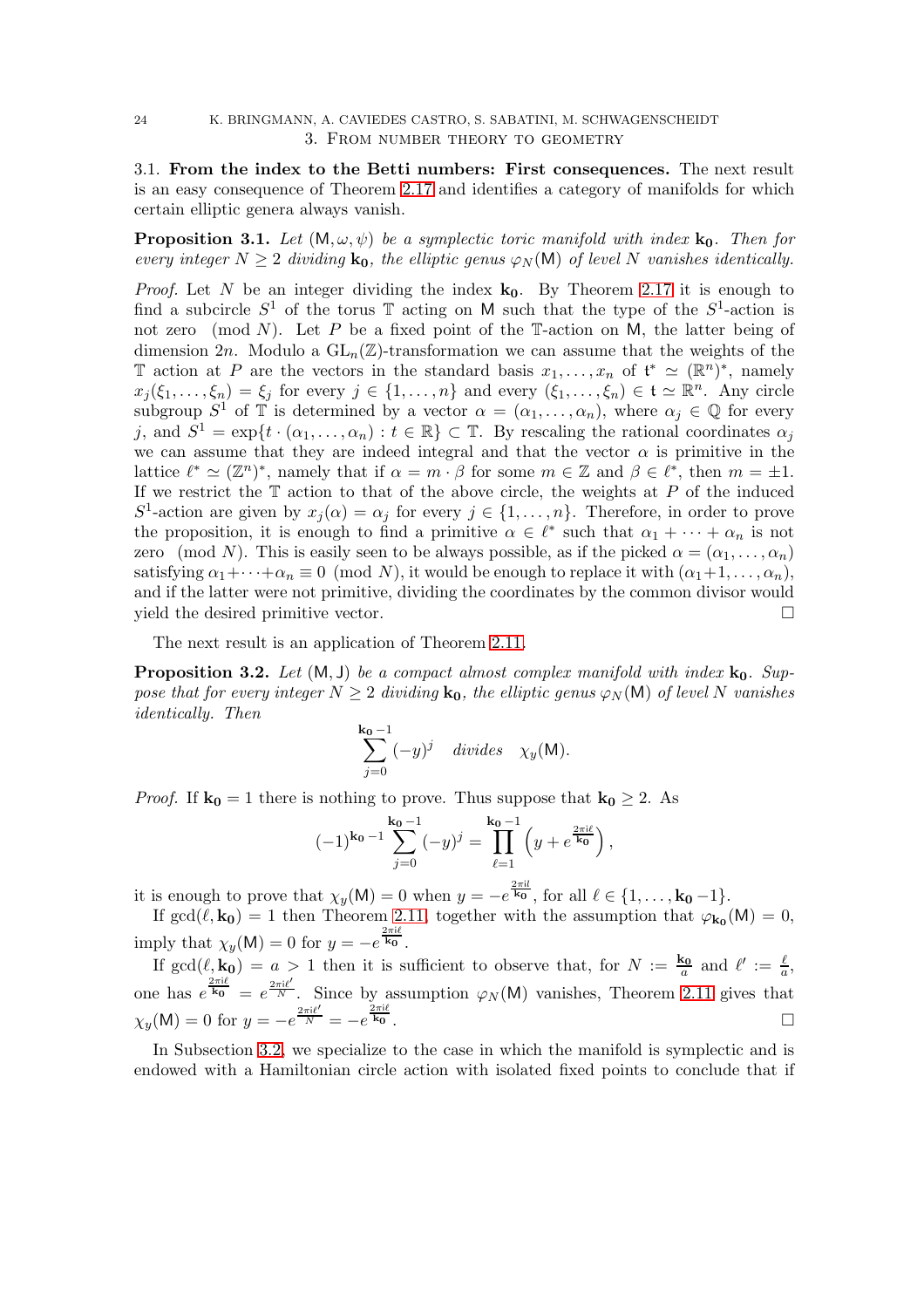## 3. From number theory to geometry

### 3.1. From the index to the Betti numbers: First consequences.

The next result is an easy consequence of Theorem 2.17 and identifies a category of manifolds for which certain elliptic genera always vanish.

**Proposition 3.1.** *Let $(\mathsf{M}, \omega, \psi)$ be a symplectic toric manifold with index $\mathbf{k_0}$. Then for every integer $N \geq 2$ dividing $\mathbf{k_0}$, the elliptic genus $\varphi_N(\mathsf{M})$ of level $N$ vanishes identically.*

*Proof.* Let $N$ be an integer dividing the index $\mathbf{k_0}$. By Theorem 2.17 it is enough to find a subcircle $S^1$ of the torus $\mathbb{T}$ acting on $\mathsf{M}$ such that the type of the $S^1$-action is not zero $\pmod N$. Let $P$ be a fixed point of the $\mathbb{T}$-action on $\mathsf{M}$, the latter being of dimension $2n$. Modulo a $\mathrm{GL}_n(\mathbb{Z})$-transformation we can assume that the weights of the $\mathbb{T}$ action at $P$ are the vectors in the standard basis $x_1, \ldots, x_n$ of $\mathfrak{t}^* \simeq (\mathbb{R}^n)^*$, namely $x_j(\xi_1, \ldots, \xi_n) = \xi_j$ for every $j \in \{1, \ldots, n\}$ and every $(\xi_1, \ldots, \xi_n) \in \mathfrak{t} \simeq \mathbb{R}^n$. Any circle subgroup $S^1$ of $\mathbb{T}$ is determined by a vector $\alpha = (\alpha_1, \ldots, \alpha_n)$, where $\alpha_j \in \mathbb{Q}$ for every $j$, and $S^1 = \exp\{t \cdot (\alpha_1, \ldots, \alpha_n) : t \in \mathbb{R}\} \subset \mathbb{T}$. By rescaling the rational coordinates $\alpha_j$ we can assume that they are indeed integral and that the vector $\alpha$ is primitive in the lattice $\ell^* \simeq (\mathbb{Z}^n)^*$, namely that if $\alpha = m \cdot \beta$ for some $m \in \mathbb{Z}$ and $\beta \in \ell^*$, then $m = \pm 1$. If we restrict the $\mathbb{T}$ action to that of the above circle, the weights at $P$ of the induced $S^1$-action are given by $x_j(\alpha) = \alpha_j$ for every $j \in \{1, \ldots, n\}$. Therefore, in order to prove the proposition, it is enough to find a primitive $\alpha \in \ell^*$ such that $\alpha_1 + \cdots + \alpha_n$ is not zero $\pmod N$. This is easily seen to be always possible, as if the picked $\alpha = (\alpha_1, \ldots, \alpha_n)$ satisfying $\alpha_1 + \cdots + \alpha_n \equiv 0 \pmod N$, it would be enough to replace it with $(\alpha_1 + 1, \ldots, \alpha_n)$, and if the latter were not primitive, dividing the coordinates by the common divisor would yield the desired primitive vector. $\square$

The next result is an application of Theorem 2.11.

**Proposition 3.2.** *Let $(\mathsf{M}, \mathsf{J})$ be a compact almost complex manifold with index $\mathbf{k_0}$. Suppose that for every integer $N \geq 2$ dividing $\mathbf{k_0}$, the elliptic genus $\varphi_N(\mathsf{M})$ of level $N$ vanishes identically. Then*

$$\sum_{j=0}^{\mathbf{k_0}-1} (-y)^j \quad \textit{divides} \quad \chi_y(\mathsf{M}).$$

*Proof.* If $\mathbf{k_0} = 1$ there is nothing to prove. Thus suppose that $\mathbf{k_0} \geq 2$. As

$$(-1)^{\mathbf{k_0}-1} \sum_{j=0}^{\mathbf{k_0}-1} (-y)^j = \prod_{\ell=1}^{\mathbf{k_0}-1} \left( y + e^{\frac{2\pi i \ell}{\mathbf{k_0}}} \right),$$

it is enough to prove that $\chi_y(\mathsf{M}) = 0$ when $y = -e^{\frac{2\pi i \ell}{\mathbf{k_0}}}$, for all $\ell \in \{1, \ldots, \mathbf{k_0} - 1\}$.

If $\gcd(\ell, \mathbf{k_0}) = 1$ then Theorem 2.11, together with the assumption that $\varphi_{\mathbf{k_0}}(\mathsf{M}) = 0$, imply that $\chi_y(\mathsf{M}) = 0$ for $y = -e^{\frac{2\pi i \ell}{\mathbf{k_0}}}$.

If $\gcd(\ell, \mathbf{k_0}) = a > 1$ then it is sufficient to observe that, for $N := \frac{\mathbf{k_0}}{a}$ and $\ell' := \frac{\ell}{a}$, one has $e^{\frac{2\pi i \ell}{\mathbf{k_0}}} = e^{\frac{2\pi i \ell'}{N}}$. Since by assumption $\varphi_N(\mathsf{M})$ vanishes, Theorem 2.11 gives that $\chi_y(\mathsf{M}) = 0$ for $y = -e^{\frac{2\pi i \ell'}{N}} = -e^{\frac{2\pi i \ell}{\mathbf{k_0}}}$. $\square$

In Subsection 3.2, we specialize to the case in which the manifold is symplectic and is endowed with a Hamiltonian circle action with isolated fixed points to conclude that if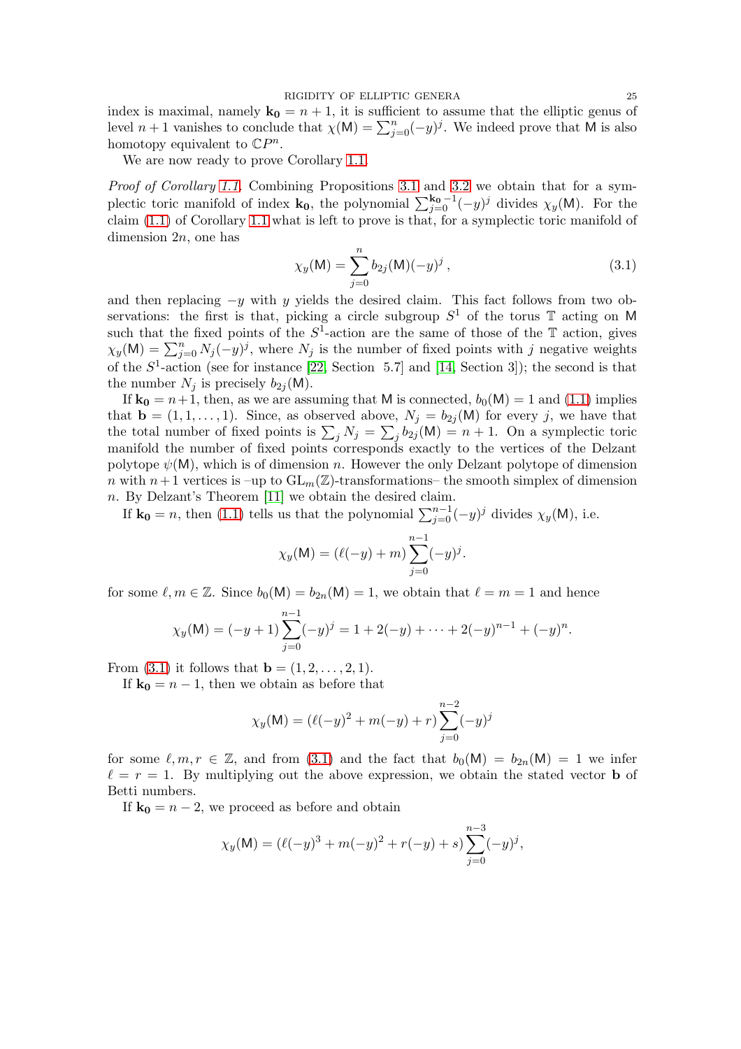index is maximal, namely $\mathbf{k_0} = n+1$, it is sufficient to assume that the elliptic genus of level $n+1$ vanishes to conclude that $\chi(\mathsf{M}) = \sum_{j=0}^{n}(-y)^j$. We indeed prove that $\mathsf{M}$ is also homotopy equivalent to $\mathbb{C}P^n$.

We are now ready to prove Corollary 1.1.

*Proof of Corollary 1.1.* Combining Propositions 3.1 and 3.2 we obtain that for a symplectic toric manifold of index $\mathbf{k_0}$, the polynomial $\sum_{j=0}^{\mathbf{k_0}-1}(-y)^j$ divides $\chi_y(\mathsf{M})$. For the claim (1.1) of Corollary 1.1 what is left to prove is that, for a symplectic toric manifold of dimension $2n$, one has

$$\chi_y(\mathsf{M}) = \sum_{j=0}^{n} b_{2j}(\mathsf{M})(-y)^j\,, \tag{3.1}$$

and then replacing $-y$ with $y$ yields the desired claim. This fact follows from two observations: the first is that, picking a circle subgroup $S^1$ of the torus $\mathbb{T}$ acting on $\mathsf{M}$ such that the fixed points of the $S^1$-action are the same of those of the $\mathbb{T}$ action, gives $\chi_y(\mathsf{M}) = \sum_{j=0}^{n} N_j(-y)^j$, where $N_j$ is the number of fixed points with $j$ negative weights of the $S^1$-action (see for instance [22, Section 5.7] and [14, Section 3]); the second is that the number $N_j$ is precisely $b_{2j}(\mathsf{M})$.

If $\mathbf{k_0} = n+1$, then, as we are assuming that $\mathsf{M}$ is connected, $b_0(\mathsf{M}) = 1$ and (1.1) implies that $\mathbf{b} = (1, 1, \ldots, 1)$. Since, as observed above, $N_j = b_{2j}(\mathsf{M})$ for every $j$, we have that the total number of fixed points is $\sum_j N_j = \sum_j b_{2j}(\mathsf{M}) = n+1$. On a symplectic toric manifold the number of fixed points corresponds exactly to the vertices of the Delzant polytope $\psi(\mathsf{M})$, which is of dimension $n$. However the only Delzant polytope of dimension $n$ with $n+1$ vertices is –up to $\mathrm{GL}_m(\mathbb{Z})$-transformations– the smooth simplex of dimension $n$. By Delzant's Theorem [11] we obtain the desired claim.

If $\mathbf{k_0} = n$, then (1.1) tells us that the polynomial $\sum_{j=0}^{n-1}(-y)^j$ divides $\chi_y(\mathsf{M})$, i.e.

$$\chi_y(\mathsf{M}) = (\ell(-y) + m)\sum_{j=0}^{n-1}(-y)^j.$$

for some $\ell, m \in \mathbb{Z}$. Since $b_0(\mathsf{M}) = b_{2n}(\mathsf{M}) = 1$, we obtain that $\ell = m = 1$ and hence

$$\chi_y(\mathsf{M}) = (-y+1)\sum_{j=0}^{n-1}(-y)^j = 1 + 2(-y) + \cdots + 2(-y)^{n-1} + (-y)^n.$$

From (3.1) it follows that $\mathbf{b} = (1, 2, \ldots, 2, 1)$.

If $\mathbf{k_0} = n-1$, then we obtain as before that

$$\chi_y(\mathsf{M}) = (\ell(-y)^2 + m(-y) + r)\sum_{j=0}^{n-2}(-y)^j$$

for some $\ell, m, r \in \mathbb{Z}$, and from (3.1) and the fact that $b_0(\mathsf{M}) = b_{2n}(\mathsf{M}) = 1$ we infer $\ell = r = 1$. By multiplying out the above expression, we obtain the stated vector $\mathbf{b}$ of Betti numbers.

If $\mathbf{k_0} = n-2$, we proceed as before and obtain

$$\chi_y(\mathsf{M}) = (\ell(-y)^3 + m(-y)^2 + r(-y) + s)\sum_{j=0}^{n-3}(-y)^j,$$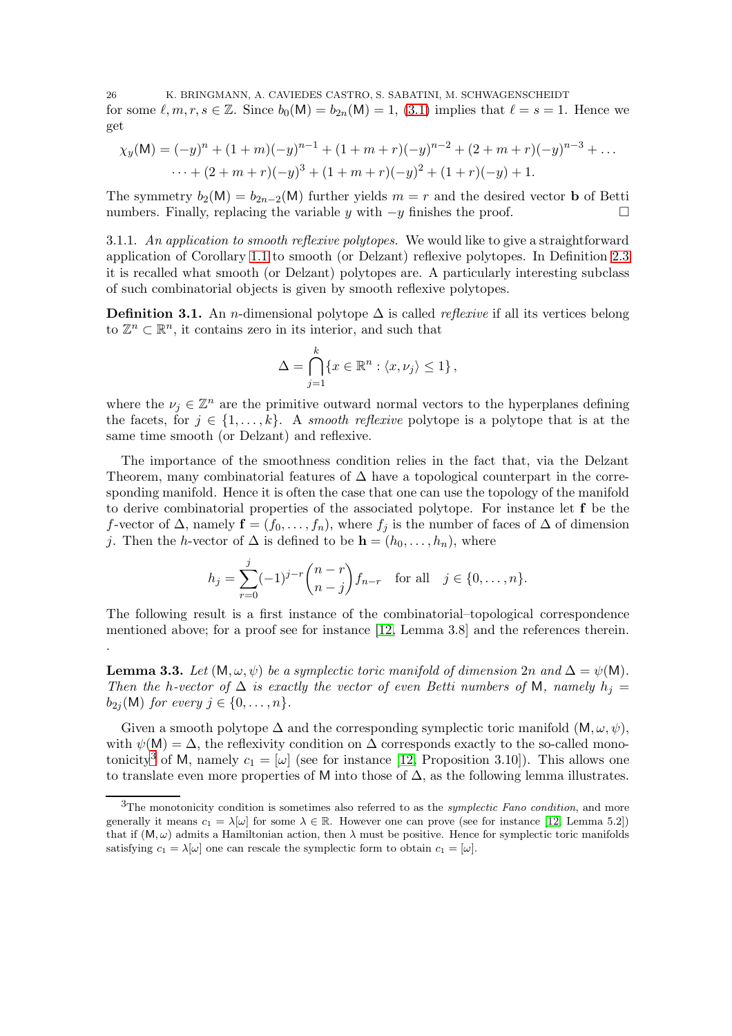for some $\ell, m, r, s \in \mathbb{Z}$. Since $b_0(\mathsf{M}) = b_{2n}(\mathsf{M}) = 1$, (3.1) implies that $\ell = s = 1$. Hence we get

$$\chi_y(\mathsf{M}) = (-y)^n + (1+m)(-y)^{n-1} + (1+m+r)(-y)^{n-2} + (2+m+r)(-y)^{n-3} + \dots$$
$$\dots + (2+m+r)(-y)^3 + (1+m+r)(-y)^2 + (1+r)(-y) + 1.$$

The symmetry $b_2(\mathsf{M}) = b_{2n-2}(\mathsf{M})$ further yields $m = r$ and the desired vector $\mathbf{b}$ of Betti numbers. Finally, replacing the variable $y$ with $-y$ finishes the proof. $\square$

3.1.1. *An application to smooth reflexive polytopes.* We would like to give a straightforward application of Corollary 1.1 to smooth (or Delzant) reflexive polytopes. In Definition 2.3 it is recalled what smooth (or Delzant) polytopes are. A particularly interesting subclass of such combinatorial objects is given by smooth reflexive polytopes.

**Definition 3.1.** An $n$-dimensional polytope $\Delta$ is called *reflexive* if all its vertices belong to $\mathbb{Z}^n \subset \mathbb{R}^n$, it contains zero in its interior, and such that

$$\Delta = \bigcap_{j=1}^{k} \{x \in \mathbb{R}^n : \langle x, \nu_j \rangle \leq 1\},$$

where the $\nu_j \in \mathbb{Z}^n$ are the primitive outward normal vectors to the hyperplanes defining the facets, for $j \in \{1, \dots, k\}$. A *smooth reflexive* polytope is a polytope that is at the same time smooth (or Delzant) and reflexive.

The importance of the smoothness condition relies in the fact that, via the Delzant Theorem, many combinatorial features of $\Delta$ have a topological counterpart in the corresponding manifold. Hence it is often the case that one can use the topology of the manifold to derive combinatorial properties of the associated polytope. For instance let $\mathbf{f}$ be the $f$-vector of $\Delta$, namely $\mathbf{f} = (f_0, \dots, f_n)$, where $f_j$ is the number of faces of $\Delta$ of dimension $j$. Then the $h$-vector of $\Delta$ is defined to be $\mathbf{h} = (h_0, \dots, h_n)$, where

$$h_j = \sum_{r=0}^{j} (-1)^{j-r} \binom{n-r}{n-j} f_{n-r} \quad \text{for all} \quad j \in \{0, \dots, n\}.$$

The following result is a first instance of the combinatorial–topological correspondence mentioned above; for a proof see for instance [12, Lemma 3.8] and the references therein.
.

**Lemma 3.3.** *Let $(\mathsf{M}, \omega, \psi)$ be a symplectic toric manifold of dimension $2n$ and $\Delta = \psi(\mathsf{M})$. Then the $h$-vector of $\Delta$ is exactly the vector of even Betti numbers of $\mathsf{M}$, namely $h_j = b_{2j}(\mathsf{M})$ for every $j \in \{0, \dots, n\}$.*

Given a smooth polytope $\Delta$ and the corresponding symplectic toric manifold $(\mathsf{M}, \omega, \psi)$, with $\psi(\mathsf{M}) = \Delta$, the reflexivity condition on $\Delta$ corresponds exactly to the so-called monotonicity[3] of $\mathsf{M}$, namely $c_1 = [\omega]$ (see for instance [12, Proposition 3.10]). This allows one to translate even more properties of $\mathsf{M}$ into those of $\Delta$, as the following lemma illustrates.

[3]The monotonicity condition is sometimes also referred to as the *symplectic Fano condition*, and more generally it means $c_1 = \lambda[\omega]$ for some $\lambda \in \mathbb{R}$. However one can prove (see for instance [12, Lemma 5.2]) that if $(\mathsf{M}, \omega)$ admits a Hamiltonian action, then $\lambda$ must be positive. Hence for symplectic toric manifolds satisfying $c_1 = \lambda[\omega]$ one can rescale the symplectic form to obtain $c_1 = [\omega]$.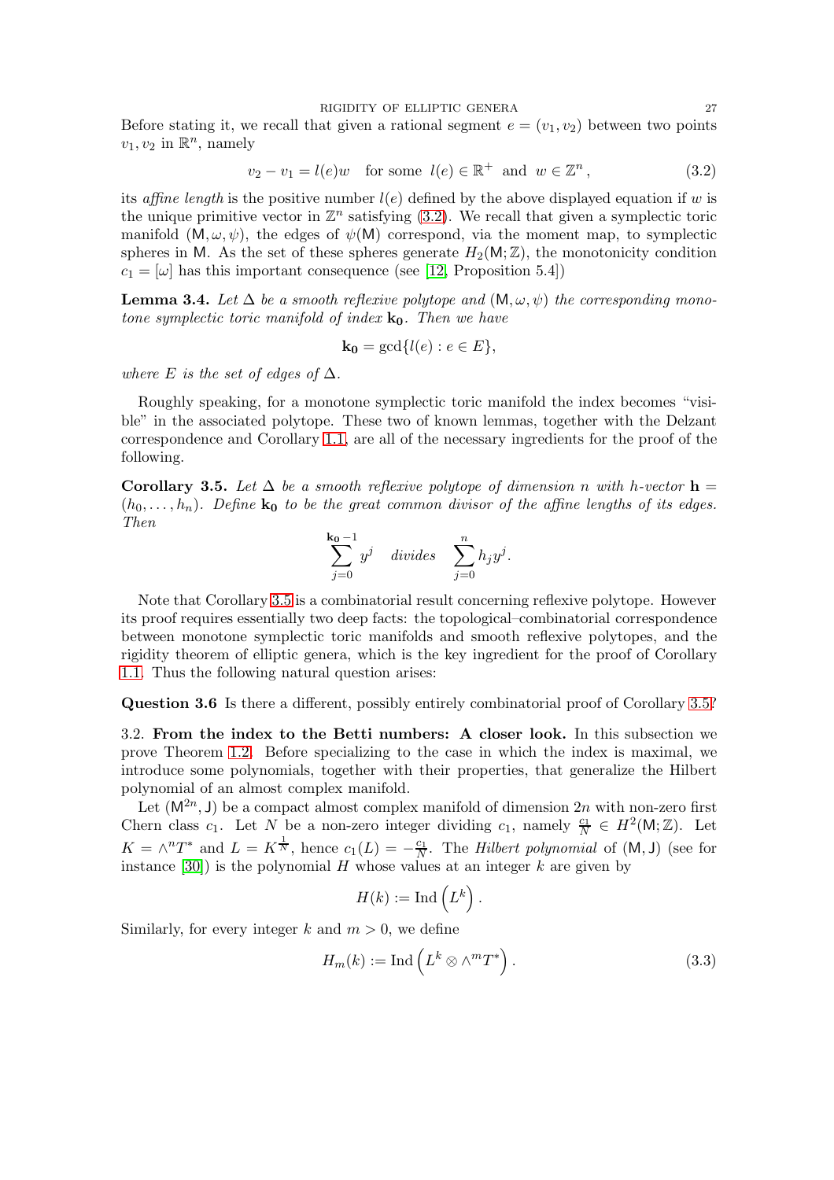Before stating it, we recall that given a rational segment $e = (v_1, v_2)$ between two points $v_1, v_2$ in $\mathbb{R}^n$, namely

$$v_2 - v_1 = l(e)w \quad \text{for some } \; l(e) \in \mathbb{R}^+ \; \text{ and } \; w \in \mathbb{Z}^n \,, \tag{3.2}$$

its *affine length* is the positive number $l(e)$ defined by the above displayed equation if $w$ is the unique primitive vector in $\mathbb{Z}^n$ satisfying (3.2). We recall that given a symplectic toric manifold $(\mathsf{M}, \omega, \psi)$, the edges of $\psi(\mathsf{M})$ correspond, via the moment map, to symplectic spheres in $\mathsf{M}$. As the set of these spheres generate $H_2(\mathsf{M};\mathbb{Z})$, the monotonicity condition $c_1 = [\omega]$ has this important consequence (see [12, Proposition 5.4])

**Lemma 3.4.** *Let $\Delta$ be a smooth reflexive polytope and $(\mathsf{M}, \omega, \psi)$ the corresponding monotone symplectic toric manifold of index $\mathbf{k_0}$. Then we have*

$$\mathbf{k_0} = \gcd\{l(e) : e \in E\},$$

*where $E$ is the set of edges of $\Delta$.*

Roughly speaking, for a monotone symplectic toric manifold the index becomes "visible" in the associated polytope. These two of known lemmas, together with the Delzant correspondence and Corollary 1.1, are all of the necessary ingredients for the proof of the following.

**Corollary 3.5.** *Let $\Delta$ be a smooth reflexive polytope of dimension $n$ with h-vector $\mathbf{h} = (h_0, \dots, h_n)$. Define $\mathbf{k_0}$ to be the great common divisor of the affine lengths of its edges. Then*

$$\sum_{j=0}^{\mathbf{k_0}-1} y^j \quad \textit{divides} \quad \sum_{j=0}^{n} h_j y^j.$$

Note that Corollary 3.5 is a combinatorial result concerning reflexive polytope. However its proof requires essentially two deep facts: the topological–combinatorial correspondence between monotone symplectic toric manifolds and smooth reflexive polytopes, and the rigidity theorem of elliptic genera, which is the key ingredient for the proof of Corollary 1.1. Thus the following natural question arises:

**Question 3.6** Is there a different, possibly entirely combinatorial proof of Corollary 3.5?

3.2. **From the index to the Betti numbers: A closer look.** In this subsection we prove Theorem 1.2. Before specializing to the case in which the index is maximal, we introduce some polynomials, together with their properties, that generalize the Hilbert polynomial of an almost complex manifold.

Let $(\mathsf{M}^{2n}, \mathsf{J})$ be a compact almost complex manifold of dimension $2n$ with non-zero first Chern class $c_1$. Let $N$ be a non-zero integer dividing $c_1$, namely $\frac{c_1}{N} \in H^2(\mathsf{M};\mathbb{Z})$. Let $K = \wedge^n T^*$ and $L = K^{\frac{1}{N}}$, hence $c_1(L) = -\frac{c_1}{N}$. The *Hilbert polynomial* of $(\mathsf{M}, \mathsf{J})$ (see for instance [30]) is the polynomial $H$ whose values at an integer $k$ are given by

$$H(k) := \mathrm{Ind}\left(L^k\right).$$

Similarly, for every integer $k$ and $m > 0$, we define

$$H_m(k) := \mathrm{Ind}\left(L^k \otimes \wedge^m T^*\right). \tag{3.3}$$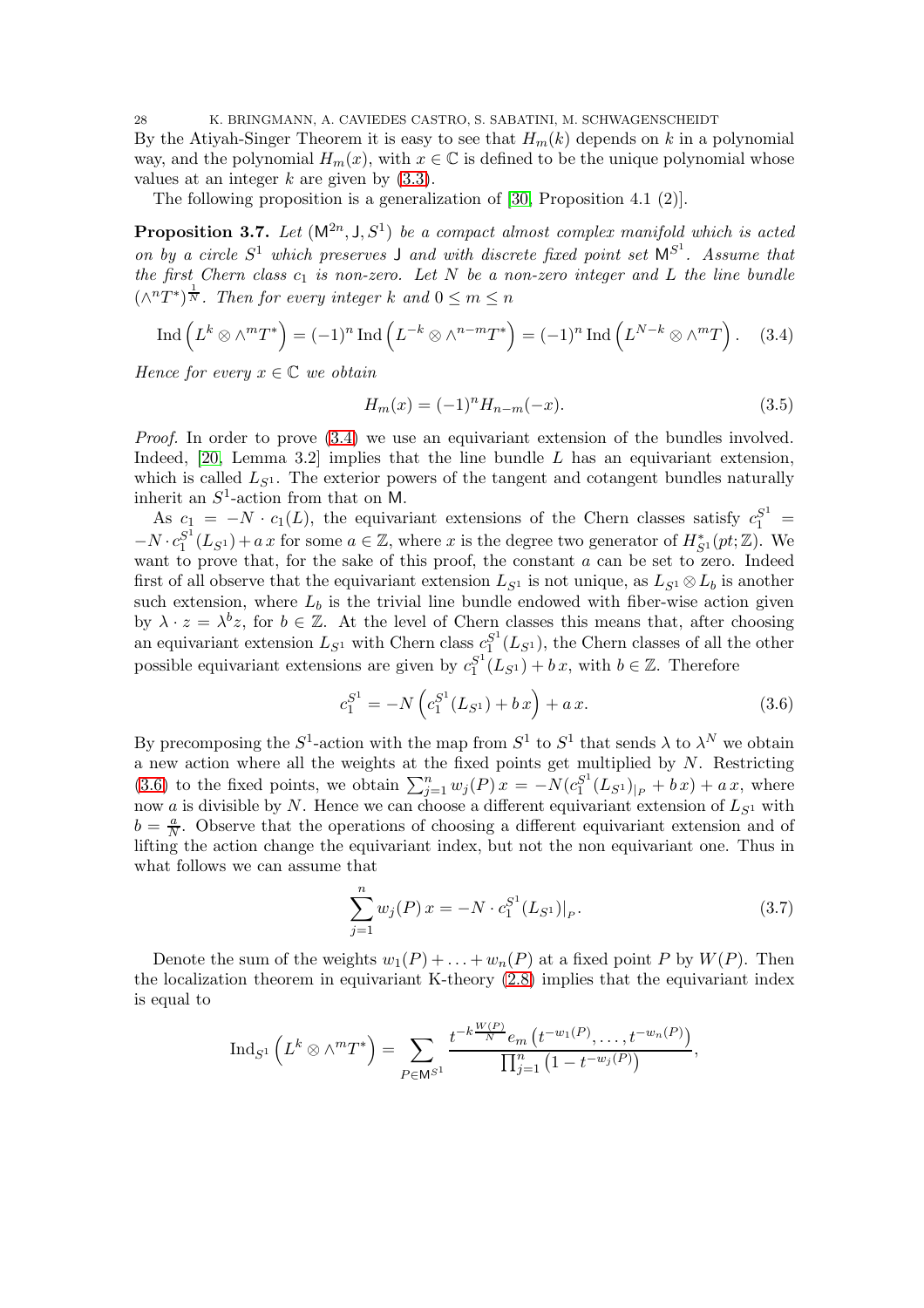By the Atiyah-Singer Theorem it is easy to see that $H_m(k)$ depends on $k$ in a polynomial way, and the polynomial $H_m(x)$, with $x \in \mathbb{C}$ is defined to be the unique polynomial whose values at an integer $k$ are given by (3.3).

The following proposition is a generalization of [30, Proposition 4.1 (2)].

**Proposition 3.7.** *Let $(\mathsf{M}^{2n}, \mathsf{J}, S^1)$ be a compact almost complex manifold which is acted on by a circle $S^1$ which preserves $\mathsf{J}$ and with discrete fixed point set $\mathsf{M}^{S^1}$. Assume that the first Chern class $c_1$ is non-zero. Let $N$ be a non-zero integer and $L$ the line bundle $(\wedge^n T^*)^{\frac{1}{N}}$. Then for every integer $k$ and $0 \leq m \leq n$*

$$\operatorname{Ind}\left(L^k \otimes \wedge^m T^*\right) = (-1)^n \operatorname{Ind}\left(L^{-k} \otimes \wedge^{n-m} T^*\right) = (-1)^n \operatorname{Ind}\left(L^{N-k} \otimes \wedge^m T\right). \quad (3.4)$$

*Hence for every $x \in \mathbb{C}$ we obtain*

$$H_m(x) = (-1)^n H_{n-m}(-x). \quad (3.5)$$

*Proof.* In order to prove (3.4) we use an equivariant extension of the bundles involved. Indeed, [20, Lemma 3.2] implies that the line bundle $L$ has an equivariant extension, which is called $L_{S^1}$. The exterior powers of the tangent and cotangent bundles naturally inherit an $S^1$-action from that on $\mathsf{M}$.

As $c_1 = -N \cdot c_1(L)$, the equivariant extensions of the Chern classes satisfy $c_1^{S^1} = -N \cdot c_1^{S^1}(L_{S^1}) + a\, x$ for some $a \in \mathbb{Z}$, where $x$ is the degree two generator of $H^*_{S^1}(pt; \mathbb{Z})$. We want to prove that, for the sake of this proof, the constant $a$ can be set to zero. Indeed first of all observe that the equivariant extension $L_{S^1}$ is not unique, as $L_{S^1} \otimes L_b$ is another such extension, where $L_b$ is the trivial line bundle endowed with fiber-wise action given by $\lambda \cdot z = \lambda^b z$, for $b \in \mathbb{Z}$. At the level of Chern classes this means that, after choosing an equivariant extension $L_{S^1}$ with Chern class $c_1^{S^1}(L_{S^1})$, the Chern classes of all the other possible equivariant extensions are given by $c_1^{S^1}(L_{S^1}) + b\, x$, with $b \in \mathbb{Z}$. Therefore

$$c_1^{S^1} = -N\left(c_1^{S^1}(L_{S^1}) + b\, x\right) + a\, x. \quad (3.6)$$

By precomposing the $S^1$-action with the map from $S^1$ to $S^1$ that sends $\lambda$ to $\lambda^N$ we obtain a new action where all the weights at the fixed points get multiplied by $N$. Restricting (3.6) to the fixed points, we obtain $\sum_{j=1}^n w_j(P)\, x = -N(c_1^{S^1}(L_{S^1})_{|_P} + b\, x) + a\, x$, where now $a$ is divisible by $N$. Hence we can choose a different equivariant extension of $L_{S^1}$ with $b = \frac{a}{N}$. Observe that the operations of choosing a different equivariant extension and of lifting the action change the equivariant index, but not the non equivariant one. Thus in what follows we can assume that

$$\sum_{j=1}^n w_j(P)\, x = -N \cdot c_1^{S^1}(L_{S^1})_{|_P}. \quad (3.7)$$

Denote the sum of the weights $w_1(P) + \ldots + w_n(P)$ at a fixed point $P$ by $W(P)$. Then the localization theorem in equivariant K-theory (2.8) implies that the equivariant index is equal to

$$\operatorname{Ind}_{S^1}\left(L^k \otimes \wedge^m T^*\right) = \sum_{P \in \mathsf{M}^{S^1}} \frac{t^{-k\frac{W(P)}{N}} e_m\left(t^{-w_1(P)}, \ldots, t^{-w_n(P)}\right)}{\prod_{j=1}^n \left(1 - t^{-w_j(P)}\right)},$$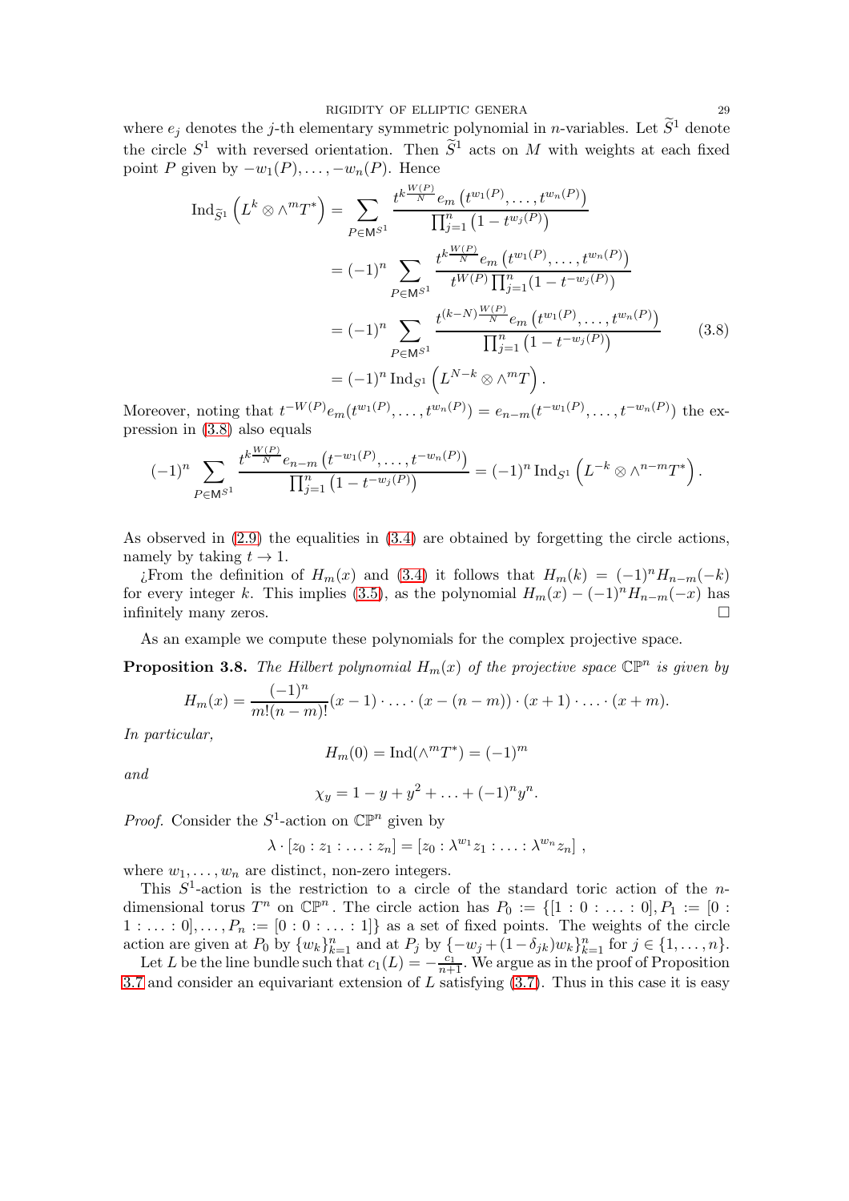where $e_j$ denotes the $j$-th elementary symmetric polynomial in $n$-variables. Let $\widetilde{S}^1$ denote the circle $S^1$ with reversed orientation. Then $\widetilde{S}^1$ acts on $M$ with weights at each fixed point $P$ given by $-w_1(P), \dots, -w_n(P)$. Hence

$$
\begin{aligned}
\operatorname{Ind}_{\widetilde{S}^1}\left(L^k \otimes \wedge^m T^*\right) &= \sum_{P \in \mathsf{M}^{S^1}} \frac{t^{k\frac{W(P)}{N}} e_m\left(t^{w_1(P)}, \dots, t^{w_n(P)}\right)}{\prod_{j=1}^n \left(1 - t^{w_j(P)}\right)} \\
&= (-1)^n \sum_{P \in \mathsf{M}^{S^1}} \frac{t^{k\frac{W(P)}{N}} e_m\left(t^{w_1(P)}, \dots, t^{w_n(P)}\right)}{t^{W(P)} \prod_{j=1}^n (1 - t^{-w_j(P)})} \\
&= (-1)^n \sum_{P \in \mathsf{M}^{S^1}} \frac{t^{(k-N)\frac{W(P)}{N}} e_m\left(t^{w_1(P)}, \dots, t^{w_n(P)}\right)}{\prod_{j=1}^n \left(1 - t^{-w_j(P)}\right)} \qquad (3.8) \\
&= (-1)^n \operatorname{Ind}_{S^1}\left(L^{N-k} \otimes \wedge^m T\right).
\end{aligned}
$$

Moreover, noting that $t^{-W(P)} e_m(t^{w_1(P)}, \dots, t^{w_n(P)}) = e_{n-m}(t^{-w_1(P)}, \dots, t^{-w_n(P)})$ the expression in (3.8) also equals

$$
(-1)^n \sum_{P \in \mathsf{M}^{S^1}} \frac{t^{k\frac{W(P)}{N}} e_{n-m}\left(t^{-w_1(P)}, \dots, t^{-w_n(P)}\right)}{\prod_{j=1}^n \left(1 - t^{-w_j(P)}\right)} = (-1)^n \operatorname{Ind}_{S^1}\left(L^{-k} \otimes \wedge^{n-m} T^*\right).
$$

As observed in (2.9) the equalities in (3.4) are obtained by forgetting the circle actions, namely by taking $t \to 1$.

¿From the definition of $H_m(x)$ and (3.4) it follows that $H_m(k) = (-1)^n H_{n-m}(-k)$ for every integer $k$. This implies (3.5), as the polynomial $H_m(x) - (-1)^n H_{n-m}(-x)$ has infinitely many zeros. $\square$

As an example we compute these polynomials for the complex projective space.

**Proposition 3.8.** *The Hilbert polynomial $H_m(x)$ of the projective space $\mathbb{CP}^n$ is given by*

$$
H_m(x) = \frac{(-1)^n}{m!(n-m)!}(x-1) \cdot \ldots \cdot (x-(n-m)) \cdot (x+1) \cdot \ldots \cdot (x+m).
$$

*In particular,*

$$
H_m(0) = \operatorname{Ind}(\wedge^m T^*) = (-1)^m
$$

*and*

$$
\chi_y = 1 - y + y^2 + \ldots + (-1)^n y^n.
$$

*Proof.* Consider the $S^1$-action on $\mathbb{CP}^n$ given by

$$
\lambda \cdot [z_0 : z_1 : \ldots : z_n] = [z_0 : \lambda^{w_1} z_1 : \ldots : \lambda^{w_n} z_n] \,,
$$

where $w_1, \dots, w_n$ are distinct, non-zero integers.

This $S^1$-action is the restriction to a circle of the standard toric action of the $n$-dimensional torus $T^n$ on $\mathbb{CP}^n$. The circle action has $P_0 := \{[1 : 0 : \ldots : 0], P_1 := [0 : 1 : \ldots : 0], \dots, P_n := [0 : 0 : \ldots : 1]\}$ as a set of fixed points. The weights of the circle action are given at $P_0$ by $\{w_k\}_{k=1}^n$ and at $P_j$ by $\{-w_j + (1-\delta_{jk})w_k\}_{k=1}^n$ for $j \in \{1, \dots, n\}$.

Let $L$ be the line bundle such that $c_1(L) = -\frac{c_1}{n+1}$. We argue as in the proof of Proposition 3.7 and consider an equivariant extension of $L$ satisfying (3.7). Thus in this case it is easy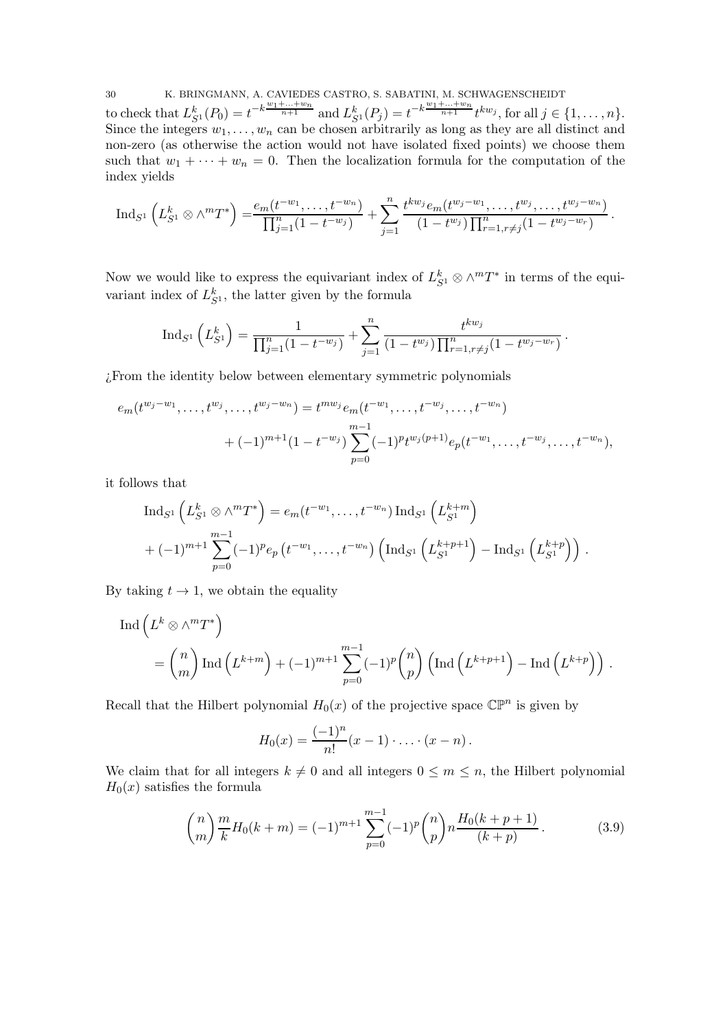to check that $L^k_{S^1}(P_0) = t^{-k\frac{w_1+\ldots+w_n}{n+1}}$ and $L^k_{S^1}(P_j) = t^{-k\frac{w_1+\ldots+w_n}{n+1}} t^{kw_j}$, for all $j \in \{1,\ldots,n\}$. Since the integers $w_1,\ldots,w_n$ can be chosen arbitrarily as long as they are all distinct and non-zero (as otherwise the action would not have isolated fixed points) we choose them such that $w_1+\cdots+w_n = 0$. Then the localization formula for the computation of the index yields

$$\mathrm{Ind}_{S^1}\left(L^k_{S^1}\otimes \wedge^m T^*\right) = \frac{e_m(t^{-w_1},\ldots,t^{-w_n})}{\prod_{j=1}^n (1-t^{-w_j})} + \sum_{j=1}^n \frac{t^{kw_j} e_m(t^{w_j-w_1},\ldots,t^{w_j},\ldots,t^{w_j-w_n})}{(1-t^{w_j})\prod_{r=1,r\neq j}^n (1-t^{w_j-w_r})}.$$

Now we would like to express the equivariant index of $L^k_{S^1}\otimes \wedge^m T^*$ in terms of the equivariant index of $L^k_{S^1}$, the latter given by the formula

$$\mathrm{Ind}_{S^1}\left(L^k_{S^1}\right) = \frac{1}{\prod_{j=1}^n (1-t^{-w_j})} + \sum_{j=1}^n \frac{t^{kw_j}}{(1-t^{w_j})\prod_{r=1,r\neq j}^n (1-t^{w_j-w_r})}.$$

¿From the identity below between elementary symmetric polynomials

$$\begin{aligned} e_m(t^{w_j-w_1},\ldots,t^{w_j},\ldots,t^{w_j-w_n}) &= t^{mw_j} e_m(t^{-w_1},\ldots,t^{-w_j},\ldots,t^{-w_n}) \\ &\quad + (-1)^{m+1}(1-t^{-w_j})\sum_{p=0}^{m-1}(-1)^p t^{w_j(p+1)} e_p(t^{-w_1},\ldots,t^{-w_j},\ldots,t^{-w_n}), \end{aligned}$$

it follows that

$$\begin{aligned} &\mathrm{Ind}_{S^1}\left(L^k_{S^1}\otimes \wedge^m T^*\right) = e_m(t^{-w_1},\ldots,t^{-w_n})\,\mathrm{Ind}_{S^1}\left(L^{k+m}_{S^1}\right) \\ &+ (-1)^{m+1}\sum_{p=0}^{m-1}(-1)^p e_p\left(t^{-w_1},\ldots,t^{-w_n}\right)\left(\mathrm{Ind}_{S^1}\left(L^{k+p+1}_{S^1}\right) - \mathrm{Ind}_{S^1}\left(L^{k+p}_{S^1}\right)\right). \end{aligned}$$

By taking $t \to 1$, we obtain the equality

$$\begin{aligned} &\mathrm{Ind}\left(L^k\otimes \wedge^m T^*\right) \\ &\quad = \binom{n}{m}\mathrm{Ind}\left(L^{k+m}\right) + (-1)^{m+1}\sum_{p=0}^{m-1}(-1)^p\binom{n}{p}\left(\mathrm{Ind}\left(L^{k+p+1}\right) - \mathrm{Ind}\left(L^{k+p}\right)\right). \end{aligned}$$

Recall that the Hilbert polynomial $H_0(x)$ of the projective space $\mathbb{CP}^n$ is given by

$$H_0(x) = \frac{(-1)^n}{n!}(x-1)\cdot\ldots\cdot(x-n).$$

We claim that for all integers $k \neq 0$ and all integers $0 \le m \le n$, the Hilbert polynomial $H_0(x)$ satisfies the formula

$$\binom{n}{m}\frac{m}{k}H_0(k+m) = (-1)^{m+1}\sum_{p=0}^{m-1}(-1)^p\binom{n}{p} n\frac{H_0(k+p+1)}{(k+p)}. \tag{3.9}$$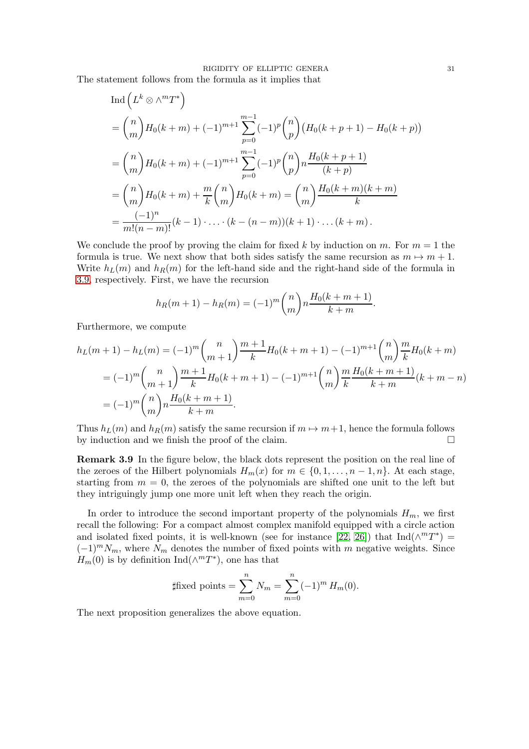The statement follows from the formula as it implies that

$$
\begin{aligned}
&\operatorname{Ind}\left(L^k \otimes \wedge^m T^*\right) \\
&= \binom{n}{m} H_0(k+m) + (-1)^{m+1} \sum_{p=0}^{m-1} (-1)^p \binom{n}{p} \big(H_0(k+p+1) - H_0(k+p)\big) \\
&= \binom{n}{m} H_0(k+m) + (-1)^{m+1} \sum_{p=0}^{m-1} (-1)^p \binom{n}{p} n \frac{H_0(k+p+1)}{(k+p)} \\
&= \binom{n}{m} H_0(k+m) + \frac{m}{k}\binom{n}{m} H_0(k+m) = \binom{n}{m} \frac{H_0(k+m)(k+m)}{k} \\
&= \frac{(-1)^n}{m!(n-m)!}(k-1)\cdot \ldots \cdot (k-(n-m))(k+1)\cdot \ldots (k+m)\,.
\end{aligned}
$$

We conclude the proof by proving the claim for fixed $k$ by induction on $m$. For $m=1$ the formula is true. We next show that both sides satisfy the same recursion as $m \mapsto m+1$. Write $h_L(m)$ and $h_R(m)$ for the left-hand side and the right-hand side of the formula in 3.9, respectively. First, we have the recursion

$$
h_R(m+1) - h_R(m) = (-1)^m \binom{n}{m} n \frac{H_0(k+m+1)}{k+m}.
$$

Furthermore, we compute

$$
\begin{aligned}
h_L(m+1) - h_L(m) &= (-1)^m \binom{n}{m+1} \frac{m+1}{k} H_0(k+m+1) - (-1)^{m+1}\binom{n}{m}\frac{m}{k} H_0(k+m) \\
&= (-1)^m \binom{n}{m+1} \frac{m+1}{k} H_0(k+m+1) - (-1)^{m+1}\binom{n}{m}\frac{m}{k} \frac{H_0(k+m+1)}{k+m}(k+m-n) \\
&= (-1)^m \binom{n}{m} n \frac{H_0(k+m+1)}{k+m}.
\end{aligned}
$$

Thus $h_L(m)$ and $h_R(m)$ satisfy the same recursion if $m \mapsto m+1$, hence the formula follows by induction and we finish the proof of the claim. $\square$

**Remark 3.9** In the figure below, the black dots represent the position on the real line of the zeroes of the Hilbert polynomials $H_m(x)$ for $m \in \{0, 1, \ldots, n-1, n\}$. At each stage, starting from $m = 0$, the zeroes of the polynomials are shifted one unit to the left but they intriguingly jump one more unit left when they reach the origin.

In order to introduce the second important property of the polynomials $H_m$, we first recall the following: For a compact almost complex manifold equipped with a circle action and isolated fixed points, it is well-known (see for instance [22, 26]) that $\operatorname{Ind}(\wedge^m T^*) = (-1)^m N_m$, where $N_m$ denotes the number of fixed points with $m$ negative weights. Since $H_m(0)$ is by definition $\operatorname{Ind}(\wedge^m T^*)$, one has that

$$
\sharp \text{fixed points} = \sum_{m=0}^{n} N_m = \sum_{m=0}^{n} (-1)^m \, H_m(0).
$$

The next proposition generalizes the above equation.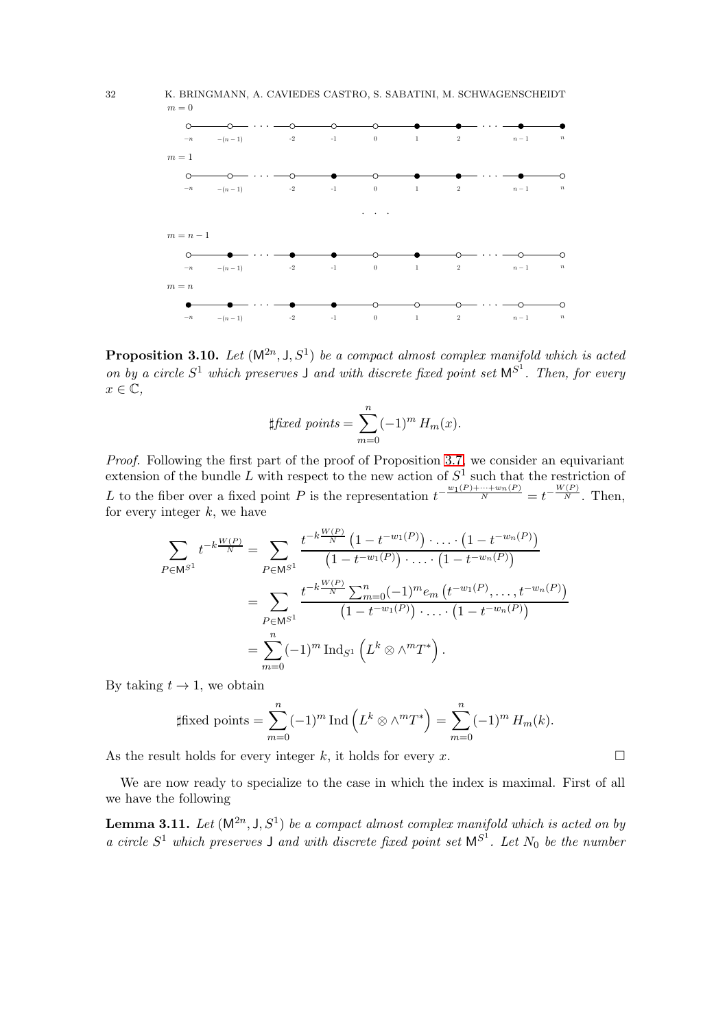$m = 0$

$m = 1$

$m = n-1$

$m = n$

**Proposition 3.10.** *Let $(\mathsf{M}^{2n}, \mathsf{J}, S^1)$ be a compact almost complex manifold which is acted on by a circle $S^1$ which preserves $\mathsf{J}$ and with discrete fixed point set $\mathsf{M}^{S^1}$. Then, for every $x \in \mathbb{C}$,*

$$\sharp \textit{fixed points} = \sum_{m=0}^{n} (-1)^m H_m(x).$$

*Proof.* Following the first part of the proof of Proposition 3.7, we consider an equivariant extension of the bundle $L$ with respect to the new action of $S^1$ such that the restriction of $L$ to the fiber over a fixed point $P$ is the representation $t^{-\frac{w_1(P)+\cdots+w_n(P)}{N}} = t^{-\frac{W(P)}{N}}$. Then, for every integer $k$, we have

$$\begin{aligned}
\sum_{P \in \mathsf{M}^{S^1}} t^{-k\frac{W(P)}{N}} &= \sum_{P \in \mathsf{M}^{S^1}} \frac{t^{-k\frac{W(P)}{N}} \left(1 - t^{-w_1(P)}\right) \cdot \ldots \cdot \left(1 - t^{-w_n(P)}\right)}{\left(1 - t^{-w_1(P)}\right) \cdot \ldots \cdot \left(1 - t^{-w_n(P)}\right)} \\
&= \sum_{P \in \mathsf{M}^{S^1}} \frac{t^{-k\frac{W(P)}{N}} \sum_{m=0}^{n} (-1)^m e_m \left(t^{-w_1(P)}, \ldots, t^{-w_n(P)}\right)}{\left(1 - t^{-w_1(P)}\right) \cdot \ldots \cdot \left(1 - t^{-w_n(P)}\right)} \\
&= \sum_{m=0}^{n} (-1)^m \operatorname{Ind}_{S^1} \left(L^k \otimes \wedge^m T^*\right).
\end{aligned}$$

By taking $t \to 1$, we obtain

$$\sharp \text{fixed points} = \sum_{m=0}^{n} (-1)^m \operatorname{Ind} \left(L^k \otimes \wedge^m T^*\right) = \sum_{m=0}^{n} (-1)^m H_m(k).$$

As the result holds for every integer $k$, it holds for every $x$. $\square$

We are now ready to specialize to the case in which the index is maximal. First of all we have the following

**Lemma 3.11.** *Let $(\mathsf{M}^{2n}, \mathsf{J}, S^1)$ be a compact almost complex manifold which is acted on by a circle $S^1$ which preserves $\mathsf{J}$ and with discrete fixed point set $\mathsf{M}^{S^1}$. Let $N_0$ be the number*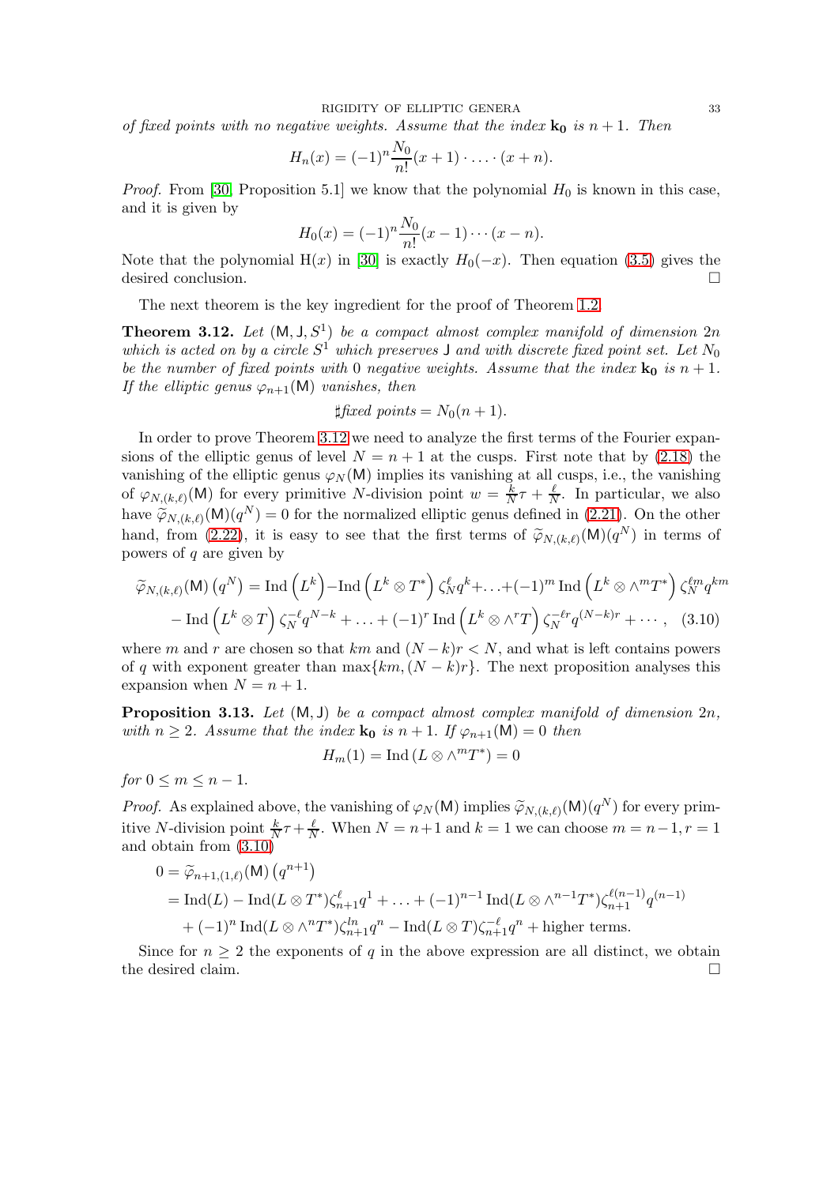*of fixed points with no negative weights. Assume that the index $\mathbf{k_0}$ is $n+1$. Then*

$$H_n(x) = (-1)^n \frac{N_0}{n!}(x+1)\cdot \ldots \cdot (x+n).$$

*Proof.* From [30, Proposition 5.1] we know that the polynomial $H_0$ is known in this case, and it is given by

$$H_0(x) = (-1)^n \frac{N_0}{n!}(x-1)\cdots(x-n).$$

Note that the polynomial $\mathrm{H}(x)$ in [30] is exactly $H_0(-x)$. Then equation (3.5) gives the desired conclusion. □

The next theorem is the key ingredient for the proof of Theorem 1.2.

**Theorem 3.12.** *Let $(\mathsf{M}, \mathsf{J}, S^1)$ be a compact almost complex manifold of dimension $2n$ which is acted on by a circle $S^1$ which preserves $\mathsf{J}$ and with discrete fixed point set. Let $N_0$ be the number of fixed points with $0$ negative weights. Assume that the index $\mathbf{k_0}$ is $n+1$. If the elliptic genus $\varphi_{n+1}(\mathsf{M})$ vanishes, then*

$$\sharp\textit{fixed points} = N_0(n+1).$$

In order to prove Theorem 3.12 we need to analyze the first terms of the Fourier expansions of the elliptic genus of level $N = n+1$ at the cusps. First note that by (2.18) the vanishing of the elliptic genus $\varphi_N(\mathsf{M})$ implies its vanishing at all cusps, i.e., the vanishing of $\varphi_{N,(k,\ell)}(\mathsf{M})$ for every primitive $N$-division point $w = \frac{k}{N}\tau + \frac{\ell}{N}$. In particular, we also have $\widetilde{\varphi}_{N,(k,\ell)}(\mathsf{M})(q^N) = 0$ for the normalized elliptic genus defined in (2.21). On the other hand, from (2.22), it is easy to see that the first terms of $\widetilde{\varphi}_{N,(k,\ell)}(\mathsf{M})(q^N)$ in terms of powers of $q$ are given by

$$\begin{aligned}\widetilde{\varphi}_{N,(k,\ell)}(\mathsf{M})\left(q^N\right) &= \mathrm{Ind}\left(L^k\right) - \mathrm{Ind}\left(L^k \otimes T^*\right)\zeta_N^{\ell} q^k + \ldots + (-1)^m \,\mathrm{Ind}\left(L^k \otimes \wedge^m T^*\right)\zeta_N^{\ell m} q^{km} \\ &\quad - \mathrm{Ind}\left(L^k \otimes T\right)\zeta_N^{-\ell} q^{N-k} + \ldots + (-1)^r \,\mathrm{Ind}\left(L^k \otimes \wedge^r T\right)\zeta_N^{-\ell r} q^{(N-k)r} + \cdots, \quad (3.10)\end{aligned}$$

where $m$ and $r$ are chosen so that $km$ and $(N-k)r < N$, and what is left contains powers of $q$ with exponent greater than $\max\{km, (N-k)r\}$. The next proposition analyses this expansion when $N = n+1$.

**Proposition 3.13.** *Let $(\mathsf{M}, \mathsf{J})$ be a compact almost complex manifold of dimension $2n$, with $n \geq 2$. Assume that the index $\mathbf{k_0}$ is $n+1$. If $\varphi_{n+1}(\mathsf{M}) = 0$ then*

$$H_m(1) = \mathrm{Ind}\left(L \otimes \wedge^m T^*\right) = 0$$

*for $0 \leq m \leq n-1$.*

*Proof.* As explained above, the vanishing of $\varphi_N(\mathsf{M})$ implies $\widetilde{\varphi}_{N,(k,\ell)}(\mathsf{M})(q^N)$ for every primitive $N$-division point $\frac{k}{N}\tau + \frac{\ell}{N}$. When $N = n+1$ and $k=1$ we can choose $m = n-1, r = 1$ and obtain from (3.10)

$$\begin{aligned} 0 &= \widetilde{\varphi}_{n+1,(1,\ell)}(\mathsf{M})\left(q^{n+1}\right) \\ &= \mathrm{Ind}(L) - \mathrm{Ind}(L \otimes T^*)\zeta_{n+1}^{\ell} q^1 + \ldots + (-1)^{n-1}\,\mathrm{Ind}(L \otimes \wedge^{n-1}T^*)\zeta_{n+1}^{\ell(n-1)} q^{(n-1)} \\ &\quad + (-1)^n \,\mathrm{Ind}(L \otimes \wedge^n T^*)\zeta_{n+1}^{ln} q^n - \mathrm{Ind}(L \otimes T)\zeta_{n+1}^{-\ell} q^n + \text{higher terms.} \end{aligned}$$

Since for $n \geq 2$ the exponents of $q$ in the above expression are all distinct, we obtain the desired claim. □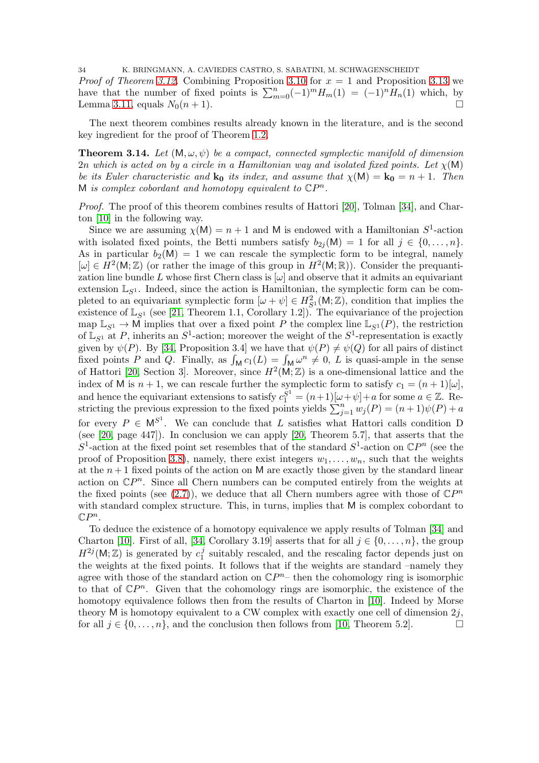*Proof of Theorem 3.12.* Combining Proposition 3.10 for $x = 1$ and Proposition 3.13 we have that the number of fixed points is $\sum_{m=0}^{n}(-1)^m H_m(1) = (-1)^n H_n(1)$ which, by Lemma 3.11, equals $N_0(n+1)$. □

The next theorem combines results already known in the literature, and is the second key ingredient for the proof of Theorem 1.2.

**Theorem 3.14.** *Let $(\mathsf{M}, \omega, \psi)$ be a compact, connected symplectic manifold of dimension $2n$ which is acted on by a circle in a Hamiltonian way and isolated fixed points. Let $\chi(\mathsf{M})$ be its Euler characteristic and $\mathbf{k_0}$ its index, and assume that $\chi(\mathsf{M}) = \mathbf{k_0} = n+1$. Then $\mathsf{M}$ is complex cobordant and homotopy equivalent to $\mathbb{C}P^n$.*

*Proof.* The proof of this theorem combines results of Hattori [20], Tolman [34], and Charton [10] in the following way.

Since we are assuming $\chi(\mathsf{M}) = n+1$ and $\mathsf{M}$ is endowed with a Hamiltonian $S^1$-action with isolated fixed points, the Betti numbers satisfy $b_{2j}(\mathsf{M}) = 1$ for all $j \in \{0, \ldots, n\}$. As in particular $b_2(\mathsf{M}) = 1$ we can rescale the symplectic form to be integral, namely $[\omega] \in H^2(\mathsf{M}; \mathbb{Z})$ (or rather the image of this group in $H^2(\mathsf{M}; \mathbb{R})$). Consider the prequantization line bundle $L$ whose first Chern class is $[\omega]$ and observe that it admits an equivariant extension $\mathbb{L}_{S^1}$. Indeed, since the action is Hamiltonian, the symplectic form can be completed to an equivariant symplectic form $[\omega + \psi] \in H^2_{S^1}(\mathsf{M}; \mathbb{Z})$, condition that implies the existence of $\mathbb{L}_{S^1}$ (see [21, Theorem 1.1, Corollary 1.2]). The equivariance of the projection map $\mathbb{L}_{S^1} \to \mathsf{M}$ implies that over a fixed point $P$ the complex line $\mathbb{L}_{S^1}(P)$, the restriction of $\mathbb{L}_{S^1}$ at $P$, inherits an $S^1$-action; moreover the weight of the $S^1$-representation is exactly given by $\psi(P)$. By [34, Proposition 3.4] we have that $\psi(P) \neq \psi(Q)$ for all pairs of distinct fixed points $P$ and $Q$. Finally, as $\int_{\mathsf{M}} c_1(L) = \int_{\mathsf{M}} \omega^n \neq 0$, $L$ is quasi-ample in the sense of Hattori [20, Section 3]. Moreover, since $H^2(\mathsf{M}; \mathbb{Z})$ is a one-dimensional lattice and the index of $\mathsf{M}$ is $n+1$, we can rescale further the symplectic form to satisfy $c_1 = (n+1)[\omega]$, and hence the equivariant extensions to satisfy $c_1^{S^1} = (n+1)[\omega + \psi] + a$ for some $a \in \mathbb{Z}$. Restricting the previous expression to the fixed points yields $\sum_{j=1}^{n} w_j(P) = (n+1)\psi(P) + a$ for every $P \in \mathsf{M}^{S^1}$. We can conclude that $L$ satisfies what Hattori calls condition D (see [20, page 447]). In conclusion we can apply [20, Theorem 5.7], that asserts that the $S^1$-action at the fixed point set resembles that of the standard $S^1$-action on $\mathbb{C}P^n$ (see the proof of Proposition 3.8), namely, there exist integers $w_1, \ldots, w_n$, such that the weights at the $n+1$ fixed points of the action on $\mathsf{M}$ are exactly those given by the standard linear action on $\mathbb{C}P^n$. Since all Chern numbers can be computed entirely from the weights at the fixed points (see (2.7)), we deduce that all Chern numbers agree with those of $\mathbb{C}P^n$ with standard complex structure. This, in turns, implies that $\mathsf{M}$ is complex cobordant to $\mathbb{C}P^n$.

To deduce the existence of a homotopy equivalence we apply results of Tolman [34] and Charton [10]. First of all, [34, Corollary 3.19] asserts that for all $j \in \{0, \ldots, n\}$, the group $H^{2j}(\mathsf{M}; \mathbb{Z})$ is generated by $c_1^j$ suitably rescaled, and the rescaling factor depends just on the weights at the fixed points. It follows that if the weights are standard –namely they agree with those of the standard action on $\mathbb{C}P^n$– then the cohomology ring is isomorphic to that of $\mathbb{C}P^n$. Given that the cohomology rings are isomorphic, the existence of the homotopy equivalence follows then from the results of Charton in [10]. Indeed by Morse theory $\mathsf{M}$ is homotopy equivalent to a CW complex with exactly one cell of dimension $2j$, for all $j \in \{0, \ldots, n\}$, and the conclusion then follows from [10, Theorem 5.2]. □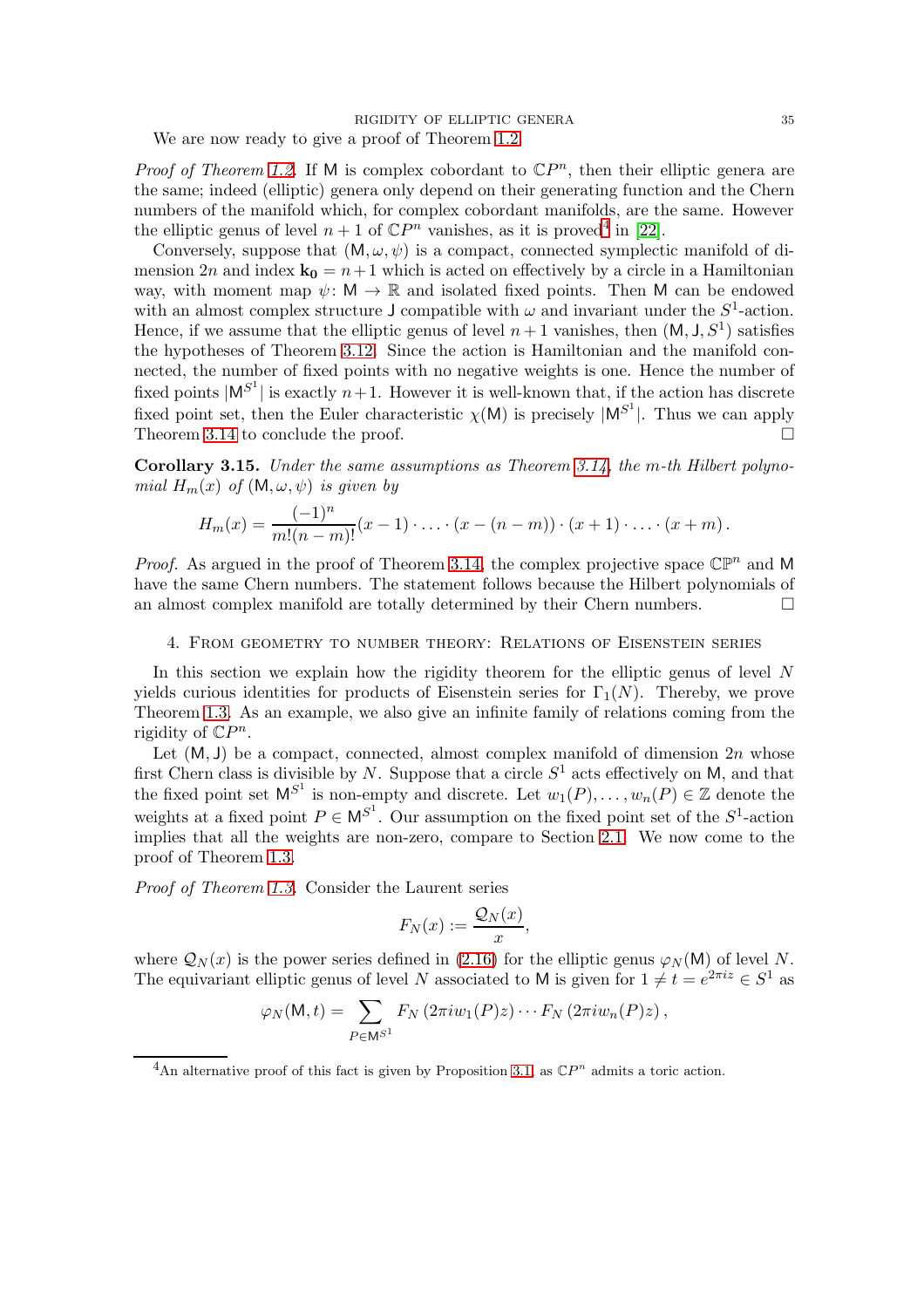We are now ready to give a proof of Theorem 1.2.

*Proof of Theorem 1.2.* If $\mathsf{M}$ is complex cobordant to $\mathbb{C}P^n$, then their elliptic genera are the same; indeed (elliptic) genera only depend on their generating function and the Chern numbers of the manifold which, for complex cobordant manifolds, are the same. However the elliptic genus of level $n+1$ of $\mathbb{C}P^n$ vanishes, as it is proved[4] in [22].

Conversely, suppose that $(\mathsf{M}, \omega, \psi)$ is a compact, connected symplectic manifold of dimension $2n$ and index $\mathbf{k_0} = n+1$ which is acted on effectively by a circle in a Hamiltonian way, with moment map $\psi \colon \mathsf{M} \to \mathbb{R}$ and isolated fixed points. Then $\mathsf{M}$ can be endowed with an almost complex structure $\mathsf{J}$ compatible with $\omega$ and invariant under the $S^1$-action. Hence, if we assume that the elliptic genus of level $n+1$ vanishes, then $(\mathsf{M}, \mathsf{J}, S^1)$ satisfies the hypotheses of Theorem 3.12. Since the action is Hamiltonian and the manifold connected, the number of fixed points with no negative weights is one. Hence the number of fixed points $|\mathsf{M}^{S^1}|$ is exactly $n+1$. However it is well-known that, if the action has discrete fixed point set, then the Euler characteristic $\chi(\mathsf{M})$ is precisely $|\mathsf{M}^{S^1}|$. Thus we can apply Theorem 3.14 to conclude the proof. $\square$

**Corollary 3.15.** *Under the same assumptions as Theorem 3.14, the $m$-th Hilbert polynomial $H_m(x)$ of $(\mathsf{M}, \omega, \psi)$ is given by*

$$H_m(x) = \frac{(-1)^n}{m!(n-m)!}(x-1) \cdot \ldots \cdot (x-(n-m)) \cdot (x+1) \cdot \ldots \cdot (x+m)\,.$$

*Proof.* As argued in the proof of Theorem 3.14, the complex projective space $\mathbb{CP}^n$ and $\mathsf{M}$ have the same Chern numbers. The statement follows because the Hilbert polynomials of an almost complex manifold are totally determined by their Chern numbers. $\square$

## 4. From geometry to number theory: Relations of Eisenstein series

In this section we explain how the rigidity theorem for the elliptic genus of level $N$ yields curious identities for products of Eisenstein series for $\Gamma_1(N)$. Thereby, we prove Theorem 1.3. As an example, we also give an infinite family of relations coming from the rigidity of $\mathbb{C}P^n$.

Let $(\mathsf{M}, \mathsf{J})$ be a compact, connected, almost complex manifold of dimension $2n$ whose first Chern class is divisible by $N$. Suppose that a circle $S^1$ acts effectively on $\mathsf{M}$, and that the fixed point set $\mathsf{M}^{S^1}$ is non-empty and discrete. Let $w_1(P), \ldots, w_n(P) \in \mathbb{Z}$ denote the weights at a fixed point $P \in \mathsf{M}^{S^1}$. Our assumption on the fixed point set of the $S^1$-action implies that all the weights are non-zero, compare to Section 2.1. We now come to the proof of Theorem 1.3.

*Proof of Theorem 1.3.* Consider the Laurent series

$$F_N(x) := \frac{\mathcal{Q}_N(x)}{x},$$

where $\mathcal{Q}_N(x)$ is the power series defined in (2.16) for the elliptic genus $\varphi_N(\mathsf{M})$ of level $N$. The equivariant elliptic genus of level $N$ associated to $\mathsf{M}$ is given for $1 \neq t = e^{2\pi i z} \in S^1$ as

$$\varphi_N(\mathsf{M}, t) = \sum_{P \in \mathsf{M}^{S^1}} F_N\left(2\pi i w_1(P) z\right) \cdots F_N\left(2\pi i w_n(P) z\right),$$

[4] An alternative proof of this fact is given by Proposition 3.1, as $\mathbb{C}P^n$ admits a toric action.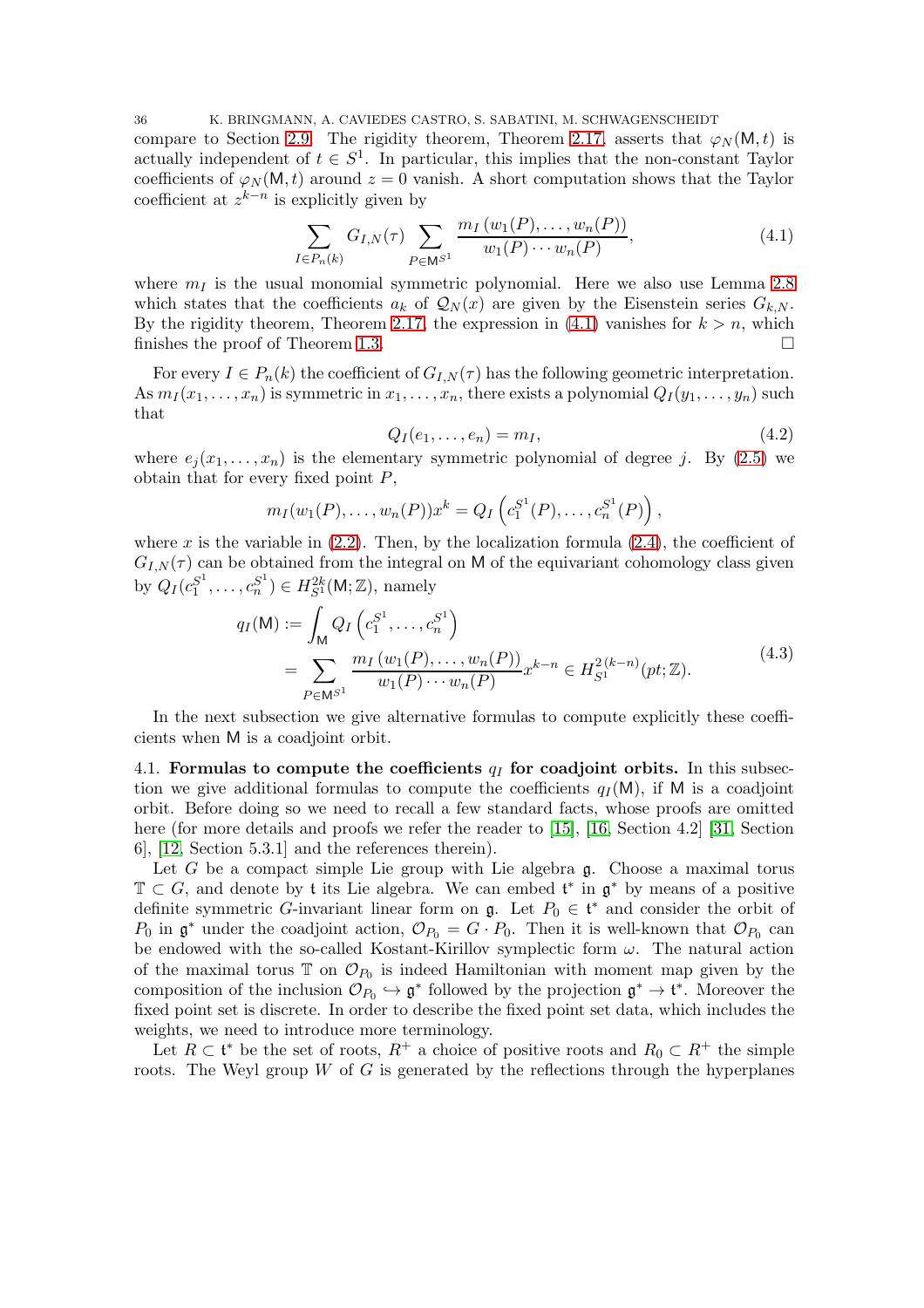compare to Section 2.9. The rigidity theorem, Theorem 2.17, asserts that $\varphi_N(\mathsf{M}, t)$ is actually independent of $t \in S^1$. In particular, this implies that the non-constant Taylor coefficients of $\varphi_N(\mathsf{M}, t)$ around $z = 0$ vanish. A short computation shows that the Taylor coefficient at $z^{k-n}$ is explicitly given by

$$
\sum_{I \in P_n(k)} G_{I,N}(\tau) \sum_{P \in \mathsf{M}^{S^1}} \frac{m_I\left(w_1(P), \ldots, w_n(P)\right)}{w_1(P) \cdots w_n(P)}, \tag{4.1}
$$

where $m_I$ is the usual monomial symmetric polynomial. Here we also use Lemma 2.8 which states that the coefficients $a_k$ of $\mathcal{Q}_N(x)$ are given by the Eisenstein series $G_{k,N}$. By the rigidity theorem, Theorem 2.17, the expression in (4.1) vanishes for $k > n$, which finishes the proof of Theorem 1.3. $\square$

For every $I \in P_n(k)$ the coefficient of $G_{I,N}(\tau)$ has the following geometric interpretation. As $m_I(x_1, \ldots, x_n)$ is symmetric in $x_1, \ldots, x_n$, there exists a polynomial $Q_I(y_1, \ldots, y_n)$ such that

$$
Q_I(e_1, \ldots, e_n) = m_I, \tag{4.2}
$$

where $e_j(x_1, \ldots, x_n)$ is the elementary symmetric polynomial of degree $j$. By (2.5) we obtain that for every fixed point $P$,

$$
m_I(w_1(P), \ldots, w_n(P)) x^k = Q_I\left(c_1^{S^1}(P), \ldots, c_n^{S^1}(P)\right),
$$

where $x$ is the variable in (2.2). Then, by the localization formula (2.4), the coefficient of $G_{I,N}(\tau)$ can be obtained from the integral on $\mathsf{M}$ of the equivariant cohomology class given by $Q_I(c_1^{S^1}, \ldots, c_n^{S^1}) \in H^{2k}_{S^1}(\mathsf{M}; \mathbb{Z})$, namely

$$
\begin{aligned}
q_I(\mathsf{M}) &:= \int_{\mathsf{M}} Q_I\left(c_1^{S^1}, \ldots, c_n^{S^1}\right) \\
&= \sum_{P \in \mathsf{M}^{S^1}} \frac{m_I\left(w_1(P), \ldots, w_n(P)\right)}{w_1(P) \cdots w_n(P)} x^{k-n} \in H^{2(k-n)}_{S^1}(pt; \mathbb{Z}).
\end{aligned} \tag{4.3}
$$

In the next subsection we give alternative formulas to compute explicitly these coefficients when $\mathsf{M}$ is a coadjoint orbit.

## 4.1. Formulas to compute the coefficients $q_I$ for coadjoint orbits.

In this subsection we give additional formulas to compute the coefficients $q_I(\mathsf{M})$, if $\mathsf{M}$ is a coadjoint orbit. Before doing so we need to recall a few standard facts, whose proofs are omitted here (for more details and proofs we refer the reader to [15], [16, Section 4.2] [31, Section 6], [12, Section 5.3.1] and the references therein).

Let $G$ be a compact simple Lie group with Lie algebra $\mathfrak{g}$. Choose a maximal torus $\mathbb{T} \subset G$, and denote by $\mathfrak{t}$ its Lie algebra. We can embed $\mathfrak{t}^*$ in $\mathfrak{g}^*$ by means of a positive definite symmetric $G$-invariant linear form on $\mathfrak{g}$. Let $P_0 \in \mathfrak{t}^*$ and consider the orbit of $P_0$ in $\mathfrak{g}^*$ under the coadjoint action, $\mathcal{O}_{P_0} = G \cdot P_0$. Then it is well-known that $\mathcal{O}_{P_0}$ can be endowed with the so-called Kostant-Kirillov symplectic form $\omega$. The natural action of the maximal torus $\mathbb{T}$ on $\mathcal{O}_{P_0}$ is indeed Hamiltonian with moment map given by the composition of the inclusion $\mathcal{O}_{P_0} \hookrightarrow \mathfrak{g}^*$ followed by the projection $\mathfrak{g}^* \to \mathfrak{t}^*$. Moreover the fixed point set is discrete. In order to describe the fixed point set data, which includes the weights, we need to introduce more terminology.

Let $R \subset \mathfrak{t}^*$ be the set of roots, $R^+$ a choice of positive roots and $R_0 \subset R^+$ the simple roots. The Weyl group $W$ of $G$ is generated by the reflections through the hyperplanes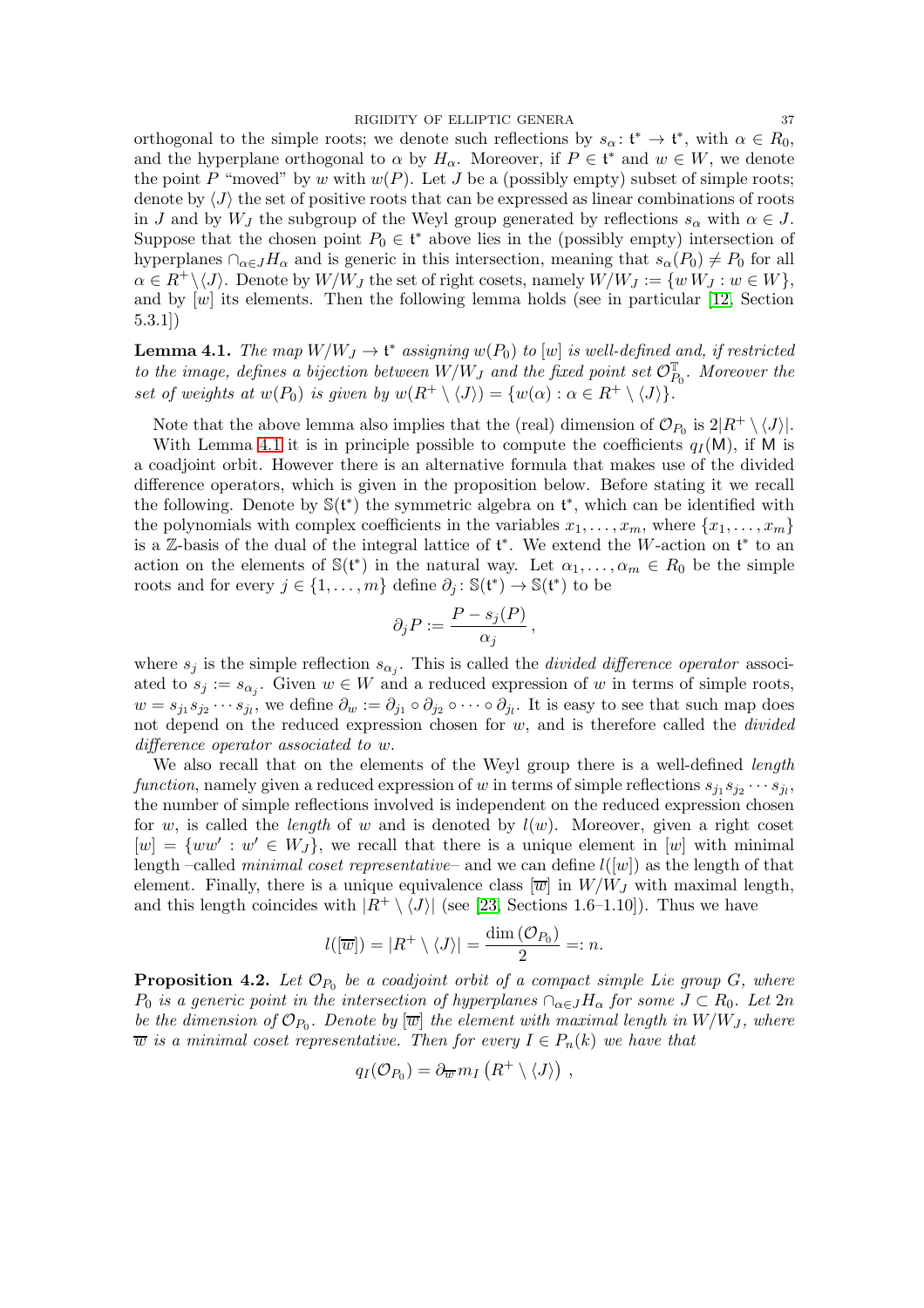orthogonal to the simple roots; we denote such reflections by $s_\alpha\colon \mathfrak{t}^* \to \mathfrak{t}^*$, with $\alpha \in R_0$, and the hyperplane orthogonal to $\alpha$ by $H_\alpha$. Moreover, if $P \in \mathfrak{t}^*$ and $w \in W$, we denote the point $P$ "moved" by $w$ with $w(P)$. Let $J$ be a (possibly empty) subset of simple roots; denote by $\langle J \rangle$ the set of positive roots that can be expressed as linear combinations of roots in $J$ and by $W_J$ the subgroup of the Weyl group generated by reflections $s_\alpha$ with $\alpha \in J$. Suppose that the chosen point $P_0 \in \mathfrak{t}^*$ above lies in the (possibly empty) intersection of hyperplanes $\cap_{\alpha\in J} H_\alpha$ and is generic in this intersection, meaning that $s_\alpha(P_0) \neq P_0$ for all $\alpha \in R^+ \setminus \langle J \rangle$. Denote by $W/W_J$ the set of right cosets, namely $W/W_J := \{w\, W_J : w \in W\}$, and by $[w]$ its elements. Then the following lemma holds (see in particular [12, Section 5.3.1])

**Lemma 4.1.** *The map $W/W_J \to \mathfrak{t}^*$ assigning $w(P_0)$ to $[w]$ is well-defined and, if restricted to the image, defines a bijection between $W/W_J$ and the fixed point set $\mathcal{O}_{P_0}^{\mathbb{T}}$. Moreover the set of weights at $w(P_0)$ is given by $w(R^+ \setminus \langle J \rangle) = \{w(\alpha) : \alpha \in R^+ \setminus \langle J \rangle\}$.*

Note that the above lemma also implies that the (real) dimension of $\mathcal{O}_{P_0}$ is $2|R^+ \setminus \langle J \rangle|$.

With Lemma 4.1 it is in principle possible to compute the coefficients $q_I(\mathsf{M})$, if $\mathsf{M}$ is a coadjoint orbit. However there is an alternative formula that makes use of the divided difference operators, which is given in the proposition below. Before stating it we recall the following. Denote by $\mathbb{S}(\mathfrak{t}^*)$ the symmetric algebra on $\mathfrak{t}^*$, which can be identified with the polynomials with complex coefficients in the variables $x_1, \ldots, x_m$, where $\{x_1, \ldots, x_m\}$ is a $\mathbb{Z}$-basis of the dual of the integral lattice of $\mathfrak{t}^*$. We extend the $W$-action on $\mathfrak{t}^*$ to an action on the elements of $\mathbb{S}(\mathfrak{t}^*)$ in the natural way. Let $\alpha_1, \ldots, \alpha_m \in R_0$ be the simple roots and for every $j \in \{1, \ldots, m\}$ define $\partial_j \colon \mathbb{S}(\mathfrak{t}^*) \to \mathbb{S}(\mathfrak{t}^*)$ to be

$$\partial_j P := \frac{P - s_j(P)}{\alpha_j}\,,$$

where $s_j$ is the simple reflection $s_{\alpha_j}$. This is called the *divided difference operator* associated to $s_j := s_{\alpha_j}$. Given $w \in W$ and a reduced expression of $w$ in terms of simple roots, $w = s_{j_1} s_{j_2} \cdots s_{j_l}$, we define $\partial_w := \partial_{j_1} \circ \partial_{j_2} \circ \cdots \circ \partial_{j_l}$. It is easy to see that such map does not depend on the reduced expression chosen for $w$, and is therefore called the *divided difference operator associated to $w$*.

We also recall that on the elements of the Weyl group there is a well-defined *length function*, namely given a reduced expression of $w$ in terms of simple reflections $s_{j_1} s_{j_2} \cdots s_{j_l}$, the number of simple reflections involved is independent on the reduced expression chosen for $w$, is called the *length* of $w$ and is denoted by $l(w)$. Moreover, given a right coset $[w] = \{ww' : w' \in W_J\}$, we recall that there is a unique element in $[w]$ with minimal length –called *minimal coset representative*– and we can define $l([w])$ as the length of that element. Finally, there is a unique equivalence class $[\overline{w}]$ in $W/W_J$ with maximal length, and this length coincides with $|R^+ \setminus \langle J \rangle|$ (see [23, Sections 1.6–1.10]). Thus we have

$$l([\overline{w}]) = |R^+ \setminus \langle J \rangle| = \frac{\dim(\mathcal{O}_{P_0})}{2} =: n.$$

**Proposition 4.2.** *Let $\mathcal{O}_{P_0}$ be a coadjoint orbit of a compact simple Lie group $G$, where $P_0$ is a generic point in the intersection of hyperplanes $\cap_{\alpha\in J} H_\alpha$ for some $J \subset R_0$. Let $2n$ be the dimension of $\mathcal{O}_{P_0}$. Denote by $[\overline{w}]$ the element with maximal length in $W/W_J$, where $\overline{w}$ is a minimal coset representative. Then for every $I \in P_n(k)$ we have that*

$$q_I(\mathcal{O}_{P_0}) = \partial_{\overline{w}}\, m_I\left(R^+ \setminus \langle J \rangle\right)\,,$$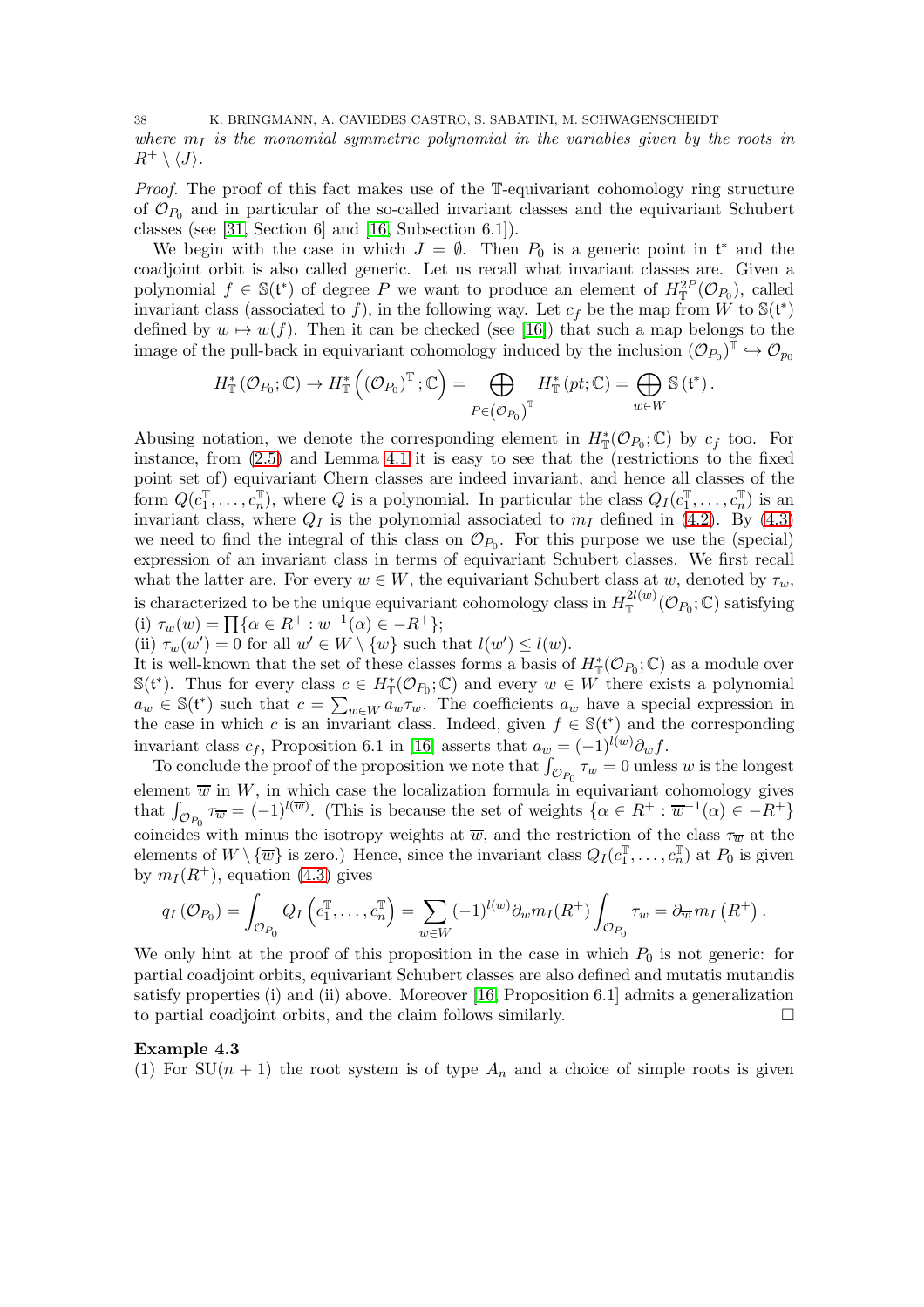*where $m_I$ is the monomial symmetric polynomial in the variables given by the roots in $R^+ \setminus \langle J \rangle$.*

*Proof.* The proof of this fact makes use of the $\mathbb{T}$-equivariant cohomology ring structure of $\mathcal{O}_{P_0}$ and in particular of the so-called invariant classes and the equivariant Schubert classes (see [31, Section 6] and [16, Subsection 6.1]).

We begin with the case in which $J = \emptyset$. Then $P_0$ is a generic point in $\mathfrak{t}^*$ and the coadjoint orbit is also called generic. Let us recall what invariant classes are. Given a polynomial $f \in \mathbb{S}(\mathfrak{t}^*)$ of degree $P$ we want to produce an element of $H^{2P}_{\mathbb{T}}(\mathcal{O}_{P_0})$, called invariant class (associated to $f$), in the following way. Let $c_f$ be the map from $W$ to $\mathbb{S}(\mathfrak{t}^*)$ defined by $w \mapsto w(f)$. Then it can be checked (see [16]) that such a map belongs to the image of the pull-back in equivariant cohomology induced by the inclusion $(\mathcal{O}_{P_0})^{\mathbb{T}} \hookrightarrow \mathcal{O}_{p_0}$

$$H^*_{\mathbb{T}}(\mathcal{O}_{P_0}; \mathbb{C}) \to H^*_{\mathbb{T}}\left((\mathcal{O}_{P_0})^{\mathbb{T}}; \mathbb{C}\right) = \bigoplus_{P \in (\mathcal{O}_{P_0})^{\mathbb{T}}} H^*_{\mathbb{T}}(pt; \mathbb{C}) = \bigoplus_{w \in W} \mathbb{S}(\mathfrak{t}^*).$$

Abusing notation, we denote the corresponding element in $H^*_{\mathbb{T}}(\mathcal{O}_{P_0}; \mathbb{C})$ by $c_f$ too. For instance, from (2.5) and Lemma 4.1 it is easy to see that the (restrictions to the fixed point set of) equivariant Chern classes are indeed invariant, and hence all classes of the form $Q(c_1^{\mathbb{T}}, \ldots, c_n^{\mathbb{T}})$, where $Q$ is a polynomial. In particular the class $Q_I(c_1^{\mathbb{T}}, \ldots, c_n^{\mathbb{T}})$ is an invariant class, where $Q_I$ is the polynomial associated to $m_I$ defined in (4.2). By (4.3) we need to find the integral of this class on $\mathcal{O}_{P_0}$. For this purpose we use the (special) expression of an invariant class in terms of equivariant Schubert classes. We first recall what the latter are. For every $w \in W$, the equivariant Schubert class at $w$, denoted by $\tau_w$, is characterized to be the unique equivariant cohomology class in $H^{2l(w)}_{\mathbb{T}}(\mathcal{O}_{P_0}; \mathbb{C})$ satisfying
(i) $\tau_w(w) = \prod\{\alpha \in R^+ : w^{-1}(\alpha) \in -R^+\}$;
(ii) $\tau_w(w') = 0$ for all $w' \in W \setminus \{w\}$ such that $l(w') \leq l(w)$.
It is well-known that the set of these classes forms a basis of $H^*_{\mathbb{T}}(\mathcal{O}_{P_0}; \mathbb{C})$ as a module over $\mathbb{S}(\mathfrak{t}^*)$. Thus for every class $c \in H^*_{\mathbb{T}}(\mathcal{O}_{P_0}; \mathbb{C})$ and every $w \in W$ there exists a polynomial $a_w \in \mathbb{S}(\mathfrak{t}^*)$ such that $c = \sum_{w \in W} a_w \tau_w$. The coefficients $a_w$ have a special expression in the case in which $c$ is an invariant class. Indeed, given $f \in \mathbb{S}(\mathfrak{t}^*)$ and the corresponding invariant class $c_f$, Proposition 6.1 in [16] asserts that $a_w = (-1)^{l(w)} \partial_w f$.

To conclude the proof of the proposition we note that $\int_{\mathcal{O}_{P_0}} \tau_w = 0$ unless $w$ is the longest element $\overline{w}$ in $W$, in which case the localization formula in equivariant cohomology gives that $\int_{\mathcal{O}_{P_0}} \tau_{\overline{w}} = (-1)^{l(\overline{w})}$. (This is because the set of weights $\{\alpha \in R^+ : \overline{w}^{-1}(\alpha) \in -R^+\}$ coincides with minus the isotropy weights at $\overline{w}$, and the restriction of the class $\tau_{\overline{w}}$ at the elements of $W \setminus \{\overline{w}\}$ is zero.) Hence, since the invariant class $Q_I(c_1^{\mathbb{T}}, \ldots, c_n^{\mathbb{T}})$ at $P_0$ is given by $m_I(R^+)$, equation (4.3) gives

$$q_I(\mathcal{O}_{P_0}) = \int_{\mathcal{O}_{P_0}} Q_I\left(c_1^{\mathbb{T}}, \ldots, c_n^{\mathbb{T}}\right) = \sum_{w \in W} (-1)^{l(w)} \partial_w m_I(R^+) \int_{\mathcal{O}_{P_0}} \tau_w = \partial_{\overline{w}} m_I\left(R^+\right).$$

We only hint at the proof of this proposition in the case in which $P_0$ is not generic: for partial coadjoint orbits, equivariant Schubert classes are also defined and mutatis mutandis satisfy properties (i) and (ii) above. Moreover [16, Proposition 6.1] admits a generalization to partial coadjoint orbits, and the claim follows similarly. $\square$

**Example 4.3**
(1) For $\mathrm{SU}(n+1)$ the root system is of type $A_n$ and a choice of simple roots is given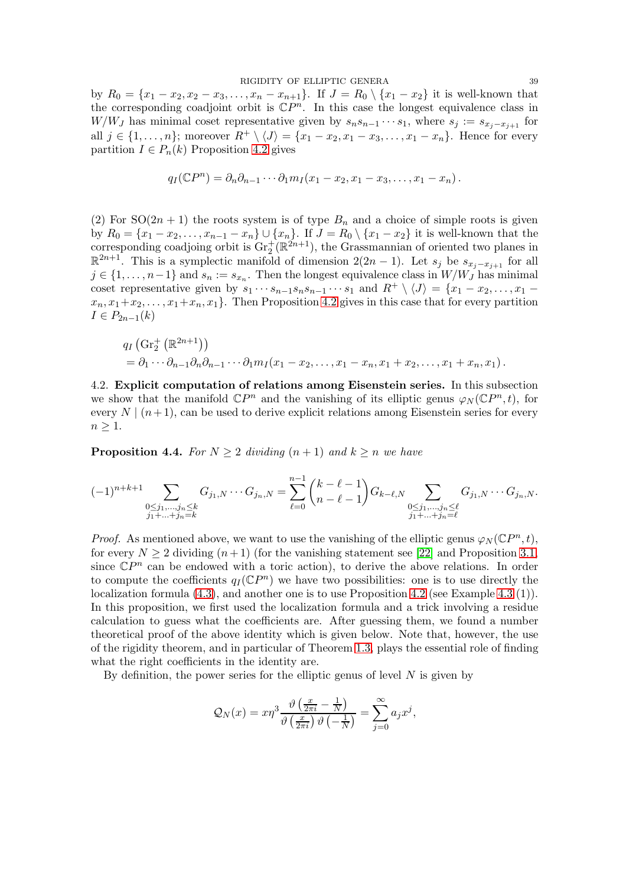by $R_0 = \{x_1 - x_2, x_2 - x_3, \ldots, x_n - x_{n+1}\}$. If $J = R_0 \setminus \{x_1 - x_2\}$ it is well-known that the corresponding coadjoint orbit is $\mathbb{C}P^n$. In this case the longest equivalence class in $W/W_J$ has minimal coset representative given by $s_n s_{n-1} \cdots s_1$, where $s_j := s_{x_j - x_{j+1}}$ for all $j \in \{1, \ldots, n\}$; moreover $R^+ \setminus \langle J \rangle = \{x_1 - x_2, x_1 - x_3, \ldots, x_1 - x_n\}$. Hence for every partition $I \in P_n(k)$ Proposition 4.2 gives

$$q_I(\mathbb{C}P^n) = \partial_n \partial_{n-1} \cdots \partial_1 m_I(x_1 - x_2, x_1 - x_3, \ldots, x_1 - x_n)\,.$$

(2) For $\mathrm{SO}(2n+1)$ the roots system is of type $B_n$ and a choice of simple roots is given by $R_0 = \{x_1 - x_2, \ldots, x_{n-1} - x_n\} \cup \{x_n\}$. If $J = R_0 \setminus \{x_1 - x_2\}$ it is well-known that the corresponding coadjoing orbit is $\mathrm{Gr}_2^+(\mathbb{R}^{2n+1})$, the Grassmannian of oriented two planes in $\mathbb{R}^{2n+1}$. This is a symplectic manifold of dimension $2(2n-1)$. Let $s_j$ be $s_{x_j - x_{j+1}}$ for all $j \in \{1, \ldots, n-1\}$ and $s_n := s_{x_n}$. Then the longest equivalence class in $W/W_J$ has minimal coset representative given by $s_1 \cdots s_{n-1} s_n s_{n-1} \cdots s_1$ and $R^+ \setminus \langle J \rangle = \{x_1 - x_2, \ldots, x_1 - x_n, x_1 + x_2, \ldots, x_1 + x_n, x_1\}$. Then Proposition 4.2 gives in this case that for every partition $I \in P_{2n-1}(k)$

$$\begin{aligned}
&q_I\left(\mathrm{Gr}_2^+\left(\mathbb{R}^{2n+1}\right)\right) \\
&= \partial_1 \cdots \partial_{n-1} \partial_n \partial_{n-1} \cdots \partial_1 m_I(x_1 - x_2, \ldots, x_1 - x_n, x_1 + x_2, \ldots, x_1 + x_n, x_1)\,.
\end{aligned}$$

## 4.2. Explicit computation of relations among Eisenstein series.

In this subsection we show that the manifold $\mathbb{C}P^n$ and the vanishing of its elliptic genus $\varphi_N(\mathbb{C}P^n, t)$, for every $N \mid (n+1)$, can be used to derive explicit relations among Eisenstein series for every $n \geq 1$.

**Proposition 4.4.** *For $N \geq 2$ dividing $(n+1)$ and $k \geq n$ we have*

$$(-1)^{n+k+1} \sum_{\substack{0 \leq j_1, \ldots, j_n \leq k \\ j_1 + \ldots + j_n = k}} G_{j_1,N} \cdots G_{j_n,N} = \sum_{\ell=0}^{n-1} \binom{k-\ell-1}{n-\ell-1} G_{k-\ell,N} \sum_{\substack{0 \leq j_1, \ldots, j_n \leq \ell \\ j_1 + \ldots + j_n = \ell}} G_{j_1,N} \cdots G_{j_n,N}.$$

*Proof.* As mentioned above, we want to use the vanishing of the elliptic genus $\varphi_N(\mathbb{C}P^n, t)$, for every $N \geq 2$ dividing $(n+1)$ (for the vanishing statement see [22] and Proposition 3.1, since $\mathbb{C}P^n$ can be endowed with a toric action), to derive the above relations. In order to compute the coefficients $q_I(\mathbb{C}P^n)$ we have two possibilities: one is to use directly the localization formula (4.3), and another one is to use Proposition 4.2 (see Example 4.3 (1)). In this proposition, we first used the localization formula and a trick involving a residue calculation to guess what the coefficients are. After guessing them, we found a number theoretical proof of the above identity which is given below. Note that, however, the use of the rigidity theorem, and in particular of Theorem 1.3, plays the essential role of finding what the right coefficients in the identity are.

By definition, the power series for the elliptic genus of level $N$ is given by

$$\mathcal{Q}_N(x) = x\eta^3 \frac{\vartheta\left(\frac{x}{2\pi i} - \frac{1}{N}\right)}{\vartheta\left(\frac{x}{2\pi i}\right)\vartheta\left(-\frac{1}{N}\right)} = \sum_{j=0}^{\infty} a_j x^j,$$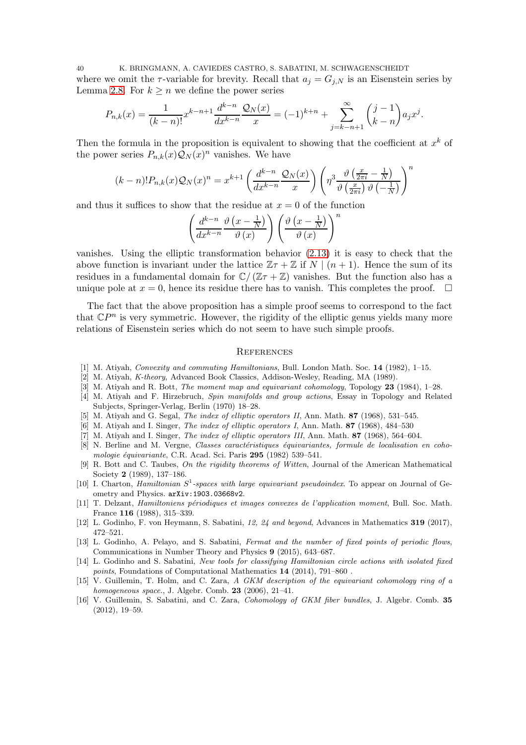where we omit the $\tau$-variable for brevity. Recall that $a_j = G_{j,N}$ is an Eisenstein series by Lemma 2.8. For $k \geq n$ we define the power series

$$P_{n,k}(x) = \frac{1}{(k-n)!} x^{k-n+1} \frac{d^{k-n}}{dx^{k-n}} \frac{\mathcal{Q}_N(x)}{x} = (-1)^{k+n} + \sum_{j=k-n+1}^{\infty} \binom{j-1}{k-n} a_j x^j.$$

Then the formula in the proposition is equivalent to showing that the coefficient at $x^k$ of the power series $P_{n,k}(x)\mathcal{Q}_N(x)^n$ vanishes. We have

$$(k-n)! P_{n,k}(x)\mathcal{Q}_N(x)^n = x^{k+1} \left( \frac{d^{k-n}}{dx^{k-n}} \frac{\mathcal{Q}_N(x)}{x} \right) \left( \eta^3 \frac{\vartheta\left(\frac{x}{2\pi i} - \frac{1}{N}\right)}{\vartheta\left(\frac{x}{2\pi i}\right)\vartheta\left(-\frac{1}{N}\right)} \right)^n$$

and thus it suffices to show that the residue at $x = 0$ of the function

$$\left( \frac{d^{k-n}}{dx^{k-n}} \frac{\vartheta\left(x - \frac{1}{N}\right)}{\vartheta(x)} \right) \left( \frac{\vartheta\left(x - \frac{1}{N}\right)}{\vartheta(x)} \right)^n$$

vanishes. Using the elliptic transformation behavior (2.13) it is easy to check that the above function is invariant under the lattice $\mathbb{Z}\tau + \mathbb{Z}$ if $N \mid (n+1)$. Hence the sum of its residues in a fundamental domain for $\mathbb{C}/(\mathbb{Z}\tau + \mathbb{Z})$ vanishes. But the function also has a unique pole at $x = 0$, hence its residue there has to vanish. This completes the proof. $\square$

The fact that the above proposition has a simple proof seems to correspond to the fact that $\mathbb{C}P^n$ is very symmetric. However, the rigidity of the elliptic genus yields many more relations of Eisenstein series which do not seem to have such simple proofs.

## References

[1] M. Atiyah, *Convexity and commuting Hamiltonians*, Bull. London Math. Soc. **14** (1982), 1–15.

[2] M. Atiyah, *K-theory*, Advanced Book Classics, Addison-Wesley, Reading, MA (1989).

[3] M. Atiyah and R. Bott, *The moment map and equivariant cohomology*, Topology **23** (1984), 1–28.

[4] M. Atiyah and F. Hirzebruch, *Spin manifolds and group actions*, Essay in Topology and Related Subjects, Springer-Verlag, Berlin (1970) 18–28.

[5] M. Atiyah and G. Segal, *The index of elliptic operators II*, Ann. Math. **87** (1968), 531–545.

[6] M. Atiyah and I. Singer, *The index of elliptic operators I*, Ann. Math. **87** (1968), 484–530

[7] M. Atiyah and I. Singer, *The index of elliptic operators III*, Ann. Math. **87** (1968), 564–604.

[8] N. Berline and M. Vergne, *Classes caractéristiques équivariantes, formule de localisation en cohomologie équivariante*, C.R. Acad. Sci. Paris **295** (1982) 539–541.

[9] R. Bott and C. Taubes, *On the rigidity theorems of Witten*, Journal of the American Mathematical Society **2** (1989), 137–186.

[10] I. Charton, *Hamiltonian $S^1$-spaces with large equivariant pseudoindex*. To appear on Journal of Geometry and Physics. arXiv:1903.03668v2.

[11] T. Delzant, *Hamiltoniens périodiques et images convexes de l'application moment*, Bull. Soc. Math. France **116** (1988), 315–339.

[12] L. Godinho, F. von Heymann, S. Sabatini, *12, 24 and beyond*, Advances in Mathematics **319** (2017), 472–521.

[13] L. Godinho, A. Pelayo, and S. Sabatini, *Fermat and the number of fixed points of periodic flows*, Communications in Number Theory and Physics **9** (2015), 643–687.

[14] L. Godinho and S. Sabatini, *New tools for classifying Hamiltonian circle actions with isolated fixed points*, Foundations of Computational Mathematics **14** (2014), 791–860 .

[15] V. Guillemin, T. Holm, and C. Zara, *A GKM description of the equivariant cohomology ring of a homogeneous space.*, J. Algebr. Comb. **23** (2006), 21–41.

[16] V. Guillemin, S. Sabatini, and C. Zara, *Cohomology of GKM fiber bundles*, J. Algebr. Comb. **35** (2012), 19–59.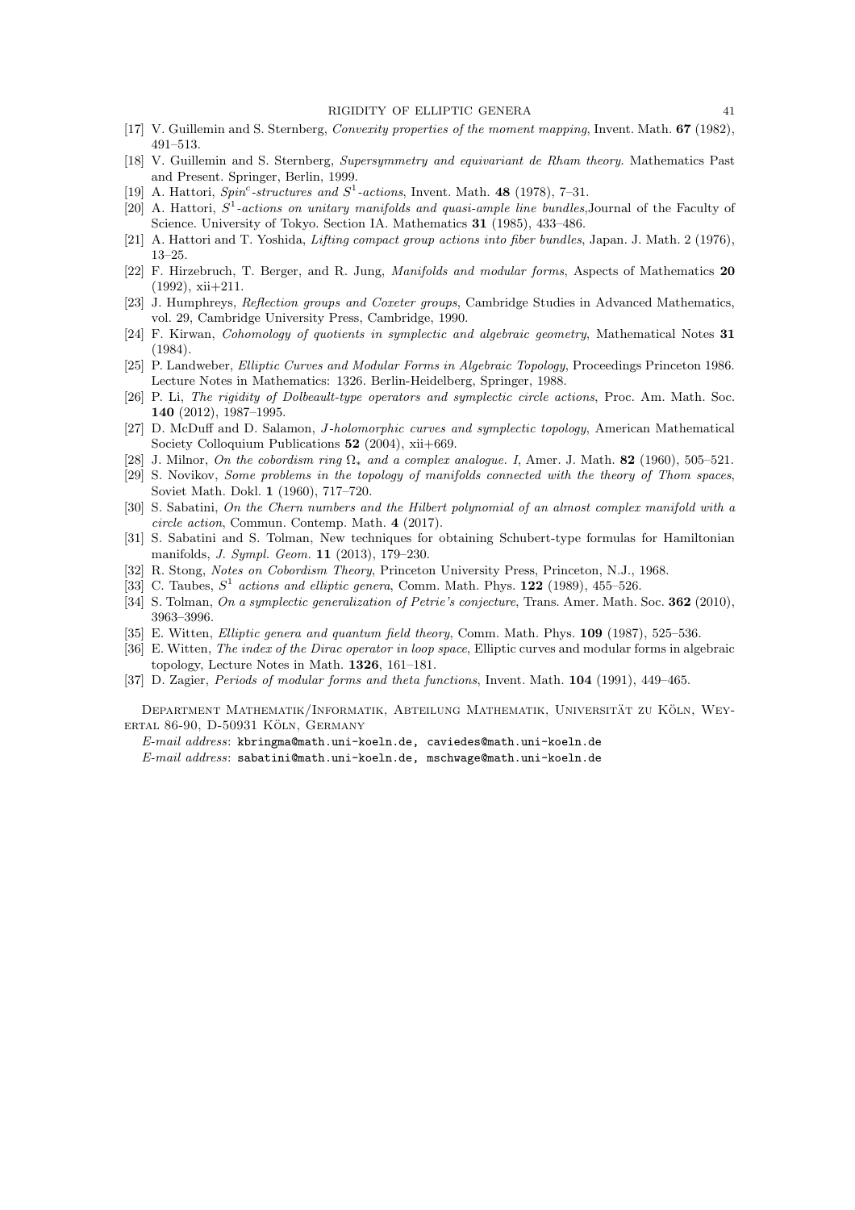[17] V. Guillemin and S. Sternberg, *Convexity properties of the moment mapping*, Invent. Math. **67** (1982), 491–513.

[18] V. Guillemin and S. Sternberg, *Supersymmetry and equivariant de Rham theory*. Mathematics Past and Present. Springer, Berlin, 1999.

[19] A. Hattori, *Spin$^c$-structures and $S^1$-actions*, Invent. Math. **48** (1978), 7–31.

[20] A. Hattori, *$S^1$-actions on unitary manifolds and quasi-ample line bundles*,Journal of the Faculty of Science. University of Tokyo. Section IA. Mathematics **31** (1985), 433–486.

[21] A. Hattori and T. Yoshida, *Lifting compact group actions into fiber bundles*, Japan. J. Math. 2 (1976), 13–25.

[22] F. Hirzebruch, T. Berger, and R. Jung, *Manifolds and modular forms*, Aspects of Mathematics **20** (1992), xii+211.

[23] J. Humphreys, *Reflection groups and Coxeter groups*, Cambridge Studies in Advanced Mathematics, vol. 29, Cambridge University Press, Cambridge, 1990.

[24] F. Kirwan, *Cohomology of quotients in symplectic and algebraic geometry*, Mathematical Notes **31** (1984).

[25] P. Landweber, *Elliptic Curves and Modular Forms in Algebraic Topology*, Proceedings Princeton 1986. Lecture Notes in Mathematics: 1326. Berlin-Heidelberg, Springer, 1988.

[26] P. Li, *The rigidity of Dolbeault-type operators and symplectic circle actions*, Proc. Am. Math. Soc. **140** (2012), 1987–1995.

[27] D. McDuff and D. Salamon, *J-holomorphic curves and symplectic topology*, American Mathematical Society Colloquium Publications **52** (2004), xii+669.

[28] J. Milnor, *On the cobordism ring $\Omega_*$ and a complex analogue. I*, Amer. J. Math. **82** (1960), 505–521.

[29] S. Novikov, *Some problems in the topology of manifolds connected with the theory of Thom spaces*, Soviet Math. Dokl. **1** (1960), 717–720.

[30] S. Sabatini, *On the Chern numbers and the Hilbert polynomial of an almost complex manifold with a circle action*, Commun. Contemp. Math. **4** (2017).

[31] S. Sabatini and S. Tolman, New techniques for obtaining Schubert-type formulas for Hamiltonian manifolds, *J. Sympl. Geom.* **11** (2013), 179–230.

[32] R. Stong, *Notes on Cobordism Theory*, Princeton University Press, Princeton, N.J., 1968.

[33] C. Taubes, *$S^1$ actions and elliptic genera*, Comm. Math. Phys. **122** (1989), 455–526.

[34] S. Tolman, *On a symplectic generalization of Petrie's conjecture*, Trans. Amer. Math. Soc. **362** (2010), 3963–3996.

[35] E. Witten, *Elliptic genera and quantum field theory*, Comm. Math. Phys. **109** (1987), 525–536.

[36] E. Witten, *The index of the Dirac operator in loop space*, Elliptic curves and modular forms in algebraic topology, Lecture Notes in Math. **1326**, 161–181.

[37] D. Zagier, *Periods of modular forms and theta functions*, Invent. Math. **104** (1991), 449–465.

Department Mathematik/Informatik, Abteilung Mathematik, Universität zu Köln, Weyertal 86-90, D-50931 Köln, Germany

*E-mail address*: kbringma@math.uni-koeln.de, caviedes@math.uni-koeln.de

*E-mail address*: sabatini@math.uni-koeln.de, mschwage@math.uni-koeln.de